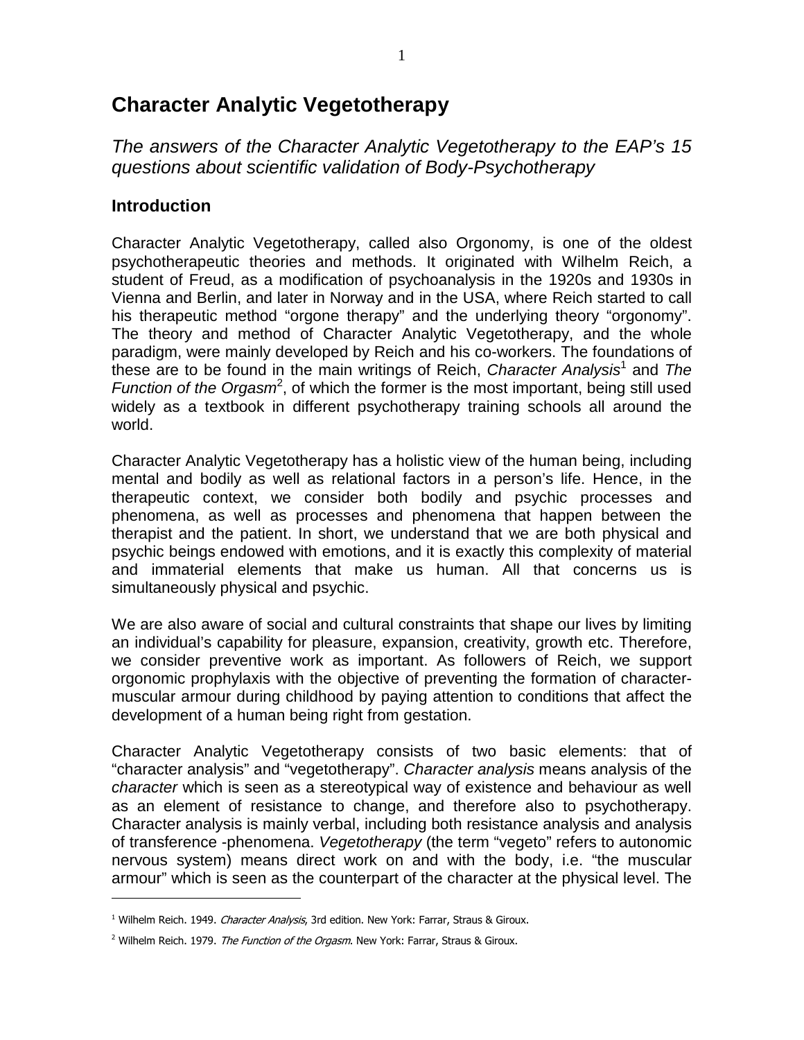# Character Analytic Vegetotherapy

*The answers of the Character Analytic Vegetotherapy to the EAP's 15 questions about scientific validation of Body-Psychotherapy*

## Introduction

Character Analytic Vegetotherapy, called also Orgonomy, is one of the oldest psychotherapeutic theories and methods. It originated with Wilhelm Reich, a student of Freud, as a modification of psychoanalysis in the 1920s and 1930s in Vienna and Berlin, and later in Norway and in the USA, where Reich started to call his therapeutic method "orgone therapy" and the underlying theory "orgonomy". The theory and method of Character Analytic Vegetotherapy, and the whole paradigm, were mainly developed by Reich and his co-workers. The foundations of these are to be found in the main writings of Reich, *Character Analysis*[1] and *The Function of the Orgasm*[2], of which the former is the most important, being still used widely as a textbook in different psychotherapy training schools all around the world.

Character Analytic Vegetotherapy has a holistic view of the human being, including mental and bodily as well as relational factors in a person's life. Hence, in the therapeutic context, we consider both bodily and psychic processes and phenomena, as well as processes and phenomena that happen between the therapist and the patient. In short, we understand that we are both physical and psychic beings endowed with emotions, and it is exactly this complexity of material and immaterial elements that make us human. All that concerns us is simultaneously physical and psychic.

We are also aware of social and cultural constraints that shape our lives by limiting an individual's capability for pleasure, expansion, creativity, growth etc. Therefore, we consider preventive work as important. As followers of Reich, we support orgonomic prophylaxis with the objective of preventing the formation of character-muscular armour during childhood by paying attention to conditions that affect the development of a human being right from gestation.

Character Analytic Vegetotherapy consists of two basic elements: that of "character analysis" and "vegetotherapy". *Character analysis* means analysis of the *character* which is seen as a stereotypical way of existence and behaviour as well as an element of resistance to change, and therefore also to psychotherapy. Character analysis is mainly verbal, including both resistance analysis and analysis of transference -phenomena. *Vegetotherapy* (the term "vegeto" refers to autonomic nervous system) means direct work on and with the body, i.e. "the muscular armour" which is seen as the counterpart of the character at the physical level. The

---

[1] Wilhelm Reich. 1949. *Character Analysis*, 3rd edition. New York: Farrar, Straus & Giroux.

[2] Wilhelm Reich. 1979. *The Function of the Orgasm*. New York: Farrar, Straus & Giroux.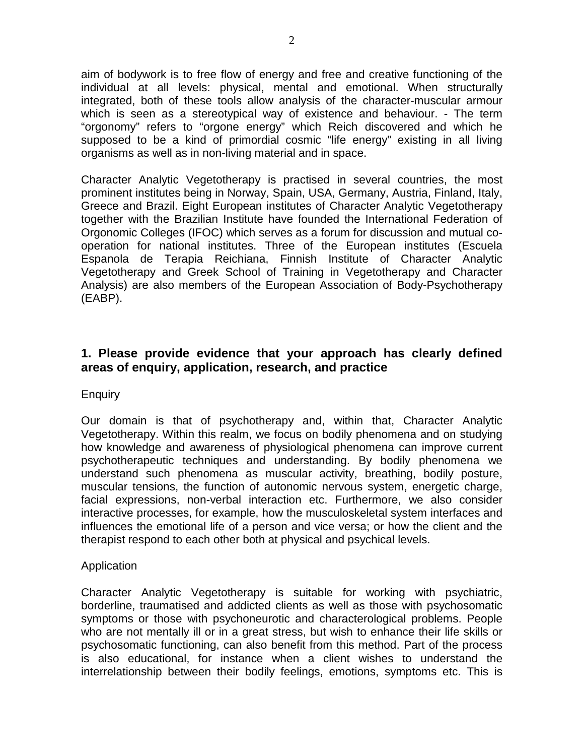aim of bodywork is to free flow of energy and free and creative functioning of the individual at all levels: physical, mental and emotional. When structurally integrated, both of these tools allow analysis of the character-muscular armour which is seen as a stereotypical way of existence and behaviour. - The term "orgonomy" refers to "orgone energy" which Reich discovered and which he supposed to be a kind of primordial cosmic "life energy" existing in all living organisms as well as in non-living material and in space.

Character Analytic Vegetotherapy is practised in several countries, the most prominent institutes being in Norway, Spain, USA, Germany, Austria, Finland, Italy, Greece and Brazil. Eight European institutes of Character Analytic Vegetotherapy together with the Brazilian Institute have founded the International Federation of Orgonomic Colleges (IFOC) which serves as a forum for discussion and mutual co-operation for national institutes. Three of the European institutes (Escuela Espanola de Terapia Reichiana, Finnish Institute of Character Analytic Vegetotherapy and Greek School of Training in Vegetotherapy and Character Analysis) are also members of the European Association of Body-Psychotherapy (EABP).

## 1. Please provide evidence that your approach has clearly defined areas of enquiry, application, research, and practice

Enquiry

Our domain is that of psychotherapy and, within that, Character Analytic Vegetotherapy. Within this realm, we focus on bodily phenomena and on studying how knowledge and awareness of physiological phenomena can improve current psychotherapeutic techniques and understanding. By bodily phenomena we understand such phenomena as muscular activity, breathing, bodily posture, muscular tensions, the function of autonomic nervous system, energetic charge, facial expressions, non-verbal interaction etc. Furthermore, we also consider interactive processes, for example, how the musculoskeletal system interfaces and influences the emotional life of a person and vice versa; or how the client and the therapist respond to each other both at physical and psychical levels.

Application

Character Analytic Vegetotherapy is suitable for working with psychiatric, borderline, traumatised and addicted clients as well as those with psychosomatic symptoms or those with psychoneurotic and characterological problems. People who are not mentally ill or in a great stress, but wish to enhance their life skills or psychosomatic functioning, can also benefit from this method. Part of the process is also educational, for instance when a client wishes to understand the interrelationship between their bodily feelings, emotions, symptoms etc. This is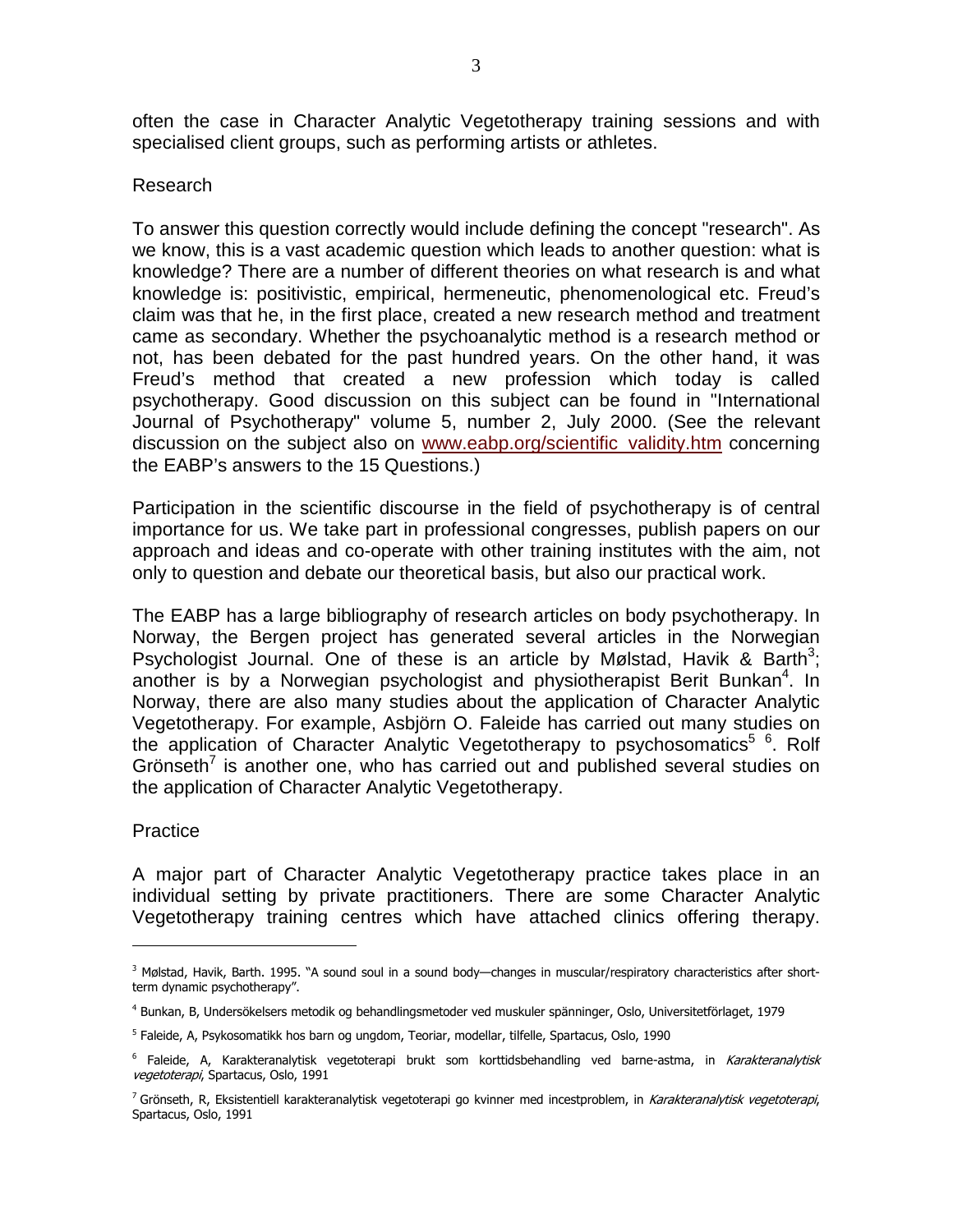often the case in Character Analytic Vegetotherapy training sessions and with specialised client groups, such as performing artists or athletes.

## Research

To answer this question correctly would include defining the concept "research". As we know, this is a vast academic question which leads to another question: what is knowledge? There are a number of different theories on what research is and what knowledge is: positivistic, empirical, hermeneutic, phenomenological etc. Freud's claim was that he, in the first place, created a new research method and treatment came as secondary. Whether the psychoanalytic method is a research method or not, has been debated for the past hundred years. On the other hand, it was Freud's method that created a new profession which today is called psychotherapy. Good discussion on this subject can be found in "International Journal of Psychotherapy" volume 5, number 2, July 2000. (See the relevant discussion on the subject also on www.eabp.org/scientific_validity.htm concerning the EABP's answers to the 15 Questions.)

Participation in the scientific discourse in the field of psychotherapy is of central importance for us. We take part in professional congresses, publish papers on our approach and ideas and co-operate with other training institutes with the aim, not only to question and debate our theoretical basis, but also our practical work.

The EABP has a large bibliography of research articles on body psychotherapy. In Norway, the Bergen project has generated several articles in the Norwegian Psychologist Journal. One of these is an article by Mølstad, Havik & Barth[3]; another is by a Norwegian psychologist and physiotherapist Berit Bunkan[4]. In Norway, there are also many studies about the application of Character Analytic Vegetotherapy. For example, Asbjörn O. Faleide has carried out many studies on the application of Character Analytic Vegetotherapy to psychosomatics[5] [6]. Rolf Grönseth[7] is another one, who has carried out and published several studies on the application of Character Analytic Vegetotherapy.

## Practice

A major part of Character Analytic Vegetotherapy practice takes place in an individual setting by private practitioners. There are some Character Analytic Vegetotherapy training centres which have attached clinics offering therapy.

---

[3] Mølstad, Havik, Barth. 1995. "A sound soul in a sound body—changes in muscular/respiratory characteristics after short-term dynamic psychotherapy".

[4] Bunkan, B, Undersökelsers metodik og behandlingsmetoder ved muskuler spänninger, Oslo, Universitetförlaget, 1979

[5] Faleide, A, Psykosomatikk hos barn og ungdom, Teoriar, modellar, tilfelle, Spartacus, Oslo, 1990

[6] Faleide, A, Karakteranalytisk vegetoterapi brukt som korttidsbehandling ved barne-astma, in *Karakteranalytisk vegetoterapi*, Spartacus, Oslo, 1991

[7] Grönseth, R, Eksistentiell karakteranalytisk vegetoterapi go kvinner med incestproblem, in *Karakteranalytisk vegetoterapi*, Spartacus, Oslo, 1991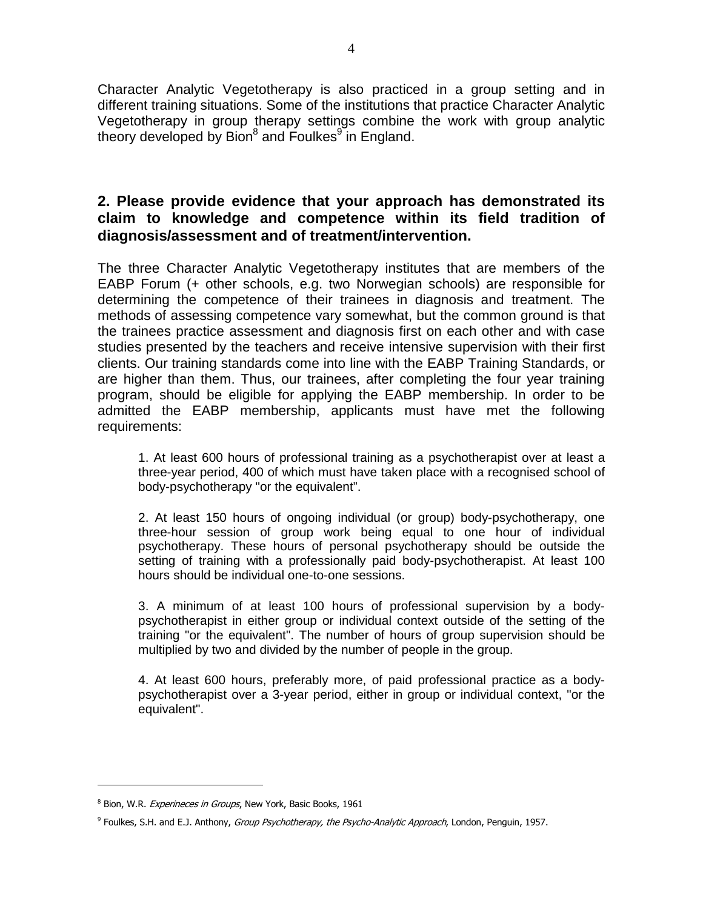Character Analytic Vegetotherapy is also practiced in a group setting and in different training situations. Some of the institutions that practice Character Analytic Vegetotherapy in group therapy settings combine the work with group analytic theory developed by Bion[8] and Foulkes[9] in England.

## 2. Please provide evidence that your approach has demonstrated its claim to knowledge and competence within its field tradition of diagnosis/assessment and of treatment/intervention.

The three Character Analytic Vegetotherapy institutes that are members of the EABP Forum (+ other schools, e.g. two Norwegian schools) are responsible for determining the competence of their trainees in diagnosis and treatment. The methods of assessing competence vary somewhat, but the common ground is that the trainees practice assessment and diagnosis first on each other and with case studies presented by the teachers and receive intensive supervision with their first clients. Our training standards come into line with the EABP Training Standards, or are higher than them. Thus, our trainees, after completing the four year training program, should be eligible for applying the EABP membership. In order to be admitted the EABP membership, applicants must have met the following requirements:

> 1. At least 600 hours of professional training as a psychotherapist over at least a three-year period, 400 of which must have taken place with a recognised school of body-psychotherapy "or the equivalent".
>
> 2. At least 150 hours of ongoing individual (or group) body-psychotherapy, one three-hour session of group work being equal to one hour of individual psychotherapy. These hours of personal psychotherapy should be outside the setting of training with a professionally paid body-psychotherapist. At least 100 hours should be individual one-to-one sessions.
>
> 3. A minimum of at least 100 hours of professional supervision by a body-psychotherapist in either group or individual context outside of the setting of the training "or the equivalent". The number of hours of group supervision should be multiplied by two and divided by the number of people in the group.
>
> 4. At least 600 hours, preferably more, of paid professional practice as a body-psychotherapist over a 3-year period, either in group or individual context, "or the equivalent".

---

[8] Bion, W.R. *Experinece in Groups*, New York, Basic Books, 1961

[9] Foulkes, S.H. and E.J. Anthony, *Group Psychotherapy, the Psycho-Analytic Approach*, London, Penguin, 1957.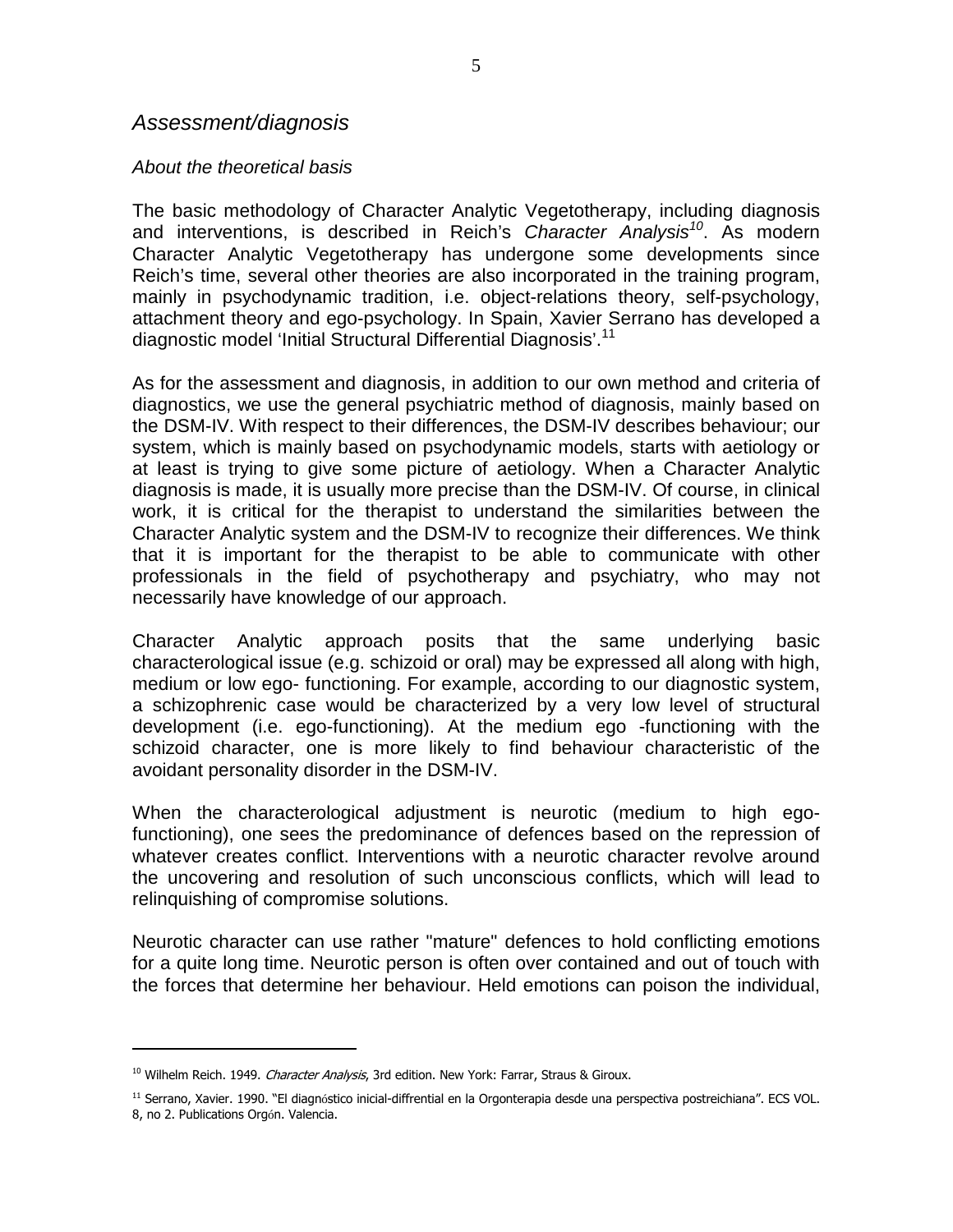## *Assessment/diagnosis*

### *About the theoretical basis*

The basic methodology of Character Analytic Vegetotherapy, including diagnosis and interventions, is described in Reich's *Character Analysis*[10]. As modern Character Analytic Vegetotherapy has undergone some developments since Reich's time, several other theories are also incorporated in the training program, mainly in psychodynamic tradition, i.e. object-relations theory, self-psychology, attachment theory and ego-psychology. In Spain, Xavier Serrano has developed a diagnostic model 'Initial Structural Differential Diagnosis'.[11]

As for the assessment and diagnosis, in addition to our own method and criteria of diagnostics, we use the general psychiatric method of diagnosis, mainly based on the DSM-IV. With respect to their differences, the DSM-IV describes behaviour; our system, which is mainly based on psychodynamic models, starts with aetiology or at least is trying to give some picture of aetiology. When a Character Analytic diagnosis is made, it is usually more precise than the DSM-IV. Of course, in clinical work, it is critical for the therapist to understand the similarities between the Character Analytic system and the DSM-IV to recognize their differences. We think that it is important for the therapist to be able to communicate with other professionals in the field of psychotherapy and psychiatry, who may not necessarily have knowledge of our approach.

Character Analytic approach posits that the same underlying basic characterological issue (e.g. schizoid or oral) may be expressed all along with high, medium or low ego- functioning. For example, according to our diagnostic system, a schizophrenic case would be characterized by a very low level of structural development (i.e. ego-functioning). At the medium ego -functioning with the schizoid character, one is more likely to find behaviour characteristic of the avoidant personality disorder in the DSM-IV.

When the characterological adjustment is neurotic (medium to high ego-functioning), one sees the predominance of defences based on the repression of whatever creates conflict. Interventions with a neurotic character revolve around the uncovering and resolution of such unconscious conflicts, which will lead to relinquishing of compromise solutions.

Neurotic character can use rather "mature" defences to hold conflicting emotions for a quite long time. Neurotic person is often over contained and out of touch with the forces that determine her behaviour. Held emotions can poison the individual,

---

[10] Wilhelm Reich. 1949. *Character Analysis*, 3rd edition. New York: Farrar, Straus & Giroux.

[11] Serrano, Xavier. 1990. "El diagnóstico inicial-diffrential en la Orgonterapia desde una perspectiva postreichiana". ECS VOL. 8, no 2. Publications Orgón. Valencia.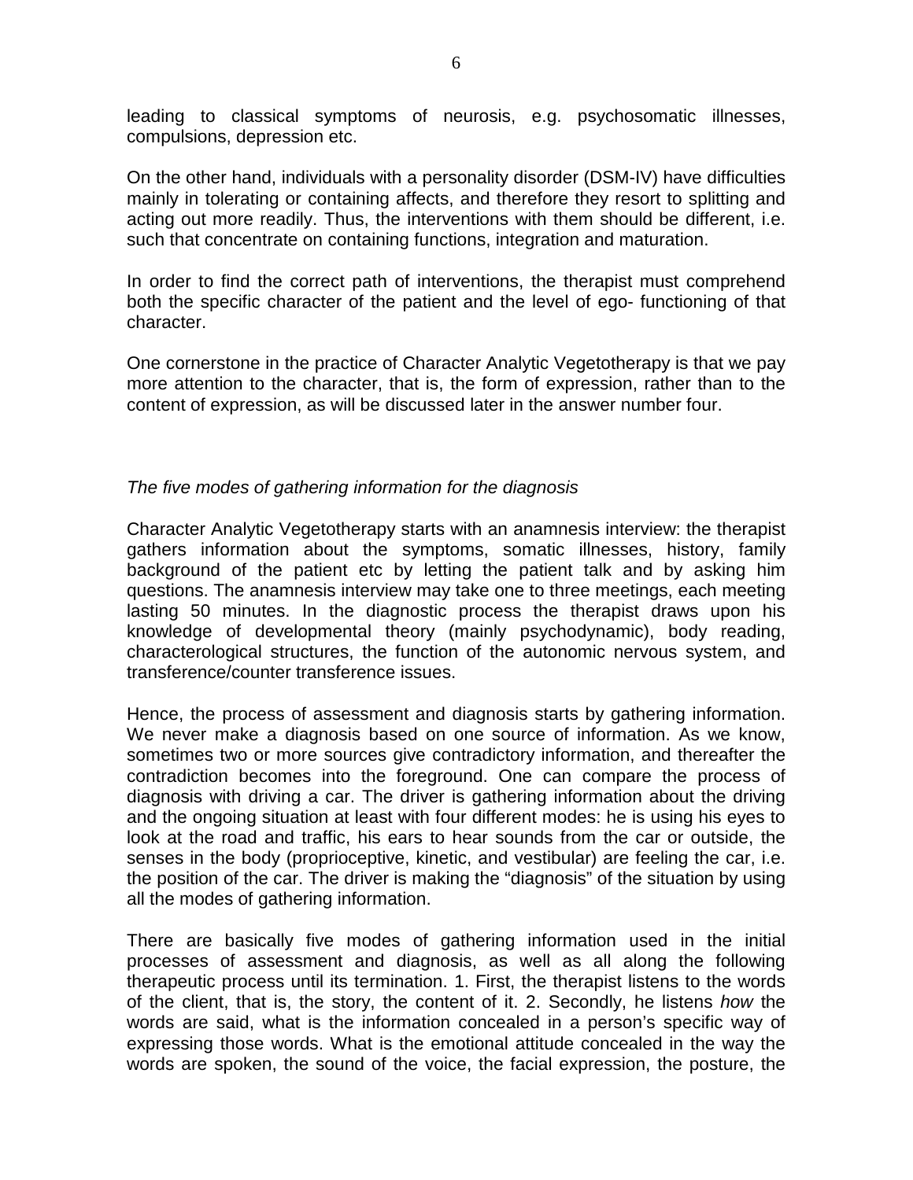leading to classical symptoms of neurosis, e.g. psychosomatic illnesses, compulsions, depression etc.

On the other hand, individuals with a personality disorder (DSM-IV) have difficulties mainly in tolerating or containing affects, and therefore they resort to splitting and acting out more readily. Thus, the interventions with them should be different, i.e. such that concentrate on containing functions, integration and maturation.

In order to find the correct path of interventions, the therapist must comprehend both the specific character of the patient and the level of ego- functioning of that character.

One cornerstone in the practice of Character Analytic Vegetotherapy is that we pay more attention to the character, that is, the form of expression, rather than to the content of expression, as will be discussed later in the answer number four.

*The five modes of gathering information for the diagnosis*

Character Analytic Vegetotherapy starts with an anamnesis interview: the therapist gathers information about the symptoms, somatic illnesses, history, family background of the patient etc by letting the patient talk and by asking him questions. The anamnesis interview may take one to three meetings, each meeting lasting 50 minutes. In the diagnostic process the therapist draws upon his knowledge of developmental theory (mainly psychodynamic), body reading, characterological structures, the function of the autonomic nervous system, and transference/counter transference issues.

Hence, the process of assessment and diagnosis starts by gathering information. We never make a diagnosis based on one source of information. As we know, sometimes two or more sources give contradictory information, and thereafter the contradiction becomes into the foreground. One can compare the process of diagnosis with driving a car. The driver is gathering information about the driving and the ongoing situation at least with four different modes: he is using his eyes to look at the road and traffic, his ears to hear sounds from the car or outside, the senses in the body (proprioceptive, kinetic, and vestibular) are feeling the car, i.e. the position of the car. The driver is making the "diagnosis" of the situation by using all the modes of gathering information.

There are basically five modes of gathering information used in the initial processes of assessment and diagnosis, as well as all along the following therapeutic process until its termination. 1. First, the therapist listens to the words of the client, that is, the story, the content of it. 2. Secondly, he listens *how* the words are said, what is the information concealed in a person's specific way of expressing those words. What is the emotional attitude concealed in the way the words are spoken, the sound of the voice, the facial expression, the posture, the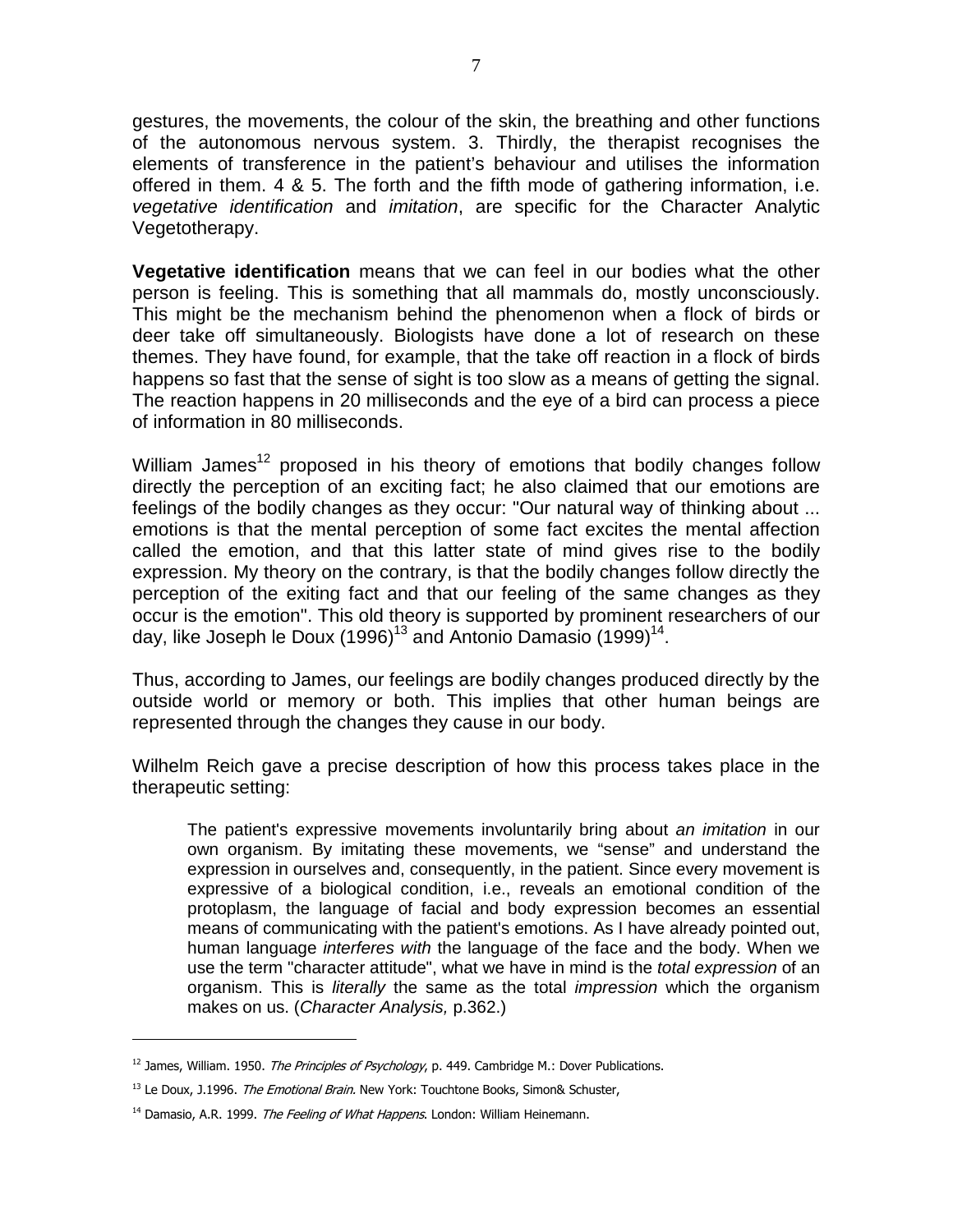gestures, the movements, the colour of the skin, the breathing and other functions of the autonomous nervous system. 3. Thirdly, the therapist recognises the elements of transference in the patient's behaviour and utilises the information offered in them. 4 & 5. The forth and the fifth mode of gathering information, i.e. *vegetative identification* and *imitation*, are specific for the Character Analytic Vegetotherapy.

**Vegetative identification** means that we can feel in our bodies what the other person is feeling. This is something that all mammals do, mostly unconsciously. This might be the mechanism behind the phenomenon when a flock of birds or deer take off simultaneously. Biologists have done a lot of research on these themes. They have found, for example, that the take off reaction in a flock of birds happens so fast that the sense of sight is too slow as a means of getting the signal. The reaction happens in 20 milliseconds and the eye of a bird can process a piece of information in 80 milliseconds.

William James[12] proposed in his theory of emotions that bodily changes follow directly the perception of an exciting fact; he also claimed that our emotions are feelings of the bodily changes as they occur: "Our natural way of thinking about ... emotions is that the mental perception of some fact excites the mental affection called the emotion, and that this latter state of mind gives rise to the bodily expression. My theory on the contrary, is that the bodily changes follow directly the perception of the exiting fact and that our feeling of the same changes as they occur is the emotion". This old theory is supported by prominent researchers of our day, like Joseph le Doux (1996)[13] and Antonio Damasio (1999)[14].

Thus, according to James, our feelings are bodily changes produced directly by the outside world or memory or both. This implies that other human beings are represented through the changes they cause in our body.

Wilhelm Reich gave a precise description of how this process takes place in the therapeutic setting:

> The patient's expressive movements involuntarily bring about *an imitation* in our own organism. By imitating these movements, we "sense" and understand the expression in ourselves and, consequently, in the patient. Since every movement is expressive of a biological condition, i.e., reveals an emotional condition of the protoplasm, the language of facial and body expression becomes an essential means of communicating with the patient's emotions. As I have already pointed out, human language *interferes with* the language of the face and the body. When we use the term "character attitude", what we have in mind is the *total expression* of an organism. This is *literally* the same as the total *impression* which the organism makes on us. (*Character Analysis,* p.362.)

---

[12] James, William. 1950. *The Principles of Psychology*, p. 449. Cambridge M.: Dover Publications.

[13] Le Doux, J.1996. *The Emotional Brain*. New York: Touchtone Books, Simon& Schuster,

[14] Damasio, A.R. 1999. *The Feeling of What Happens*. London: William Heinemann.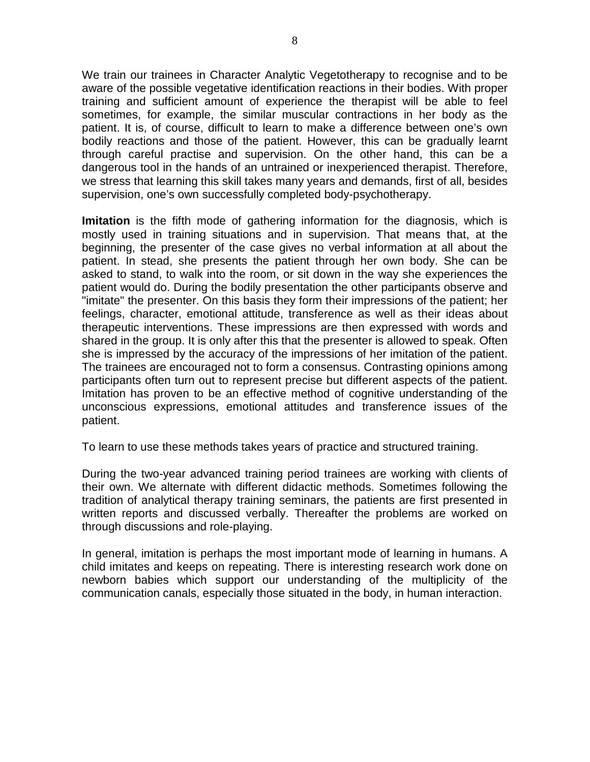We train our trainees in Character Analytic Vegetotherapy to recognise and to be aware of the possible vegetative identification reactions in their bodies. With proper training and sufficient amount of experience the therapist will be able to feel sometimes, for example, the similar muscular contractions in her body as the patient. It is, of course, difficult to learn to make a difference between one's own bodily reactions and those of the patient. However, this can be gradually learnt through careful practise and supervision. On the other hand, this can be a dangerous tool in the hands of an untrained or inexperienced therapist. Therefore, we stress that learning this skill takes many years and demands, first of all, besides supervision, one's own successfully completed body-psychotherapy.

**Imitation** is the fifth mode of gathering information for the diagnosis, which is mostly used in training situations and in supervision. That means that, at the beginning, the presenter of the case gives no verbal information at all about the patient. In stead, she presents the patient through her own body. She can be asked to stand, to walk into the room, or sit down in the way she experiences the patient would do. During the bodily presentation the other participants observe and "imitate" the presenter. On this basis they form their impressions of the patient; her feelings, character, emotional attitude, transference as well as their ideas about therapeutic interventions. These impressions are then expressed with words and shared in the group. It is only after this that the presenter is allowed to speak. Often she is impressed by the accuracy of the impressions of her imitation of the patient. The trainees are encouraged not to form a consensus. Contrasting opinions among participants often turn out to represent precise but different aspects of the patient. Imitation has proven to be an effective method of cognitive understanding of the unconscious expressions, emotional attitudes and transference issues of the patient.

To learn to use these methods takes years of practice and structured training.

During the two-year advanced training period trainees are working with clients of their own. We alternate with different didactic methods. Sometimes following the tradition of analytical therapy training seminars, the patients are first presented in written reports and discussed verbally. Thereafter the problems are worked on through discussions and role-playing.

In general, imitation is perhaps the most important mode of learning in humans. A child imitates and keeps on repeating. There is interesting research work done on newborn babies which support our understanding of the multiplicity of the communication canals, especially those situated in the body, in human interaction.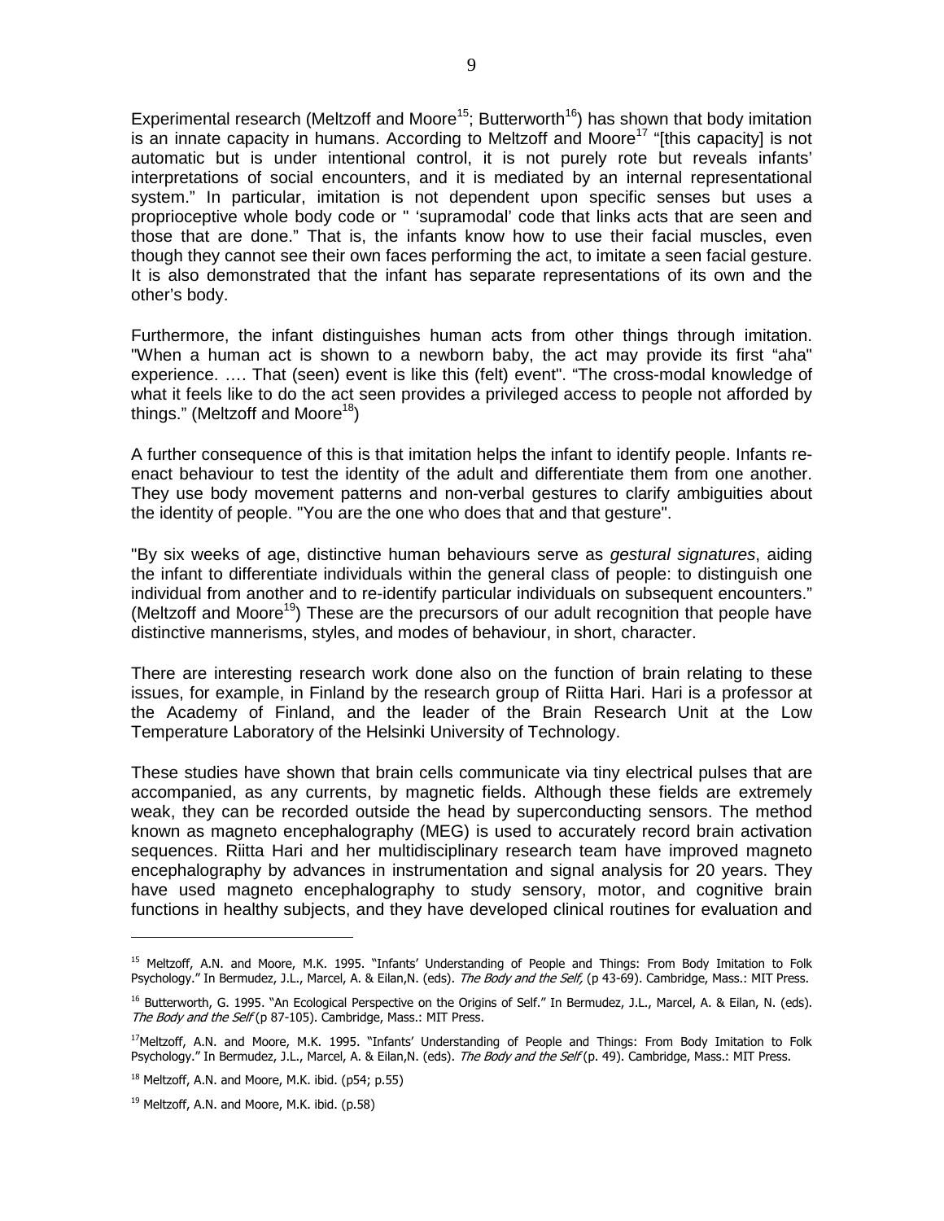Experimental research (Meltzoff and Moore[15]; Butterworth[16]) has shown that body imitation is an innate capacity in humans. According to Meltzoff and Moore[17] "[this capacity] is not automatic but is under intentional control, it is not purely rote but reveals infants' interpretations of social encounters, and it is mediated by an internal representational system." In particular, imitation is not dependent upon specific senses but uses a proprioceptive whole body code or " 'supramodal' code that links acts that are seen and those that are done." That is, the infants know how to use their facial muscles, even though they cannot see their own faces performing the act, to imitate a seen facial gesture. It is also demonstrated that the infant has separate representations of its own and the other's body.

Furthermore, the infant distinguishes human acts from other things through imitation. "When a human act is shown to a newborn baby, the act may provide its first "aha" experience. …. That (seen) event is like this (felt) event". "The cross-modal knowledge of what it feels like to do the act seen provides a privileged access to people not afforded by things." (Meltzoff and Moore[18])

A further consequence of this is that imitation helps the infant to identify people. Infants re-enact behaviour to test the identity of the adult and differentiate them from one another. They use body movement patterns and non-verbal gestures to clarify ambiguities about the identity of people. "You are the one who does that and that gesture".

"By six weeks of age, distinctive human behaviours serve as *gestural signatures*, aiding the infant to differentiate individuals within the general class of people: to distinguish one individual from another and to re-identify particular individuals on subsequent encounters." (Meltzoff and Moore[19]) These are the precursors of our adult recognition that people have distinctive mannerisms, styles, and modes of behaviour, in short, character.

There are interesting research work done also on the function of brain relating to these issues, for example, in Finland by the research group of Riitta Hari. Hari is a professor at the Academy of Finland, and the leader of the Brain Research Unit at the Low Temperature Laboratory of the Helsinki University of Technology.

These studies have shown that brain cells communicate via tiny electrical pulses that are accompanied, as any currents, by magnetic fields. Although these fields are extremely weak, they can be recorded outside the head by superconducting sensors. The method known as magneto encephalography (MEG) is used to accurately record brain activation sequences. Riitta Hari and her multidisciplinary research team have improved magneto encephalography by advances in instrumentation and signal analysis for 20 years. They have used magneto encephalography to study sensory, motor, and cognitive brain functions in healthy subjects, and they have developed clinical routines for evaluation and

---

[15] Meltzoff, A.N. and Moore, M.K. 1995. "Infants' Understanding of People and Things: From Body Imitation to Folk Psychology." In Bermudez, J.L., Marcel, A. & Eilan,N. (eds). *The Body and the Self,* (p 43-69). Cambridge, Mass.: MIT Press.

[16] Butterworth, G. 1995. "An Ecological Perspective on the Origins of Self." In Bermudez, J.L., Marcel, A. & Eilan, N. (eds). *The Body and the Self* (p 87-105). Cambridge, Mass.: MIT Press.

[17] Meltzoff, A.N. and Moore, M.K. 1995. "Infants' Understanding of People and Things: From Body Imitation to Folk Psychology." In Bermudez, J.L., Marcel, A. & Eilan,N. (eds). *The Body and the Self* (p. 49). Cambridge, Mass.: MIT Press.

[18] Meltzoff, A.N. and Moore, M.K. ibid. (p54; p.55)

[19] Meltzoff, A.N. and Moore, M.K. ibid. (p.58)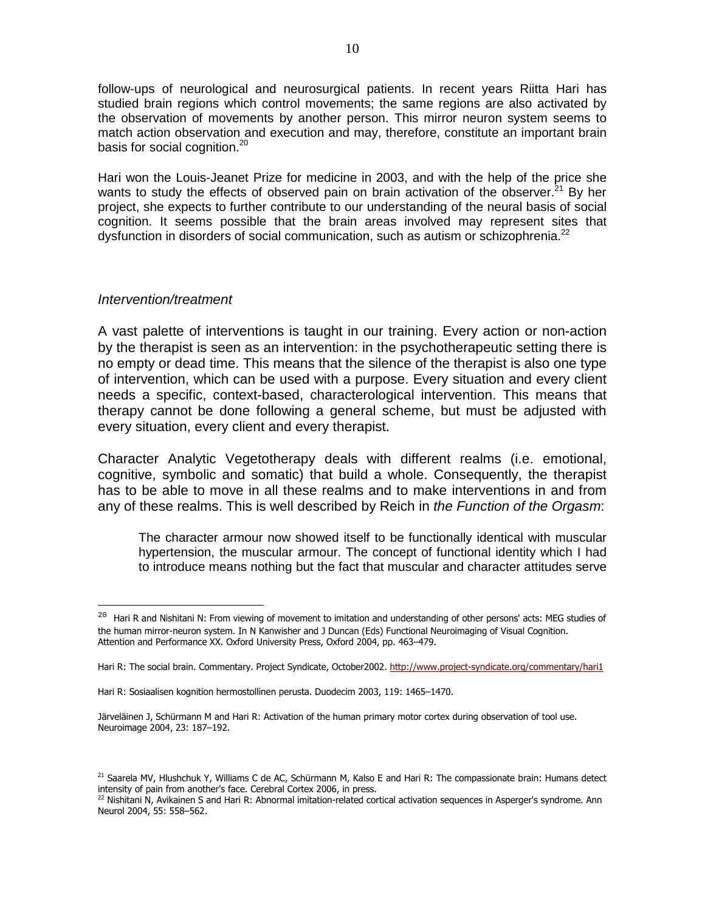follow-ups of neurological and neurosurgical patients. In recent years Riitta Hari has studied brain regions which control movements; the same regions are also activated by the observation of movements by another person. This mirror neuron system seems to match action observation and execution and may, therefore, constitute an important brain basis for social cognition.[20]

Hari won the Louis-Jeanet Prize for medicine in 2003, and with the help of the price she wants to study the effects of observed pain on brain activation of the observer.[21] By her project, she expects to further contribute to our understanding of the neural basis of social cognition. It seems possible that the brain areas involved may represent sites that dysfunction in disorders of social communication, such as autism or schizophrenia.[22]

### *Intervention/treatment*

A vast palette of interventions is taught in our training. Every action or non-action by the therapist is seen as an intervention: in the psychotherapeutic setting there is no empty or dead time. This means that the silence of the therapist is also one type of intervention, which can be used with a purpose. Every situation and every client needs a specific, context-based, characterological intervention. This means that therapy cannot be done following a general scheme, but must be adjusted with every situation, every client and every therapist.

Character Analytic Vegetotherapy deals with different realms (i.e. emotional, cognitive, symbolic and somatic) that build a whole. Consequently, the therapist has to be able to move in all these realms and to make interventions in and from any of these realms. This is well described by Reich in *the Function of the Orgasm*:

> The character armour now showed itself to be functionally identical with muscular hypertension, the muscular armour. The concept of functional identity which I had to introduce means nothing but the fact that muscular and character attitudes serve

---

[20] Hari R and Nishitani N: From viewing of movement to imitation and understanding of other persons' acts: MEG studies of the human mirror-neuron system. In N Kanwisher and J Duncan (Eds) Functional Neuroimaging of Visual Cognition. Attention and Performance XX. Oxford University Press, Oxford 2004, pp. 463–479.

Hari R: The social brain. Commentary. Project Syndicate, October2002. http://www.project-syndicate.org/commentary/hari1

Hari R: Sosiaalisen kognition hermostollinen perusta. Duodecim 2003, 119: 1465–1470.

Järveläinen J, Schürmann M and Hari R: Activation of the human primary motor cortex during observation of tool use. Neuroimage 2004, 23: 187–192.

[21] Saarela MV, Hlushchuk Y, Williams C de AC, Schürmann M, Kalso E and Hari R: The compassionate brain: Humans detect intensity of pain from another's face. Cerebral Cortex 2006, in press.

[22] Nishitani N, Avikainen S and Hari R: Abnormal imitation-related cortical activation sequences in Asperger's syndrome. Ann Neurol 2004, 55: 558–562.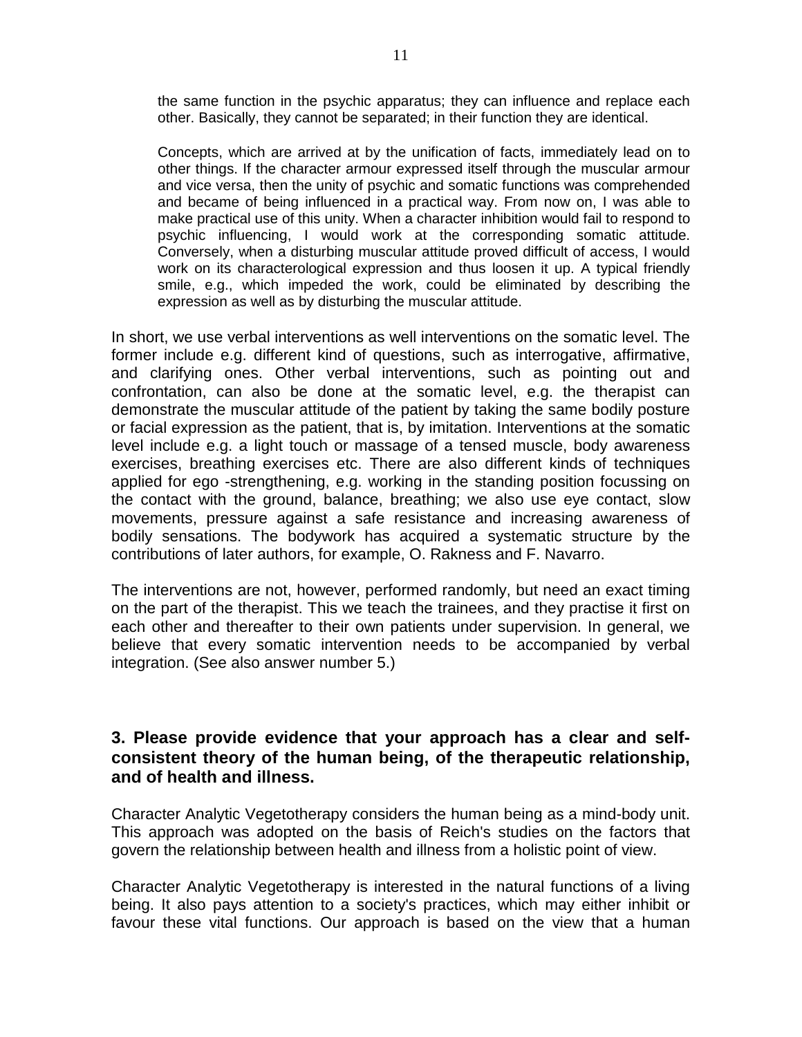> the same function in the psychic apparatus; they can influence and replace each other. Basically, they cannot be separated; in their function they are identical.
>
> Concepts, which are arrived at by the unification of facts, immediately lead on to other things. If the character armour expressed itself through the muscular armour and vice versa, then the unity of psychic and somatic functions was comprehended and became of being influenced in a practical way. From now on, I was able to make practical use of this unity. When a character inhibition would fail to respond to psychic influencing, I would work at the corresponding somatic attitude. Conversely, when a disturbing muscular attitude proved difficult of access, I would work on its characterological expression and thus loosen it up. A typical friendly smile, e.g., which impeded the work, could be eliminated by describing the expression as well as by disturbing the muscular attitude.

In short, we use verbal interventions as well interventions on the somatic level. The former include e.g. different kind of questions, such as interrogative, affirmative, and clarifying ones. Other verbal interventions, such as pointing out and confrontation, can also be done at the somatic level, e.g. the therapist can demonstrate the muscular attitude of the patient by taking the same bodily posture or facial expression as the patient, that is, by imitation. Interventions at the somatic level include e.g. a light touch or massage of a tensed muscle, body awareness exercises, breathing exercises etc. There are also different kinds of techniques applied for ego -strengthening, e.g. working in the standing position focussing on the contact with the ground, balance, breathing; we also use eye contact, slow movements, pressure against a safe resistance and increasing awareness of bodily sensations. The bodywork has acquired a systematic structure by the contributions of later authors, for example, O. Rakness and F. Navarro.

The interventions are not, however, performed randomly, but need an exact timing on the part of the therapist. This we teach the trainees, and they practise it first on each other and thereafter to their own patients under supervision. In general, we believe that every somatic intervention needs to be accompanied by verbal integration. (See also answer number 5.)

### 3. Please provide evidence that your approach has a clear and self-consistent theory of the human being, of the therapeutic relationship, and of health and illness.

Character Analytic Vegetotherapy considers the human being as a mind-body unit. This approach was adopted on the basis of Reich's studies on the factors that govern the relationship between health and illness from a holistic point of view.

Character Analytic Vegetotherapy is interested in the natural functions of a living being. It also pays attention to a society's practices, which may either inhibit or favour these vital functions. Our approach is based on the view that a human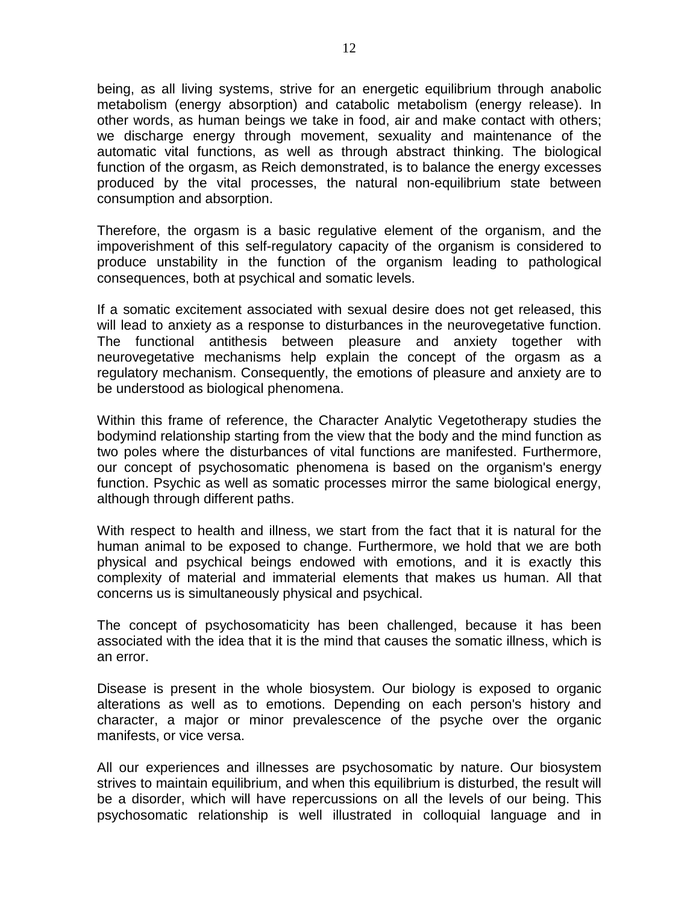being, as all living systems, strive for an energetic equilibrium through anabolic metabolism (energy absorption) and catabolic metabolism (energy release). In other words, as human beings we take in food, air and make contact with others; we discharge energy through movement, sexuality and maintenance of the automatic vital functions, as well as through abstract thinking. The biological function of the orgasm, as Reich demonstrated, is to balance the energy excesses produced by the vital processes, the natural non-equilibrium state between consumption and absorption.

Therefore, the orgasm is a basic regulative element of the organism, and the impoverishment of this self-regulatory capacity of the organism is considered to produce unstability in the function of the organism leading to pathological consequences, both at psychical and somatic levels.

If a somatic excitement associated with sexual desire does not get released, this will lead to anxiety as a response to disturbances in the neurovegetative function. The functional antithesis between pleasure and anxiety together with neurovegetative mechanisms help explain the concept of the orgasm as a regulatory mechanism. Consequently, the emotions of pleasure and anxiety are to be understood as biological phenomena.

Within this frame of reference, the Character Analytic Vegetotherapy studies the bodymind relationship starting from the view that the body and the mind function as two poles where the disturbances of vital functions are manifested. Furthermore, our concept of psychosomatic phenomena is based on the organism's energy function. Psychic as well as somatic processes mirror the same biological energy, although through different paths.

With respect to health and illness, we start from the fact that it is natural for the human animal to be exposed to change. Furthermore, we hold that we are both physical and psychical beings endowed with emotions, and it is exactly this complexity of material and immaterial elements that makes us human. All that concerns us is simultaneously physical and psychical.

The concept of psychosomaticity has been challenged, because it has been associated with the idea that it is the mind that causes the somatic illness, which is an error.

Disease is present in the whole biosystem. Our biology is exposed to organic alterations as well as to emotions. Depending on each person's history and character, a major or minor prevalescence of the psyche over the organic manifests, or vice versa.

All our experiences and illnesses are psychosomatic by nature. Our biosystem strives to maintain equilibrium, and when this equilibrium is disturbed, the result will be a disorder, which will have repercussions on all the levels of our being. This psychosomatic relationship is well illustrated in colloquial language and in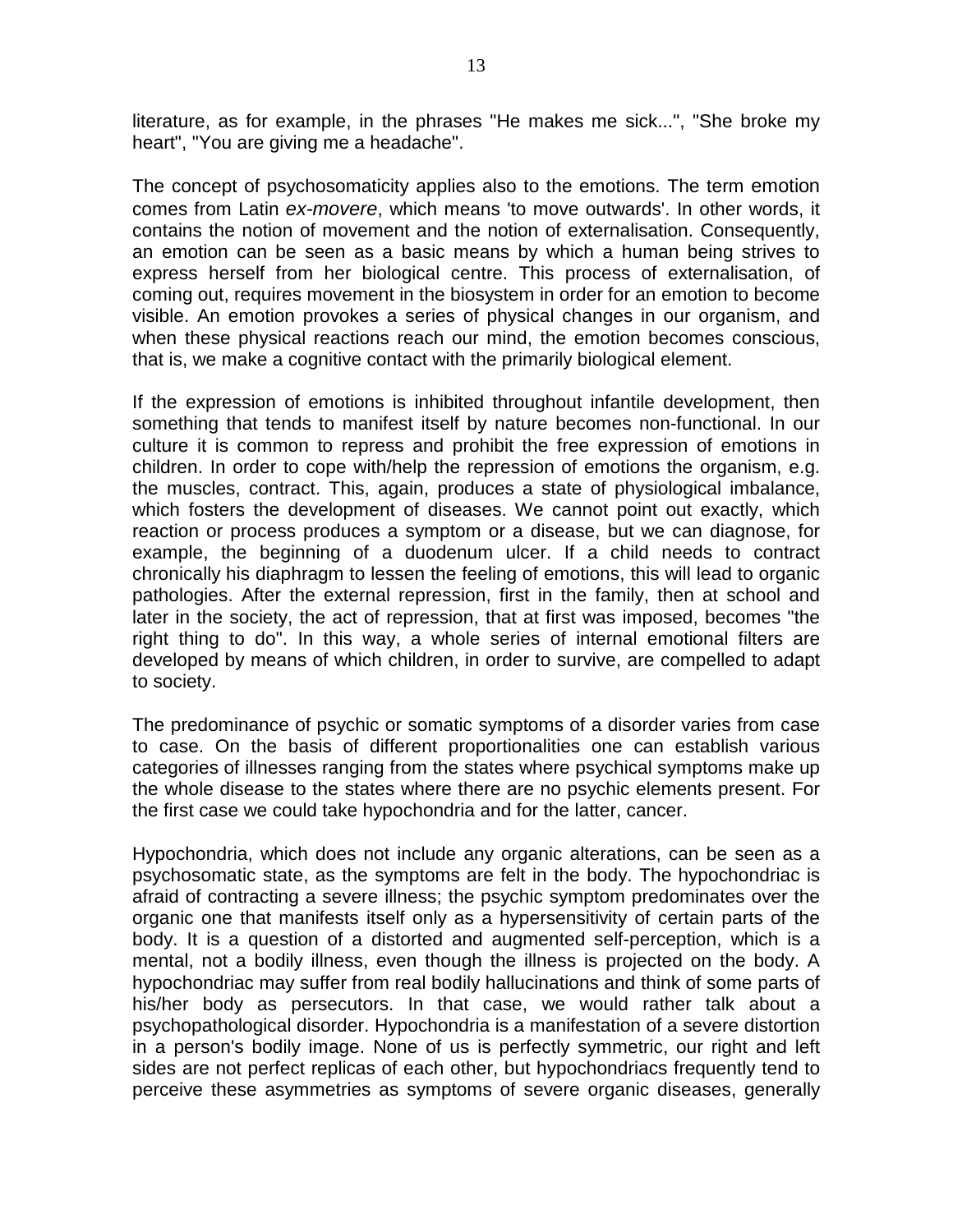literature, as for example, in the phrases "He makes me sick...", "She broke my heart", "You are giving me a headache".

The concept of psychosomaticity applies also to the emotions. The term emotion comes from Latin *ex-movere*, which means 'to move outwards'. In other words, it contains the notion of movement and the notion of externalisation. Consequently, an emotion can be seen as a basic means by which a human being strives to express herself from her biological centre. This process of externalisation, of coming out, requires movement in the biosystem in order for an emotion to become visible. An emotion provokes a series of physical changes in our organism, and when these physical reactions reach our mind, the emotion becomes conscious, that is, we make a cognitive contact with the primarily biological element.

If the expression of emotions is inhibited throughout infantile development, then something that tends to manifest itself by nature becomes non-functional. In our culture it is common to repress and prohibit the free expression of emotions in children. In order to cope with/help the repression of emotions the organism, e.g. the muscles, contract. This, again, produces a state of physiological imbalance, which fosters the development of diseases. We cannot point out exactly, which reaction or process produces a symptom or a disease, but we can diagnose, for example, the beginning of a duodenum ulcer. If a child needs to contract chronically his diaphragm to lessen the feeling of emotions, this will lead to organic pathologies. After the external repression, first in the family, then at school and later in the society, the act of repression, that at first was imposed, becomes "the right thing to do". In this way, a whole series of internal emotional filters are developed by means of which children, in order to survive, are compelled to adapt to society.

The predominance of psychic or somatic symptoms of a disorder varies from case to case. On the basis of different proportionalities one can establish various categories of illnesses ranging from the states where psychical symptoms make up the whole disease to the states where there are no psychic elements present. For the first case we could take hypochondria and for the latter, cancer.

Hypochondria, which does not include any organic alterations, can be seen as a psychosomatic state, as the symptoms are felt in the body. The hypochondriac is afraid of contracting a severe illness; the psychic symptom predominates over the organic one that manifests itself only as a hypersensitivity of certain parts of the body. It is a question of a distorted and augmented self-perception, which is a mental, not a bodily illness, even though the illness is projected on the body. A hypochondriac may suffer from real bodily hallucinations and think of some parts of his/her body as persecutors. In that case, we would rather talk about a psychopathological disorder. Hypochondria is a manifestation of a severe distortion in a person's bodily image. None of us is perfectly symmetric, our right and left sides are not perfect replicas of each other, but hypochondriacs frequently tend to perceive these asymmetries as symptoms of severe organic diseases, generally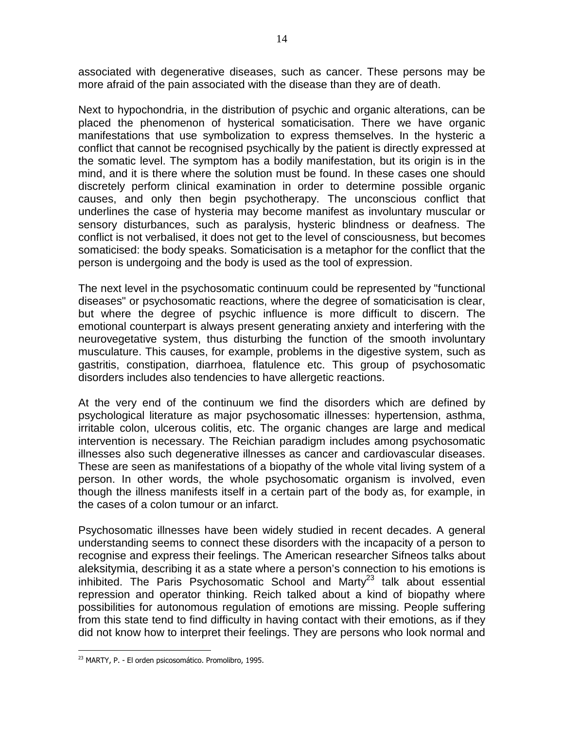associated with degenerative diseases, such as cancer. These persons may be more afraid of the pain associated with the disease than they are of death.

Next to hypochondria, in the distribution of psychic and organic alterations, can be placed the phenomenon of hysterical somaticisation. There we have organic manifestations that use symbolization to express themselves. In the hysteric a conflict that cannot be recognised psychically by the patient is directly expressed at the somatic level. The symptom has a bodily manifestation, but its origin is in the mind, and it is there where the solution must be found. In these cases one should discretely perform clinical examination in order to determine possible organic causes, and only then begin psychotherapy. The unconscious conflict that underlines the case of hysteria may become manifest as involuntary muscular or sensory disturbances, such as paralysis, hysteric blindness or deafness. The conflict is not verbalised, it does not get to the level of consciousness, but becomes somaticised: the body speaks. Somaticisation is a metaphor for the conflict that the person is undergoing and the body is used as the tool of expression.

The next level in the psychosomatic continuum could be represented by "functional diseases" or psychosomatic reactions, where the degree of somaticisation is clear, but where the degree of psychic influence is more difficult to discern. The emotional counterpart is always present generating anxiety and interfering with the neurovegetative system, thus disturbing the function of the smooth involuntary musculature. This causes, for example, problems in the digestive system, such as gastritis, constipation, diarrhoea, flatulence etc. This group of psychosomatic disorders includes also tendencies to have allergetic reactions.

At the very end of the continuum we find the disorders which are defined by psychological literature as major psychosomatic illnesses: hypertension, asthma, irritable colon, ulcerous colitis, etc. The organic changes are large and medical intervention is necessary. The Reichian paradigm includes among psychosomatic illnesses also such degenerative illnesses as cancer and cardiovascular diseases. These are seen as manifestations of a biopathy of the whole vital living system of a person. In other words, the whole psychosomatic organism is involved, even though the illness manifests itself in a certain part of the body as, for example, in the cases of a colon tumour or an infarct.

Psychosomatic illnesses have been widely studied in recent decades. A general understanding seems to connect these disorders with the incapacity of a person to recognise and express their feelings. The American researcher Sifneos talks about aleksitymia, describing it as a state where a person's connection to his emotions is inhibited. The Paris Psychosomatic School and Marty[23] talk about essential repression and operator thinking. Reich talked about a kind of biopathy where possibilities for autonomous regulation of emotions are missing. People suffering from this state tend to find difficulty in having contact with their emotions, as if they did not know how to interpret their feelings. They are persons who look normal and

[23] MARTY, P. - El orden psicosomático. Promolibro, 1995.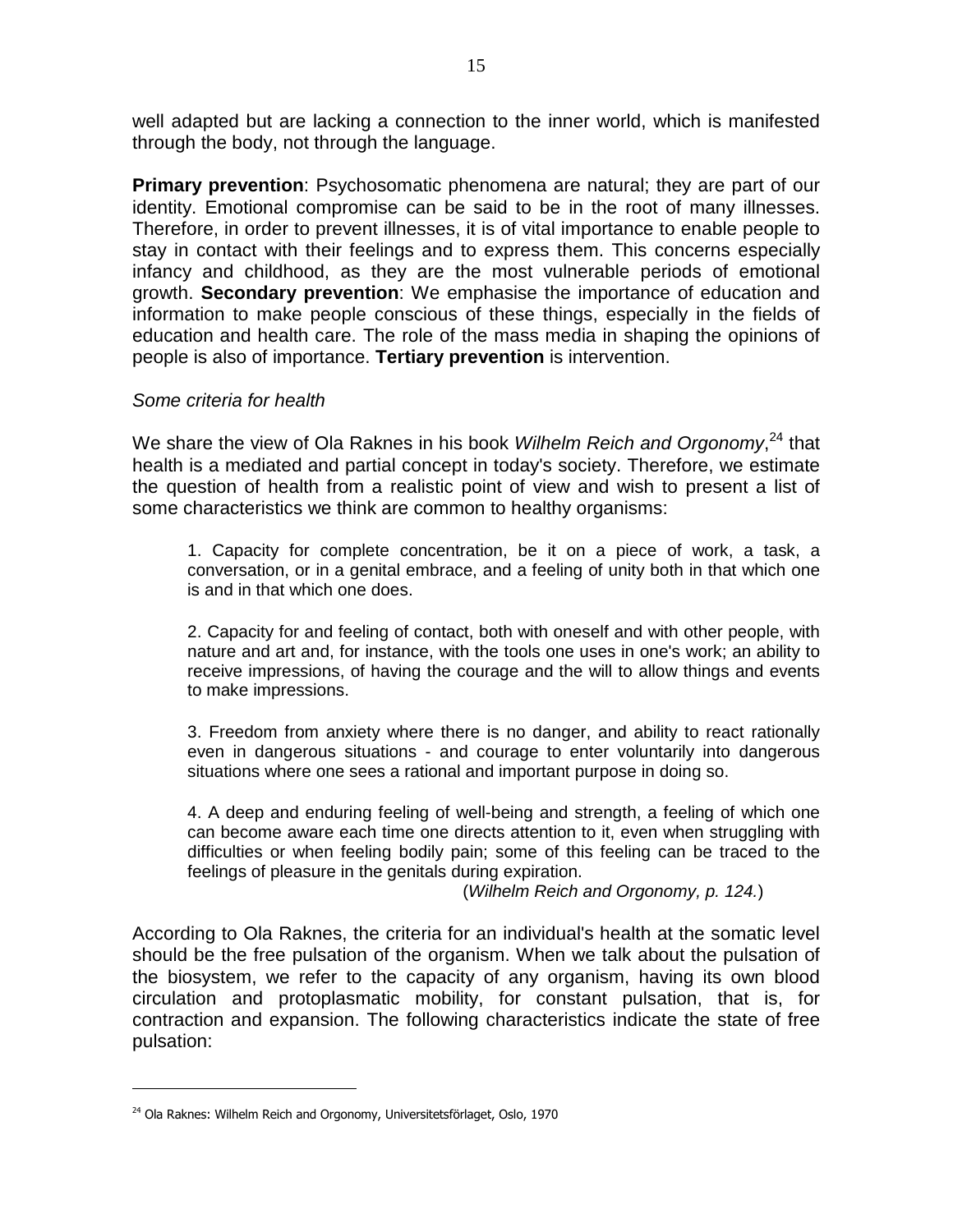well adapted but are lacking a connection to the inner world, which is manifested through the body, not through the language.

**Primary prevention**: Psychosomatic phenomena are natural; they are part of our identity. Emotional compromise can be said to be in the root of many illnesses. Therefore, in order to prevent illnesses, it is of vital importance to enable people to stay in contact with their feelings and to express them. This concerns especially infancy and childhood, as they are the most vulnerable periods of emotional growth. **Secondary prevention**: We emphasise the importance of education and information to make people conscious of these things, especially in the fields of education and health care. The role of the mass media in shaping the opinions of people is also of importance. **Tertiary prevention** is intervention.

*Some criteria for health*

We share the view of Ola Raknes in his book *Wilhelm Reich and Orgonomy*,[24] that health is a mediated and partial concept in today's society. Therefore, we estimate the question of health from a realistic point of view and wish to present a list of some characteristics we think are common to healthy organisms:

> 1. Capacity for complete concentration, be it on a piece of work, a task, a conversation, or in a genital embrace, and a feeling of unity both in that which one is and in that which one does.
>
> 2. Capacity for and feeling of contact, both with oneself and with other people, with nature and art and, for instance, with the tools one uses in one's work; an ability to receive impressions, of having the courage and the will to allow things and events to make impressions.
>
> 3. Freedom from anxiety where there is no danger, and ability to react rationally even in dangerous situations - and courage to enter voluntarily into dangerous situations where one sees a rational and important purpose in doing so.
>
> 4. A deep and enduring feeling of well-being and strength, a feeling of which one can become aware each time one directs attention to it, even when struggling with difficulties or when feeling bodily pain; some of this feeling can be traced to the feelings of pleasure in the genitals during expiration.
>
> (*Wilhelm Reich and Orgonomy, p. 124.*)

According to Ola Raknes, the criteria for an individual's health at the somatic level should be the free pulsation of the organism. When we talk about the pulsation of the biosystem, we refer to the capacity of any organism, having its own blood circulation and protoplasmatic mobility, for constant pulsation, that is, for contraction and expansion. The following characteristics indicate the state of free pulsation:

---

[24] Ola Raknes: Wilhelm Reich and Orgonomy, Universitetsförlaget, Oslo, 1970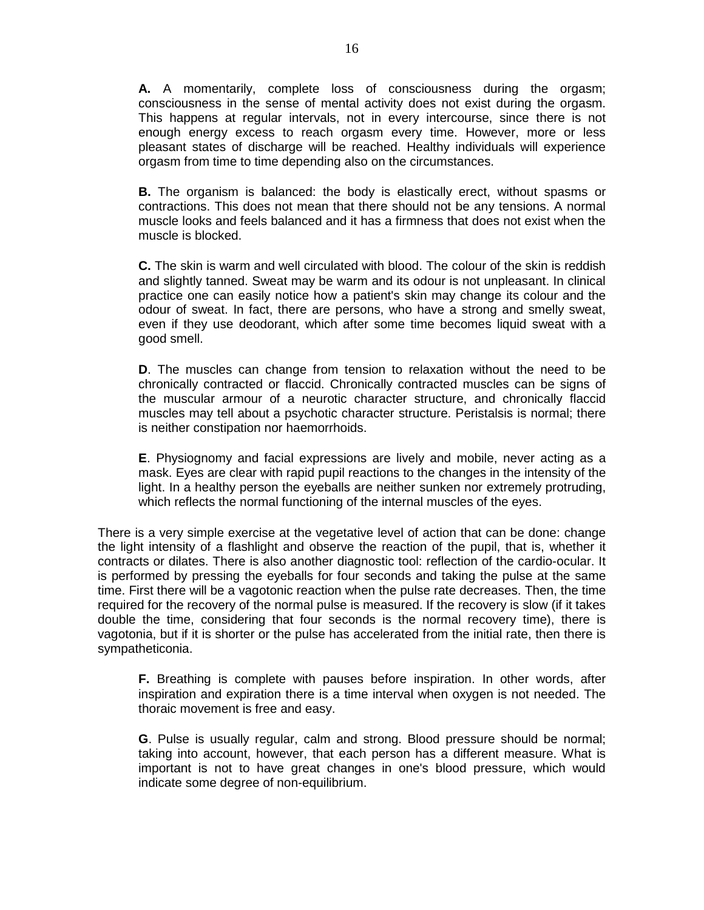**A.** A momentarily, complete loss of consciousness during the orgasm; consciousness in the sense of mental activity does not exist during the orgasm. This happens at regular intervals, not in every intercourse, since there is not enough energy excess to reach orgasm every time. However, more or less pleasant states of discharge will be reached. Healthy individuals will experience orgasm from time to time depending also on the circumstances.

**B.** The organism is balanced: the body is elastically erect, without spasms or contractions. This does not mean that there should not be any tensions. A normal muscle looks and feels balanced and it has a firmness that does not exist when the muscle is blocked.

**C.** The skin is warm and well circulated with blood. The colour of the skin is reddish and slightly tanned. Sweat may be warm and its odour is not unpleasant. In clinical practice one can easily notice how a patient's skin may change its colour and the odour of sweat. In fact, there are persons, who have a strong and smelly sweat, even if they use deodorant, which after some time becomes liquid sweat with a good smell.

**D**. The muscles can change from tension to relaxation without the need to be chronically contracted or flaccid. Chronically contracted muscles can be signs of the muscular armour of a neurotic character structure, and chronically flaccid muscles may tell about a psychotic character structure. Peristalsis is normal; there is neither constipation nor haemorrhoids.

**E**. Physiognomy and facial expressions are lively and mobile, never acting as a mask. Eyes are clear with rapid pupil reactions to the changes in the intensity of the light. In a healthy person the eyeballs are neither sunken nor extremely protruding, which reflects the normal functioning of the internal muscles of the eyes.

There is a very simple exercise at the vegetative level of action that can be done: change the light intensity of a flashlight and observe the reaction of the pupil, that is, whether it contracts or dilates. There is also another diagnostic tool: reflection of the cardio-ocular. It is performed by pressing the eyeballs for four seconds and taking the pulse at the same time. First there will be a vagotonic reaction when the pulse rate decreases. Then, the time required for the recovery of the normal pulse is measured. If the recovery is slow (if it takes double the time, considering that four seconds is the normal recovery time), there is vagotonia, but if it is shorter or the pulse has accelerated from the initial rate, then there is sympatheticonia.

**F.** Breathing is complete with pauses before inspiration. In other words, after inspiration and expiration there is a time interval when oxygen is not needed. The thoracic movement is free and easy.

**G**. Pulse is usually regular, calm and strong. Blood pressure should be normal; taking into account, however, that each person has a different measure. What is important is not to have great changes in one's blood pressure, which would indicate some degree of non-equilibrium.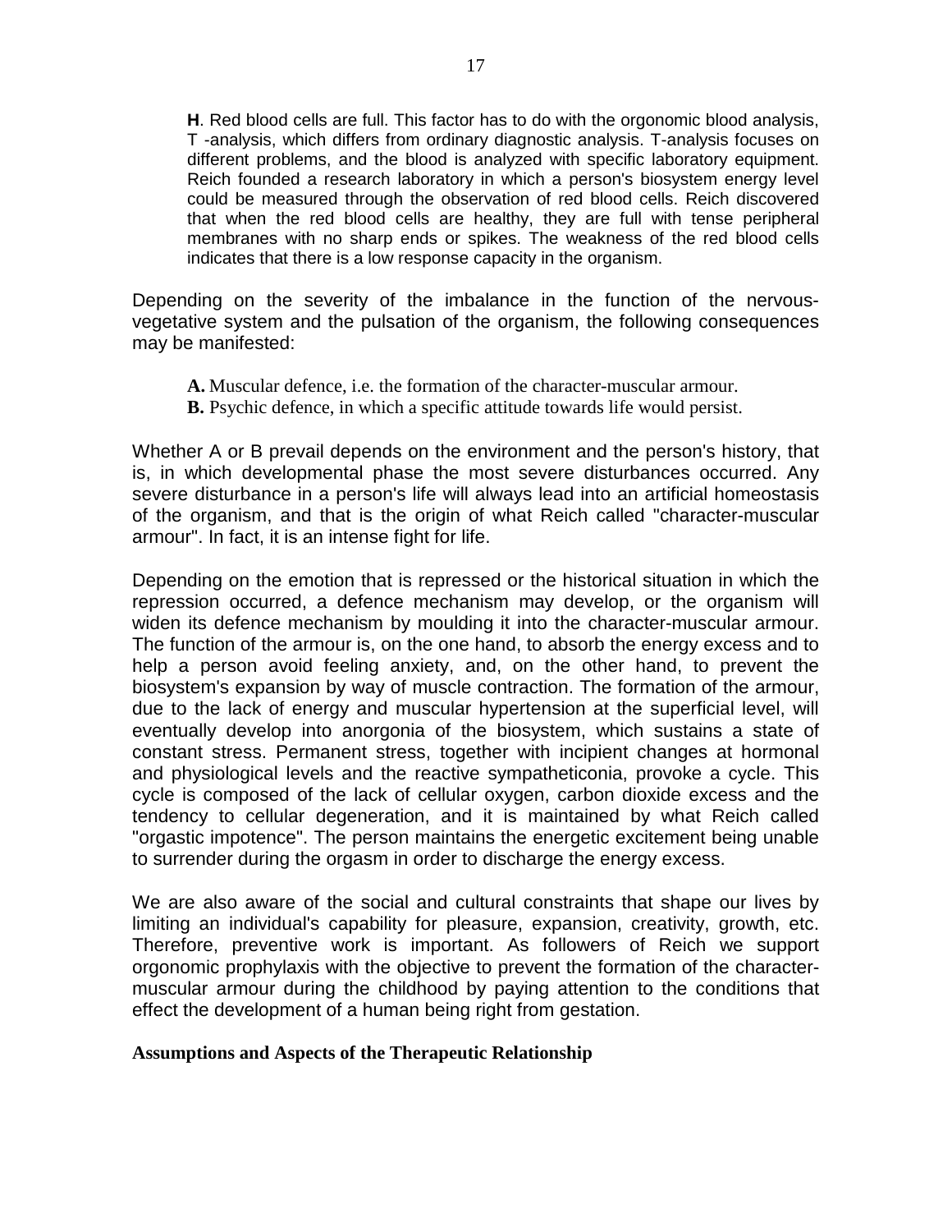**H**. Red blood cells are full. This factor has to do with the orgonomic blood analysis, T -analysis, which differs from ordinary diagnostic analysis. T-analysis focuses on different problems, and the blood is analyzed with specific laboratory equipment. Reich founded a research laboratory in which a person's biosystem energy level could be measured through the observation of red blood cells. Reich discovered that when the red blood cells are healthy, they are full with tense peripheral membranes with no sharp ends or spikes. The weakness of the red blood cells indicates that there is a low response capacity in the organism.

Depending on the severity of the imbalance in the function of the nervous-vegetative system and the pulsation of the organism, the following consequences may be manifested:

**A.** Muscular defence, i.e. the formation of the character-muscular armour.
**B.** Psychic defence, in which a specific attitude towards life would persist.

Whether A or B prevail depends on the environment and the person's history, that is, in which developmental phase the most severe disturbances occurred. Any severe disturbance in a person's life will always lead into an artificial homeostasis of the organism, and that is the origin of what Reich called "character-muscular armour". In fact, it is an intense fight for life.

Depending on the emotion that is repressed or the historical situation in which the repression occurred, a defence mechanism may develop, or the organism will widen its defence mechanism by moulding it into the character-muscular armour. The function of the armour is, on the one hand, to absorb the energy excess and to help a person avoid feeling anxiety, and, on the other hand, to prevent the biosystem's expansion by way of muscle contraction. The formation of the armour, due to the lack of energy and muscular hypertension at the superficial level, will eventually develop into anorgonia of the biosystem, which sustains a state of constant stress. Permanent stress, together with incipient changes at hormonal and physiological levels and the reactive sympatheticonia, provoke a cycle. This cycle is composed of the lack of cellular oxygen, carbon dioxide excess and the tendency to cellular degeneration, and it is maintained by what Reich called "orgastic impotence". The person maintains the energetic excitement being unable to surrender during the orgasm in order to discharge the energy excess.

We are also aware of the social and cultural constraints that shape our lives by limiting an individual's capability for pleasure, expansion, creativity, growth, etc. Therefore, preventive work is important. As followers of Reich we support orgonomic prophylaxis with the objective to prevent the formation of the character-muscular armour during the childhood by paying attention to the conditions that effect the development of a human being right from gestation.

**Assumptions and Aspects of the Therapeutic Relationship**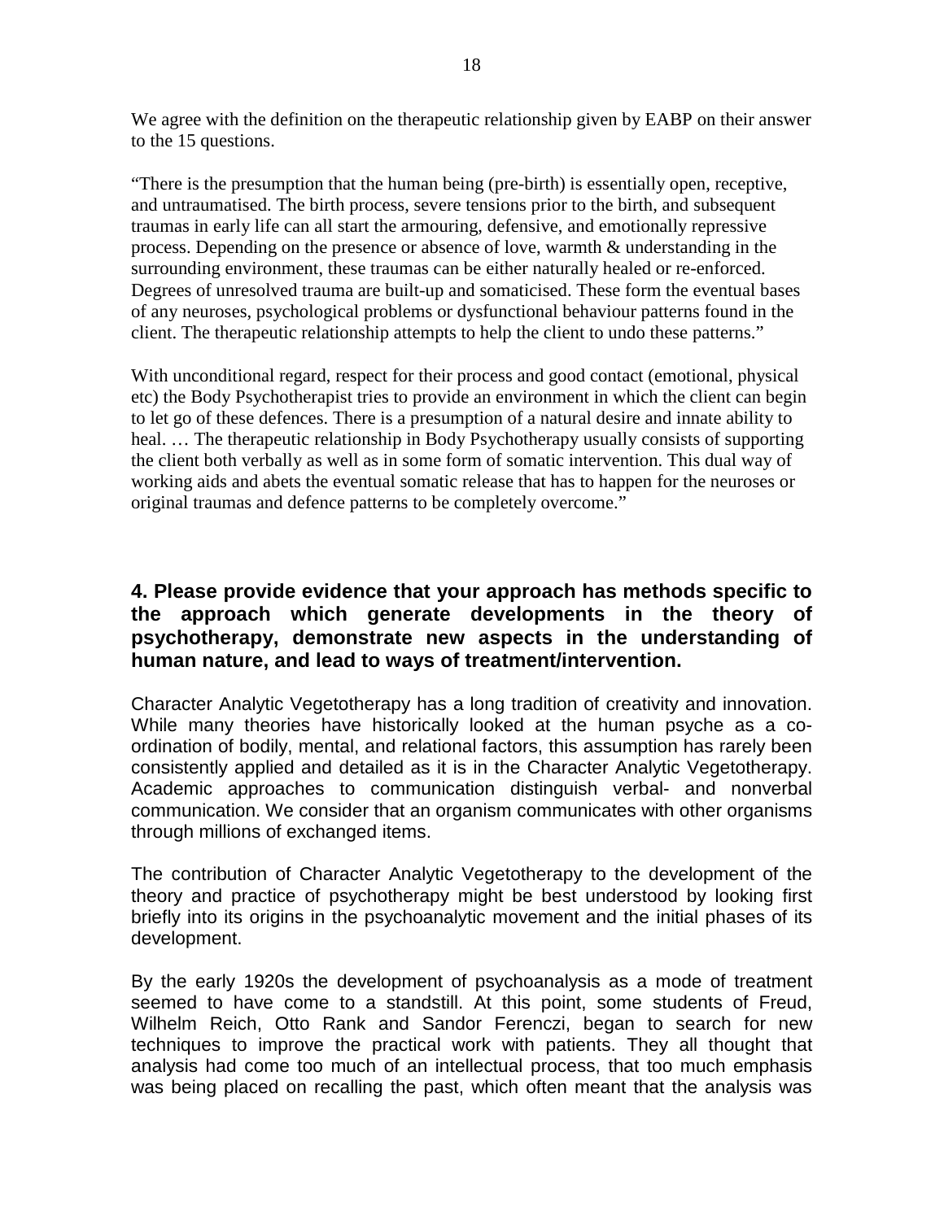We agree with the definition on the therapeutic relationship given by EABP on their answer to the 15 questions.

"There is the presumption that the human being (pre-birth) is essentially open, receptive, and untraumatised. The birth process, severe tensions prior to the birth, and subsequent traumas in early life can all start the armouring, defensive, and emotionally repressive process. Depending on the presence or absence of love, warmth & understanding in the surrounding environment, these traumas can be either naturally healed or re-enforced. Degrees of unresolved trauma are built-up and somaticised. These form the eventual bases of any neuroses, psychological problems or dysfunctional behaviour patterns found in the client. The therapeutic relationship attempts to help the client to undo these patterns."

With unconditional regard, respect for their process and good contact (emotional, physical etc) the Body Psychotherapist tries to provide an environment in which the client can begin to let go of these defences. There is a presumption of a natural desire and innate ability to heal. … The therapeutic relationship in Body Psychotherapy usually consists of supporting the client both verbally as well as in some form of somatic intervention. This dual way of working aids and abets the eventual somatic release that has to happen for the neuroses or original traumas and defence patterns to be completely overcome."

## 4. Please provide evidence that your approach has methods specific to the approach which generate developments in the theory of psychotherapy, demonstrate new aspects in the understanding of human nature, and lead to ways of treatment/intervention.

Character Analytic Vegetotherapy has a long tradition of creativity and innovation. While many theories have historically looked at the human psyche as a co-ordination of bodily, mental, and relational factors, this assumption has rarely been consistently applied and detailed as it is in the Character Analytic Vegetotherapy. Academic approaches to communication distinguish verbal- and nonverbal communication. We consider that an organism communicates with other organisms through millions of exchanged items.

The contribution of Character Analytic Vegetotherapy to the development of the theory and practice of psychotherapy might be best understood by looking first briefly into its origins in the psychoanalytic movement and the initial phases of its development.

By the early 1920s the development of psychoanalysis as a mode of treatment seemed to have come to a standstill. At this point, some students of Freud, Wilhelm Reich, Otto Rank and Sandor Ferenczi, began to search for new techniques to improve the practical work with patients. They all thought that analysis had come too much of an intellectual process, that too much emphasis was being placed on recalling the past, which often meant that the analysis was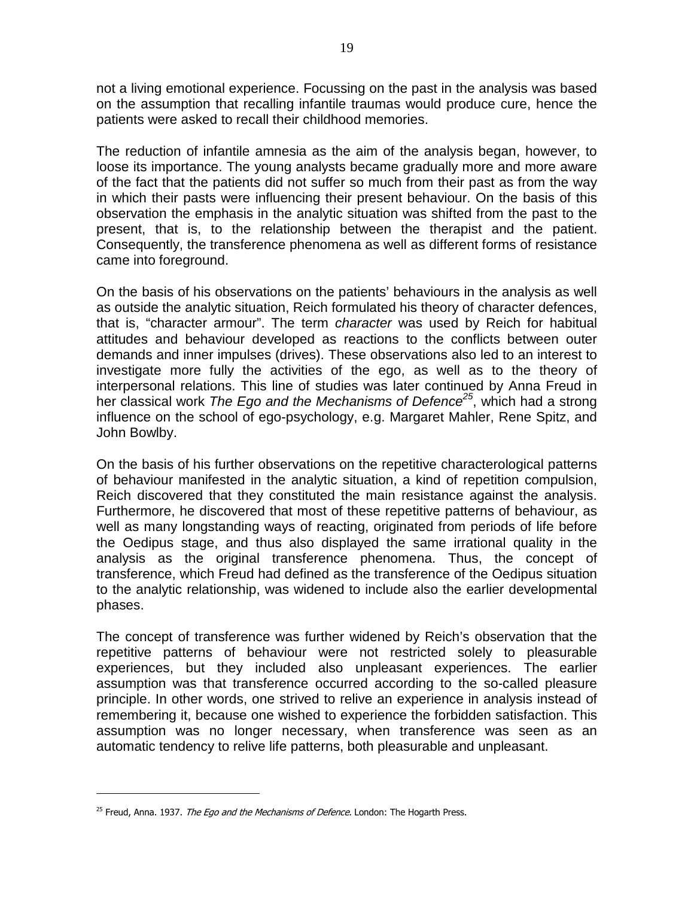not a living emotional experience. Focussing on the past in the analysis was based on the assumption that recalling infantile traumas would produce cure, hence the patients were asked to recall their childhood memories.

The reduction of infantile amnesia as the aim of the analysis began, however, to loose its importance. The young analysts became gradually more and more aware of the fact that the patients did not suffer so much from their past as from the way in which their pasts were influencing their present behaviour. On the basis of this observation the emphasis in the analytic situation was shifted from the past to the present, that is, to the relationship between the therapist and the patient. Consequently, the transference phenomena as well as different forms of resistance came into foreground.

On the basis of his observations on the patients' behaviours in the analysis as well as outside the analytic situation, Reich formulated his theory of character defences, that is, "character armour". The term *character* was used by Reich for habitual attitudes and behaviour developed as reactions to the conflicts between outer demands and inner impulses (drives). These observations also led to an interest to investigate more fully the activities of the ego, as well as to the theory of interpersonal relations. This line of studies was later continued by Anna Freud in her classical work *The Ego and the Mechanisms of Defence*[25], which had a strong influence on the school of ego-psychology, e.g. Margaret Mahler, Rene Spitz, and John Bowlby.

On the basis of his further observations on the repetitive characterological patterns of behaviour manifested in the analytic situation, a kind of repetition compulsion, Reich discovered that they constituted the main resistance against the analysis. Furthermore, he discovered that most of these repetitive patterns of behaviour, as well as many longstanding ways of reacting, originated from periods of life before the Oedipus stage, and thus also displayed the same irrational quality in the analysis as the original transference phenomena. Thus, the concept of transference, which Freud had defined as the transference of the Oedipus situation to the analytic relationship, was widened to include also the earlier developmental phases.

The concept of transference was further widened by Reich's observation that the repetitive patterns of behaviour were not restricted solely to pleasurable experiences, but they included also unpleasant experiences. The earlier assumption was that transference occurred according to the so-called pleasure principle. In other words, one strived to relive an experience in analysis instead of remembering it, because one wished to experience the forbidden satisfaction. This assumption was no longer necessary, when transference was seen as an automatic tendency to relive life patterns, both pleasurable and unpleasant.

---

[25] Freud, Anna. 1937. *The Ego and the Mechanisms of Defence.* London: The Hogarth Press.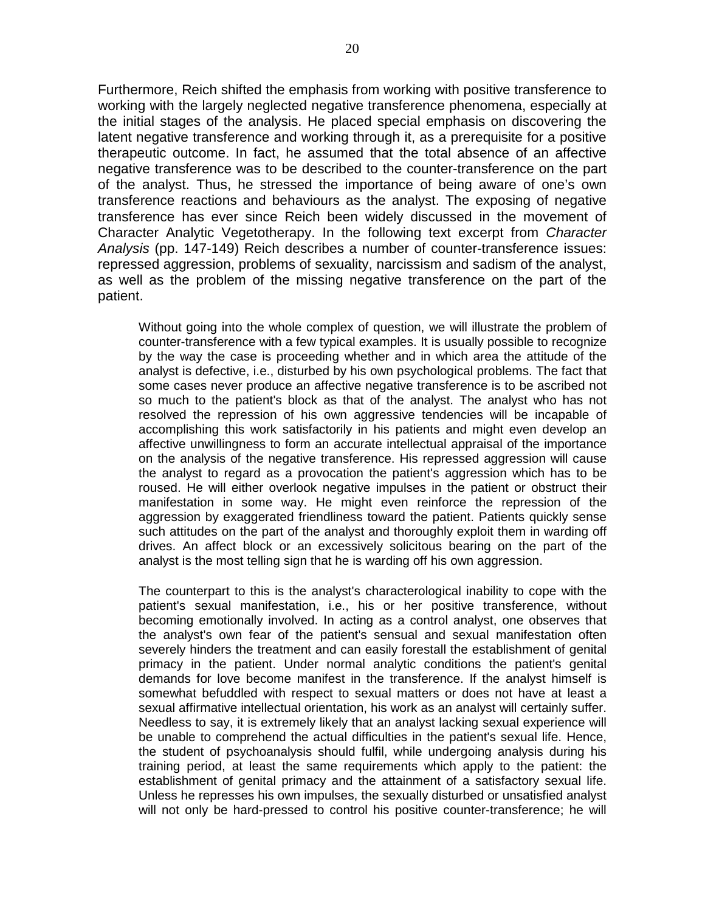Furthermore, Reich shifted the emphasis from working with positive transference to working with the largely neglected negative transference phenomena, especially at the initial stages of the analysis. He placed special emphasis on discovering the latent negative transference and working through it, as a prerequisite for a positive therapeutic outcome. In fact, he assumed that the total absence of an affective negative transference was to be described to the counter-transference on the part of the analyst. Thus, he stressed the importance of being aware of one's own transference reactions and behaviours as the analyst. The exposing of negative transference has ever since Reich been widely discussed in the movement of Character Analytic Vegetotherapy. In the following text excerpt from *Character Analysis* (pp. 147-149) Reich describes a number of counter-transference issues: repressed aggression, problems of sexuality, narcissism and sadism of the analyst, as well as the problem of the missing negative transference on the part of the patient.

> Without going into the whole complex of question, we will illustrate the problem of counter-transference with a few typical examples. It is usually possible to recognize by the way the case is proceeding whether and in which area the attitude of the analyst is defective, i.e., disturbed by his own psychological problems. The fact that some cases never produce an affective negative transference is to be ascribed not so much to the patient's block as that of the analyst. The analyst who has not resolved the repression of his own aggressive tendencies will be incapable of accomplishing this work satisfactorily in his patients and might even develop an affective unwillingness to form an accurate intellectual appraisal of the importance on the analysis of the negative transference. His repressed aggression will cause the analyst to regard as a provocation the patient's aggression which has to be roused. He will either overlook negative impulses in the patient or obstruct their manifestation in some way. He might even reinforce the repression of the aggression by exaggerated friendliness toward the patient. Patients quickly sense such attitudes on the part of the analyst and thoroughly exploit them in warding off drives. An affect block or an excessively solicitous bearing on the part of the analyst is the most telling sign that he is warding off his own aggression.
>
> The counterpart to this is the analyst's characterological inability to cope with the patient's sexual manifestation, i.e., his or her positive transference, without becoming emotionally involved. In acting as a control analyst, one observes that the analyst's own fear of the patient's sensual and sexual manifestation often severely hinders the treatment and can easily forestall the establishment of genital primacy in the patient. Under normal analytic conditions the patient's genital demands for love become manifest in the transference. If the analyst himself is somewhat befuddled with respect to sexual matters or does not have at least a sexual affirmative intellectual orientation, his work as an analyst will certainly suffer. Needless to say, it is extremely likely that an analyst lacking sexual experience will be unable to comprehend the actual difficulties in the patient's sexual life. Hence, the student of psychoanalysis should fulfil, while undergoing analysis during his training period, at least the same requirements which apply to the patient: the establishment of genital primacy and the attainment of a satisfactory sexual life. Unless he represses his own impulses, the sexually disturbed or unsatisfied analyst will not only be hard-pressed to control his positive counter-transference; he will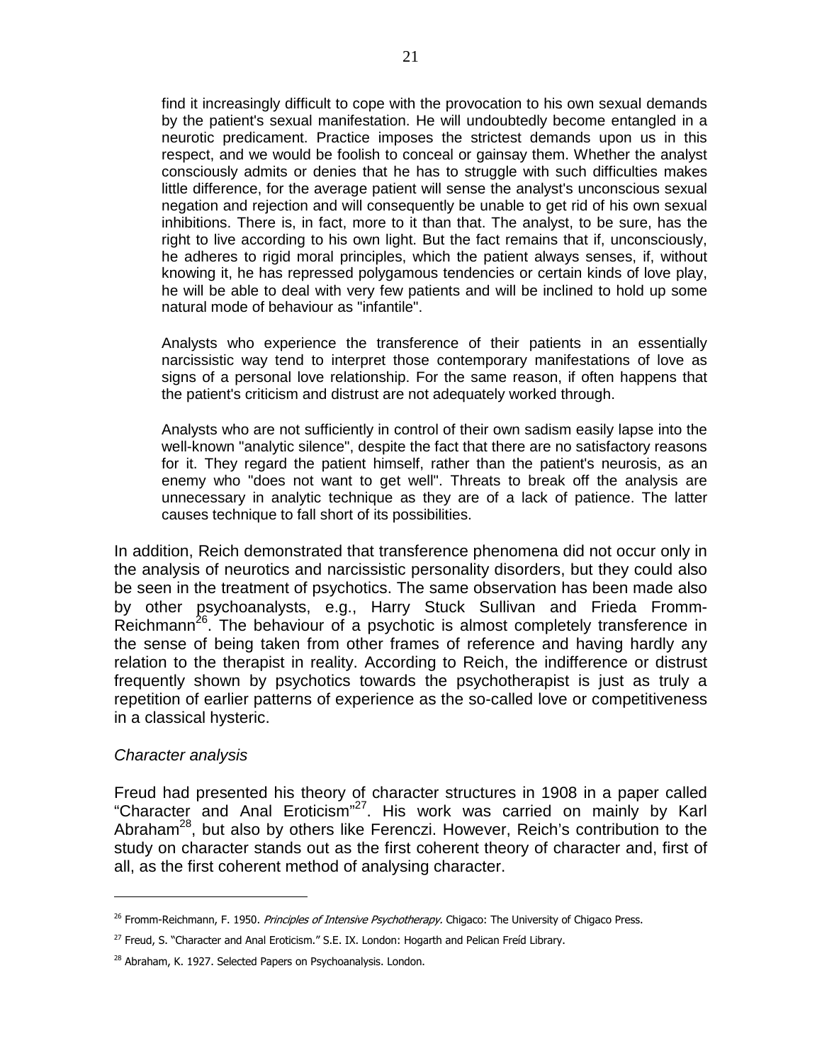> find it increasingly difficult to cope with the provocation to his own sexual demands by the patient's sexual manifestation. He will undoubtedly become entangled in a neurotic predicament. Practice imposes the strictest demands upon us in this respect, and we would be foolish to conceal or gainsay them. Whether the analyst consciously admits or denies that he has to struggle with such difficulties makes little difference, for the average patient will sense the analyst's unconscious sexual negation and rejection and will consequently be unable to get rid of his own sexual inhibitions. There is, in fact, more to it than that. The analyst, to be sure, has the right to live according to his own light. But the fact remains that if, unconsciously, he adheres to rigid moral principles, which the patient always senses, if, without knowing it, he has repressed polygamous tendencies or certain kinds of love play, he will be able to deal with very few patients and will be inclined to hold up some natural mode of behaviour as "infantile".
>
> Analysts who experience the transference of their patients in an essentially narcissistic way tend to interpret those contemporary manifestations of love as signs of a personal love relationship. For the same reason, if often happens that the patient's criticism and distrust are not adequately worked through.
>
> Analysts who are not sufficiently in control of their own sadism easily lapse into the well-known "analytic silence", despite the fact that there are no satisfactory reasons for it. They regard the patient himself, rather than the patient's neurosis, as an enemy who "does not want to get well". Threats to break off the analysis are unnecessary in analytic technique as they are of a lack of patience. The latter causes technique to fall short of its possibilities.

In addition, Reich demonstrated that transference phenomena did not occur only in the analysis of neurotics and narcissistic personality disorders, but they could also be seen in the treatment of psychotics. The same observation has been made also by other psychoanalysts, e.g., Harry Stuck Sullivan and Frieda Fromm-Reichmann[26]. The behaviour of a psychotic is almost completely transference in the sense of being taken from other frames of reference and having hardly any relation to the therapist in reality. According to Reich, the indifference or distrust frequently shown by psychotics towards the psychotherapist is just as truly a repetition of earlier patterns of experience as the so-called love or competitiveness in a classical hysteric.

*Character analysis*

Freud had presented his theory of character structures in 1908 in a paper called "Character and Anal Eroticism"[27]. His work was carried on mainly by Karl Abraham[28], but also by others like Ferenczi. However, Reich's contribution to the study on character stands out as the first coherent theory of character and, first of all, as the first coherent method of analysing character.

---

[26] Fromm-Reichmann, F. 1950. *Principles of Intensive Psychotherapy.* Chigaco: The University of Chigaco Press.

[27] Freud, S. "Character and Anal Eroticism." S.E. IX. London: Hogarth and Pelican Freíd Library.

[28] Abraham, K. 1927. Selected Papers on Psychoanalysis. London.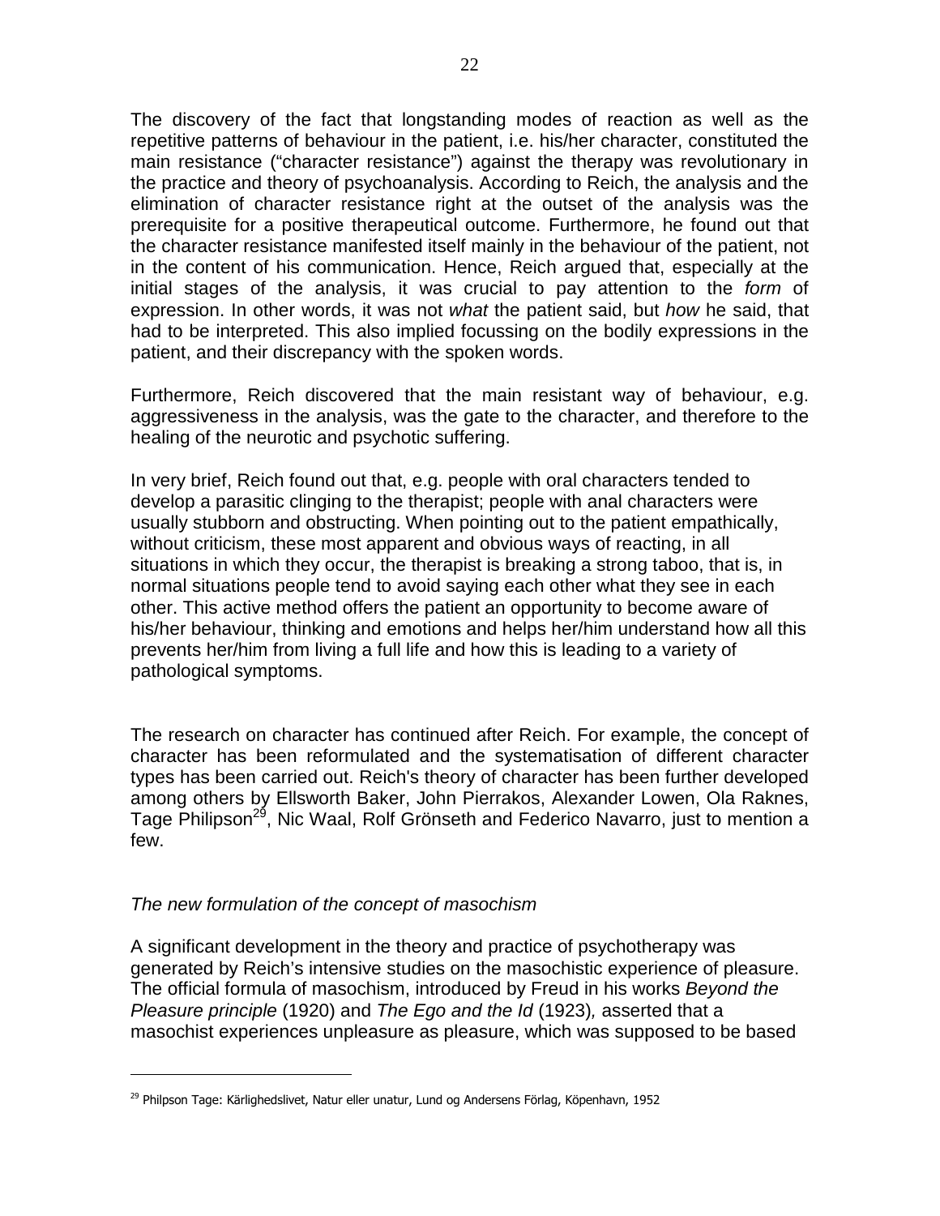The discovery of the fact that longstanding modes of reaction as well as the repetitive patterns of behaviour in the patient, i.e. his/her character, constituted the main resistance ("character resistance") against the therapy was revolutionary in the practice and theory of psychoanalysis. According to Reich, the analysis and the elimination of character resistance right at the outset of the analysis was the prerequisite for a positive therapeutical outcome. Furthermore, he found out that the character resistance manifested itself mainly in the behaviour of the patient, not in the content of his communication. Hence, Reich argued that, especially at the initial stages of the analysis, it was crucial to pay attention to the *form* of expression. In other words, it was not *what* the patient said, but *how* he said, that had to be interpreted. This also implied focussing on the bodily expressions in the patient, and their discrepancy with the spoken words.

Furthermore, Reich discovered that the main resistant way of behaviour, e.g. aggressiveness in the analysis, was the gate to the character, and therefore to the healing of the neurotic and psychotic suffering.

In very brief, Reich found out that, e.g. people with oral characters tended to develop a parasitic clinging to the therapist; people with anal characters were usually stubborn and obstructing. When pointing out to the patient empathically, without criticism, these most apparent and obvious ways of reacting, in all situations in which they occur, the therapist is breaking a strong taboo, that is, in normal situations people tend to avoid saying each other what they see in each other. This active method offers the patient an opportunity to become aware of his/her behaviour, thinking and emotions and helps her/him understand how all this prevents her/him from living a full life and how this is leading to a variety of pathological symptoms.

The research on character has continued after Reich. For example, the concept of character has been reformulated and the systematisation of different character types has been carried out. Reich's theory of character has been further developed among others by Ellsworth Baker, John Pierrakos, Alexander Lowen, Ola Raknes, Tage Philipson[29], Nic Waal, Rolf Grönseth and Federico Navarro, just to mention a few.

*The new formulation of the concept of masochism*

A significant development in the theory and practice of psychotherapy was generated by Reich's intensive studies on the masochistic experience of pleasure. The official formula of masochism, introduced by Freud in his works *Beyond the Pleasure principle* (1920) and *The Ego and the Id* (1923), asserted that a masochist experiences unpleasure as pleasure, which was supposed to be based

[29] Philpson Tage: Kärlighedslivet, Natur eller unatur, Lund og Andersens Förlag, Köpenhavn, 1952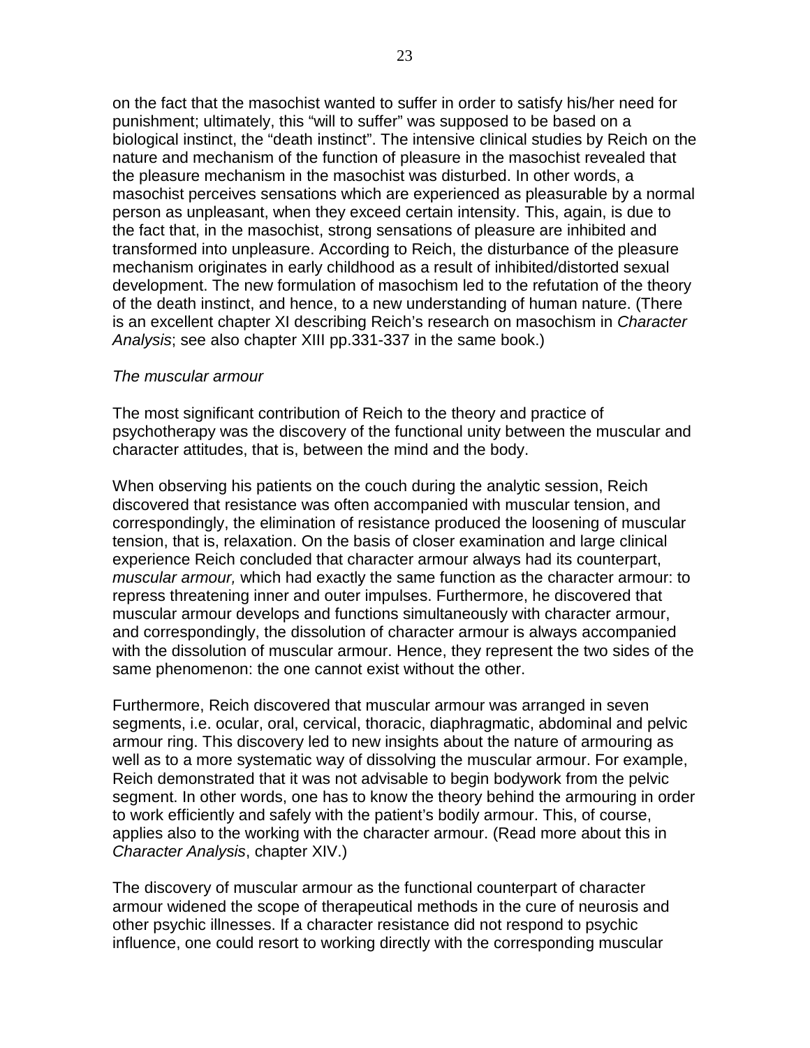on the fact that the masochist wanted to suffer in order to satisfy his/her need for punishment; ultimately, this "will to suffer" was supposed to be based on a biological instinct, the "death instinct". The intensive clinical studies by Reich on the nature and mechanism of the function of pleasure in the masochist revealed that the pleasure mechanism in the masochist was disturbed. In other words, a masochist perceives sensations which are experienced as pleasurable by a normal person as unpleasant, when they exceed certain intensity. This, again, is due to the fact that, in the masochist, strong sensations of pleasure are inhibited and transformed into unpleasure. According to Reich, the disturbance of the pleasure mechanism originates in early childhood as a result of inhibited/distorted sexual development. The new formulation of masochism led to the refutation of the theory of the death instinct, and hence, to a new understanding of human nature. (There is an excellent chapter XI describing Reich's research on masochism in *Character Analysis*; see also chapter XIII pp.331-337 in the same book.)

*The muscular armour*

The most significant contribution of Reich to the theory and practice of psychotherapy was the discovery of the functional unity between the muscular and character attitudes, that is, between the mind and the body.

When observing his patients on the couch during the analytic session, Reich discovered that resistance was often accompanied with muscular tension, and correspondingly, the elimination of resistance produced the loosening of muscular tension, that is, relaxation. On the basis of closer examination and large clinical experience Reich concluded that character armour always had its counterpart, *muscular armour,* which had exactly the same function as the character armour: to repress threatening inner and outer impulses. Furthermore, he discovered that muscular armour develops and functions simultaneously with character armour, and correspondingly, the dissolution of character armour is always accompanied with the dissolution of muscular armour. Hence, they represent the two sides of the same phenomenon: the one cannot exist without the other.

Furthermore, Reich discovered that muscular armour was arranged in seven segments, i.e. ocular, oral, cervical, thoracic, diaphragmatic, abdominal and pelvic armour ring. This discovery led to new insights about the nature of armouring as well as to a more systematic way of dissolving the muscular armour. For example, Reich demonstrated that it was not advisable to begin bodywork from the pelvic segment. In other words, one has to know the theory behind the armouring in order to work efficiently and safely with the patient's bodily armour. This, of course, applies also to the working with the character armour. (Read more about this in *Character Analysis*, chapter XIV.)

The discovery of muscular armour as the functional counterpart of character armour widened the scope of therapeutical methods in the cure of neurosis and other psychic illnesses. If a character resistance did not respond to psychic influence, one could resort to working directly with the corresponding muscular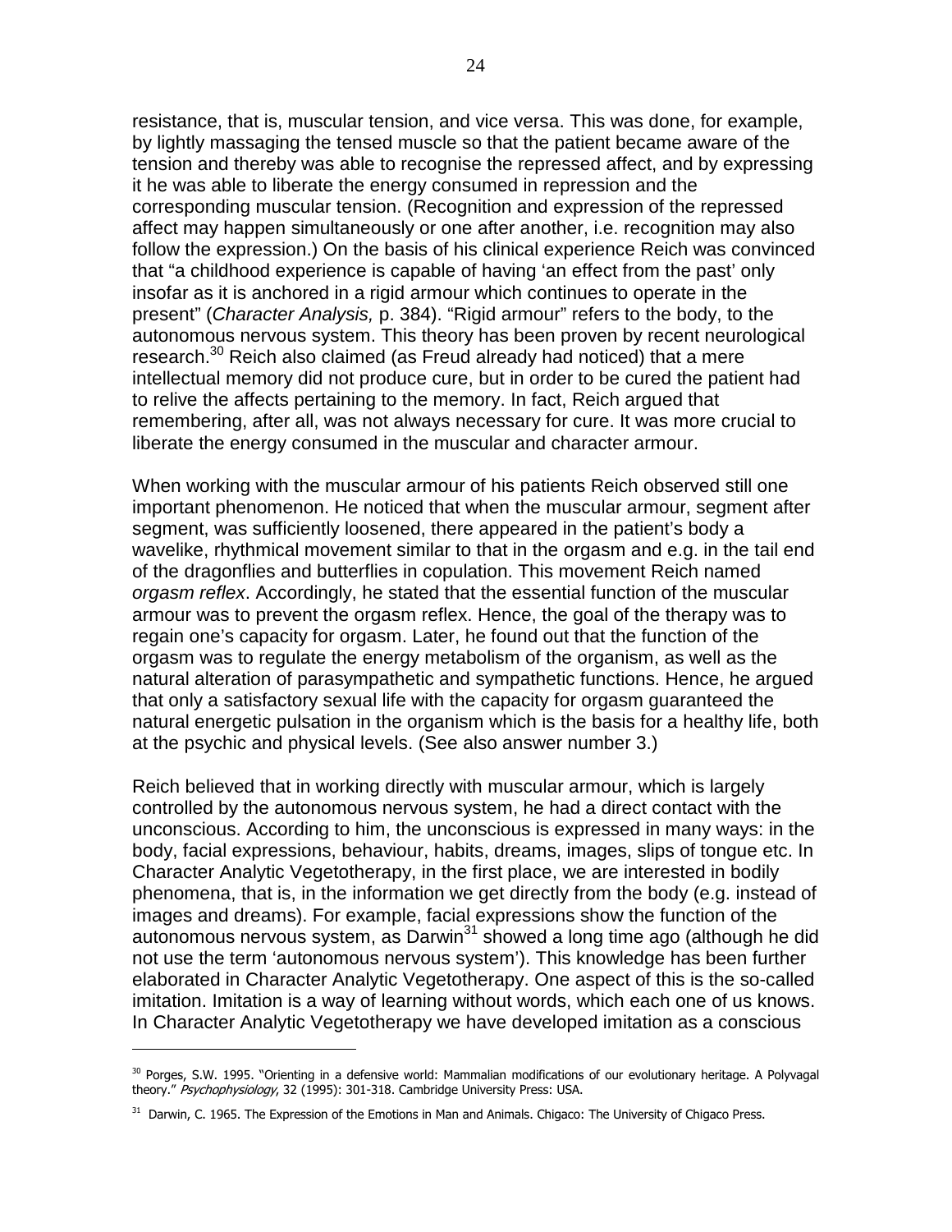resistance, that is, muscular tension, and vice versa. This was done, for example, by lightly massaging the tensed muscle so that the patient became aware of the tension and thereby was able to recognise the repressed affect, and by expressing it he was able to liberate the energy consumed in repression and the corresponding muscular tension. (Recognition and expression of the repressed affect may happen simultaneously or one after another, i.e. recognition may also follow the expression.) On the basis of his clinical experience Reich was convinced that "a childhood experience is capable of having 'an effect from the past' only insofar as it is anchored in a rigid armour which continues to operate in the present" (*Character Analysis,* p. 384). "Rigid armour" refers to the body, to the autonomous nervous system. This theory has been proven by recent neurological research.[30] Reich also claimed (as Freud already had noticed) that a mere intellectual memory did not produce cure, but in order to be cured the patient had to relive the affects pertaining to the memory. In fact, Reich argued that remembering, after all, was not always necessary for cure. It was more crucial to liberate the energy consumed in the muscular and character armour.

When working with the muscular armour of his patients Reich observed still one important phenomenon. He noticed that when the muscular armour, segment after segment, was sufficiently loosened, there appeared in the patient's body a wavelike, rhythmical movement similar to that in the orgasm and e.g. in the tail end of the dragonflies and butterflies in copulation. This movement Reich named *orgasm reflex*. Accordingly, he stated that the essential function of the muscular armour was to prevent the orgasm reflex. Hence, the goal of the therapy was to regain one's capacity for orgasm. Later, he found out that the function of the orgasm was to regulate the energy metabolism of the organism, as well as the natural alteration of parasympathetic and sympathetic functions. Hence, he argued that only a satisfactory sexual life with the capacity for orgasm guaranteed the natural energetic pulsation in the organism which is the basis for a healthy life, both at the psychic and physical levels. (See also answer number 3.)

Reich believed that in working directly with muscular armour, which is largely controlled by the autonomous nervous system, he had a direct contact with the unconscious. According to him, the unconscious is expressed in many ways: in the body, facial expressions, behaviour, habits, dreams, images, slips of tongue etc. In Character Analytic Vegetotherapy, in the first place, we are interested in bodily phenomena, that is, in the information we get directly from the body (e.g. instead of images and dreams). For example, facial expressions show the function of the autonomous nervous system, as Darwin[31] showed a long time ago (although he did not use the term 'autonomous nervous system'). This knowledge has been further elaborated in Character Analytic Vegetotherapy. One aspect of this is the so-called imitation. Imitation is a way of learning without words, which each one of us knows. In Character Analytic Vegetotherapy we have developed imitation as a conscious

---

[30] Porges, S.W. 1995. "Orienting in a defensive world: Mammalian modifications of our evolutionary heritage. A Polyvagal theory." *Psychophysiology*, 32 (1995): 301-318. Cambridge University Press: USA.

[31] Darwin, C. 1965. The Expression of the Emotions in Man and Animals. Chigaco: The University of Chigaco Press.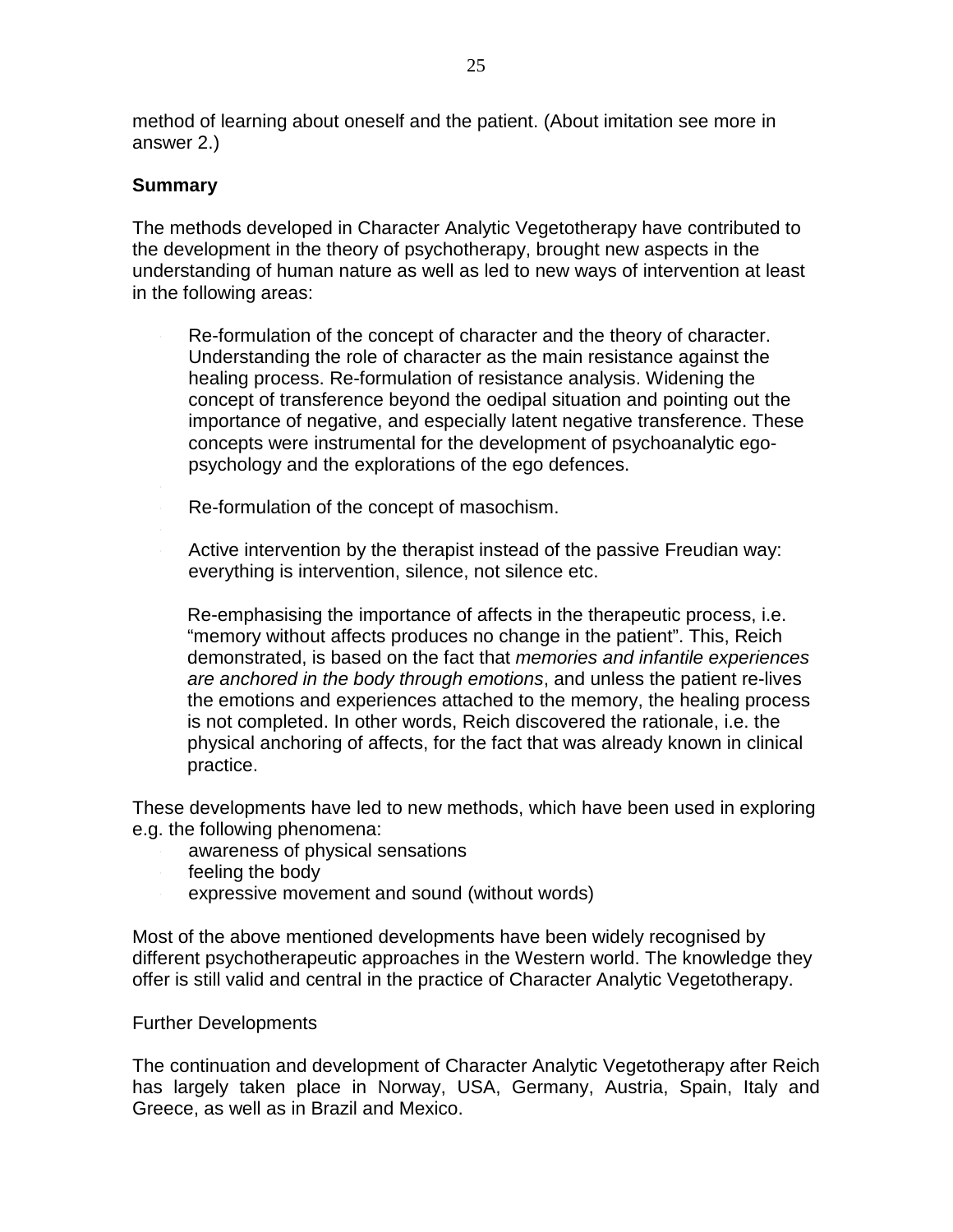method of learning about oneself and the patient. (About imitation see more in answer 2.)

**Summary**

The methods developed in Character Analytic Vegetotherapy have contributed to the development in the theory of psychotherapy, brought new aspects in the understanding of human nature as well as led to new ways of intervention at least in the following areas:

- Re-formulation of the concept of character and the theory of character. Understanding the role of character as the main resistance against the healing process. Re-formulation of resistance analysis. Widening the concept of transference beyond the oedipal situation and pointing out the importance of negative, and especially latent negative transference. These concepts were instrumental for the development of psychoanalytic ego-psychology and the explorations of the ego defences.
- Re-formulation of the concept of masochism.
- Active intervention by the therapist instead of the passive Freudian way: everything is intervention, silence, not silence etc.
- Re-emphasising the importance of affects in the therapeutic process, i.e. "memory without affects produces no change in the patient". This, Reich demonstrated, is based on the fact that *memories and infantile experiences are anchored in the body through emotions*, and unless the patient re-lives the emotions and experiences attached to the memory, the healing process is not completed. In other words, Reich discovered the rationale, i.e. the physical anchoring of affects, for the fact that was already known in clinical practice.

These developments have led to new methods, which have been used in exploring e.g. the following phenomena:

- awareness of physical sensations
- feeling the body
- expressive movement and sound (without words)

Most of the above mentioned developments have been widely recognised by different psychotherapeutic approaches in the Western world. The knowledge they offer is still valid and central in the practice of Character Analytic Vegetotherapy.

Further Developments

The continuation and development of Character Analytic Vegetotherapy after Reich has largely taken place in Norway, USA, Germany, Austria, Spain, Italy and Greece, as well as in Brazil and Mexico.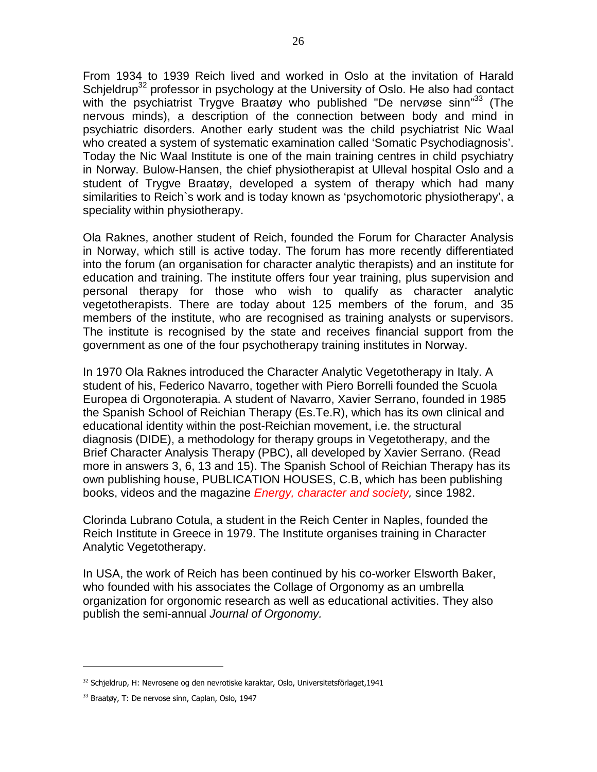From 1934 to 1939 Reich lived and worked in Oslo at the invitation of Harald Schjeldrup[32] professor in psychology at the University of Oslo. He also had contact with the psychiatrist Trygve Braatøy who published "De nervøse sinn"[33] (The nervous minds), a description of the connection between body and mind in psychiatric disorders. Another early student was the child psychiatrist Nic Waal who created a system of systematic examination called 'Somatic Psychodiagnosis'. Today the Nic Waal Institute is one of the main training centres in child psychiatry in Norway. Bulow-Hansen, the chief physiotherapist at Ulleval hospital Oslo and a student of Trygve Braatøy, developed a system of therapy which had many similarities to Reich`s work and is today known as 'psychomotoric physiotherapy', a speciality within physiotherapy.

Ola Raknes, another student of Reich, founded the Forum for Character Analysis in Norway, which still is active today. The forum has more recently differentiated into the forum (an organisation for character analytic therapists) and an institute for education and training. The institute offers four year training, plus supervision and personal therapy for those who wish to qualify as character analytic vegetotherapists. There are today about 125 members of the forum, and 35 members of the institute, who are recognised as training analysts or supervisors. The institute is recognised by the state and receives financial support from the government as one of the four psychotherapy training institutes in Norway.

In 1970 Ola Raknes introduced the Character Analytic Vegetotherapy in Italy. A student of his, Federico Navarro, together with Piero Borrelli founded the Scuola Europea di Orgonoterapia. A student of Navarro, Xavier Serrano, founded in 1985 the Spanish School of Reichian Therapy (Es.Te.R), which has its own clinical and educational identity within the post-Reichian movement, i.e. the structural diagnosis (DIDE), a methodology for therapy groups in Vegetotherapy, and the Brief Character Analysis Therapy (PBC), all developed by Xavier Serrano. (Read more in answers 3, 6, 13 and 15). The Spanish School of Reichian Therapy has its own publishing house, PUBLICATION HOUSES, C.B, which has been publishing books, videos and the magazine *Energy, character and society,* since 1982.

Clorinda Lubrano Cotula, a student in the Reich Center in Naples, founded the Reich Institute in Greece in 1979. The Institute organises training in Character Analytic Vegetotherapy.

In USA, the work of Reich has been continued by his co-worker Elsworth Baker, who founded with his associates the Collage of Orgonomy as an umbrella organization for orgonomic research as well as educational activities. They also publish the semi-annual *Journal of Orgonomy.*

---

[32] Schjeldrup, H: Nevrosene og den nevrotiske karaktar, Oslo, Universitetsförlaget,1941

[33] Braatøy, T: De nervose sinn, Caplan, Oslo, 1947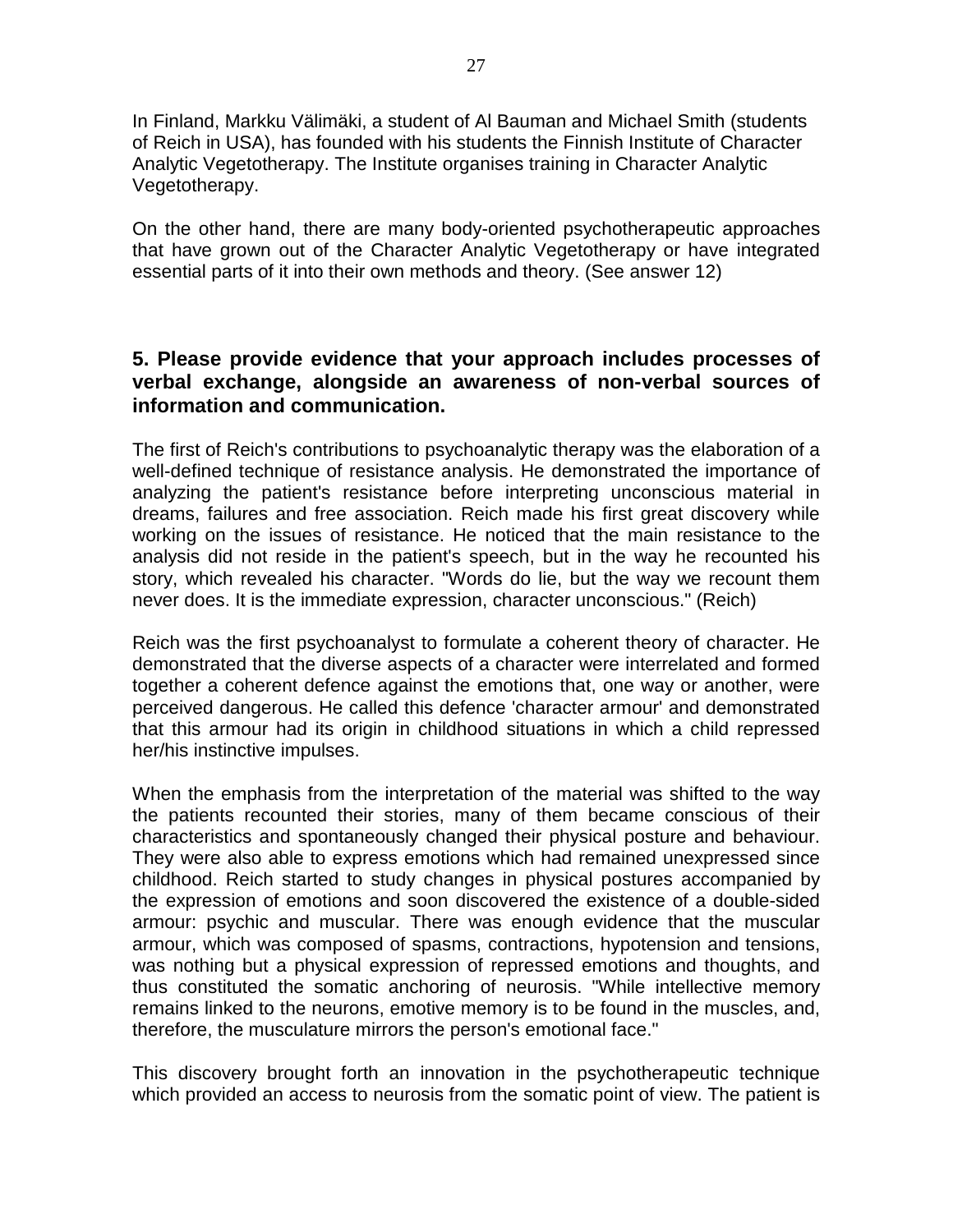In Finland, Markku Välimäki, a student of Al Bauman and Michael Smith (students of Reich in USA), has founded with his students the Finnish Institute of Character Analytic Vegetotherapy. The Institute organises training in Character Analytic Vegetotherapy.

On the other hand, there are many body-oriented psychotherapeutic approaches that have grown out of the Character Analytic Vegetotherapy or have integrated essential parts of it into their own methods and theory. (See answer 12)

### 5. Please provide evidence that your approach includes processes of verbal exchange, alongside an awareness of non-verbal sources of information and communication.

The first of Reich's contributions to psychoanalytic therapy was the elaboration of a well-defined technique of resistance analysis. He demonstrated the importance of analyzing the patient's resistance before interpreting unconscious material in dreams, failures and free association. Reich made his first great discovery while working on the issues of resistance. He noticed that the main resistance to the analysis did not reside in the patient's speech, but in the way he recounted his story, which revealed his character. "Words do lie, but the way we recount them never does. It is the immediate expression, character unconscious." (Reich)

Reich was the first psychoanalyst to formulate a coherent theory of character. He demonstrated that the diverse aspects of a character were interrelated and formed together a coherent defence against the emotions that, one way or another, were perceived dangerous. He called this defence 'character armour' and demonstrated that this armour had its origin in childhood situations in which a child repressed her/his instinctive impulses.

When the emphasis from the interpretation of the material was shifted to the way the patients recounted their stories, many of them became conscious of their characteristics and spontaneously changed their physical posture and behaviour. They were also able to express emotions which had remained unexpressed since childhood. Reich started to study changes in physical postures accompanied by the expression of emotions and soon discovered the existence of a double-sided armour: psychic and muscular. There was enough evidence that the muscular armour, which was composed of spasms, contractions, hypotension and tensions, was nothing but a physical expression of repressed emotions and thoughts, and thus constituted the somatic anchoring of neurosis. "While intellective memory remains linked to the neurons, emotive memory is to be found in the muscles, and, therefore, the musculature mirrors the person's emotional face."

This discovery brought forth an innovation in the psychotherapeutic technique which provided an access to neurosis from the somatic point of view. The patient is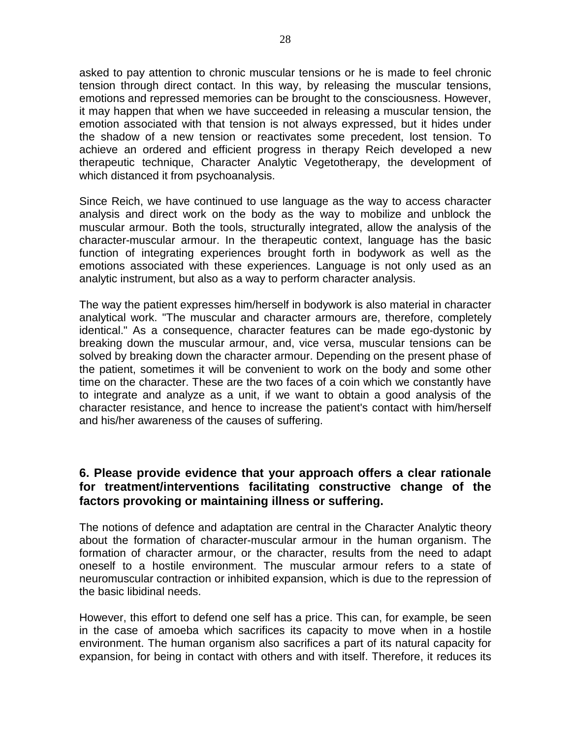asked to pay attention to chronic muscular tensions or he is made to feel chronic tension through direct contact. In this way, by releasing the muscular tensions, emotions and repressed memories can be brought to the consciousness. However, it may happen that when we have succeeded in releasing a muscular tension, the emotion associated with that tension is not always expressed, but it hides under the shadow of a new tension or reactivates some precedent, lost tension. To achieve an ordered and efficient progress in therapy Reich developed a new therapeutic technique, Character Analytic Vegetotherapy, the development of which distanced it from psychoanalysis.

Since Reich, we have continued to use language as the way to access character analysis and direct work on the body as the way to mobilize and unblock the muscular armour. Both the tools, structurally integrated, allow the analysis of the character-muscular armour. In the therapeutic context, language has the basic function of integrating experiences brought forth in bodywork as well as the emotions associated with these experiences. Language is not only used as an analytic instrument, but also as a way to perform character analysis.

The way the patient expresses him/herself in bodywork is also material in character analytical work. "The muscular and character armours are, therefore, completely identical." As a consequence, character features can be made ego-dystonic by breaking down the muscular armour, and, vice versa, muscular tensions can be solved by breaking down the character armour. Depending on the present phase of the patient, sometimes it will be convenient to work on the body and some other time on the character. These are the two faces of a coin which we constantly have to integrate and analyze as a unit, if we want to obtain a good analysis of the character resistance, and hence to increase the patient's contact with him/herself and his/her awareness of the causes of suffering.

### 6. Please provide evidence that your approach offers a clear rationale for treatment/interventions facilitating constructive change of the factors provoking or maintaining illness or suffering.

The notions of defence and adaptation are central in the Character Analytic theory about the formation of character-muscular armour in the human organism. The formation of character armour, or the character, results from the need to adapt oneself to a hostile environment. The muscular armour refers to a state of neuromuscular contraction or inhibited expansion, which is due to the repression of the basic libidinal needs.

However, this effort to defend one self has a price. This can, for example, be seen in the case of amoeba which sacrifices its capacity to move when in a hostile environment. The human organism also sacrifices a part of its natural capacity for expansion, for being in contact with others and with itself. Therefore, it reduces its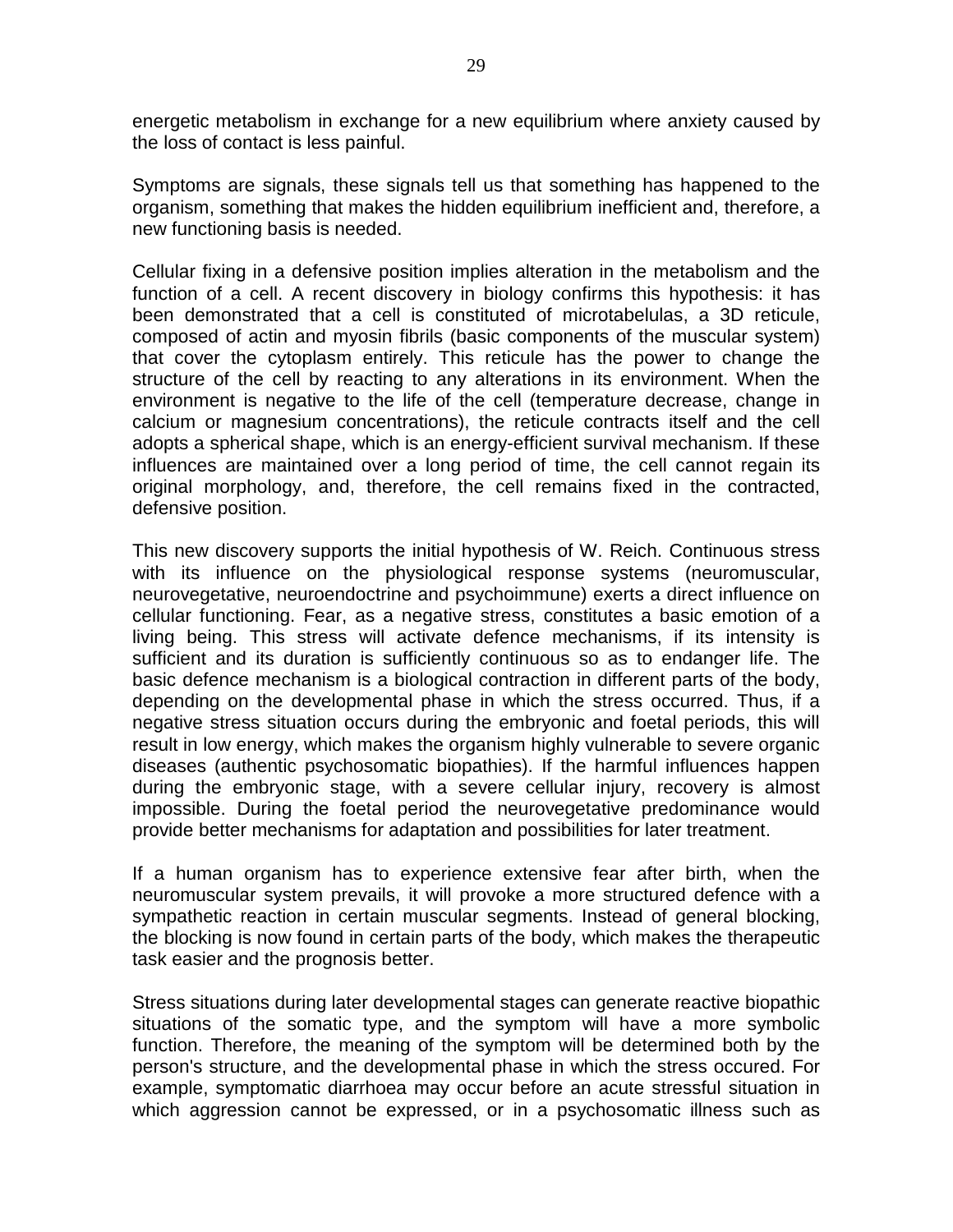energetic metabolism in exchange for a new equilibrium where anxiety caused by the loss of contact is less painful.

Symptoms are signals, these signals tell us that something has happened to the organism, something that makes the hidden equilibrium inefficient and, therefore, a new functioning basis is needed.

Cellular fixing in a defensive position implies alteration in the metabolism and the function of a cell. A recent discovery in biology confirms this hypothesis: it has been demonstrated that a cell is constituted of microtabelulas, a 3D reticule, composed of actin and myosin fibrils (basic components of the muscular system) that cover the cytoplasm entirely. This reticule has the power to change the structure of the cell by reacting to any alterations in its environment. When the environment is negative to the life of the cell (temperature decrease, change in calcium or magnesium concentrations), the reticule contracts itself and the cell adopts a spherical shape, which is an energy-efficient survival mechanism. If these influences are maintained over a long period of time, the cell cannot regain its original morphology, and, therefore, the cell remains fixed in the contracted, defensive position.

This new discovery supports the initial hypothesis of W. Reich. Continuous stress with its influence on the physiological response systems (neuromuscular, neurovegetative, neuroendoctrine and psychoimmune) exerts a direct influence on cellular functioning. Fear, as a negative stress, constitutes a basic emotion of a living being. This stress will activate defence mechanisms, if its intensity is sufficient and its duration is sufficiently continuous so as to endanger life. The basic defence mechanism is a biological contraction in different parts of the body, depending on the developmental phase in which the stress occurred. Thus, if a negative stress situation occurs during the embryonic and foetal periods, this will result in low energy, which makes the organism highly vulnerable to severe organic diseases (authentic psychosomatic biopathies). If the harmful influences happen during the embryonic stage, with a severe cellular injury, recovery is almost impossible. During the foetal period the neurovegetative predominance would provide better mechanisms for adaptation and possibilities for later treatment.

If a human organism has to experience extensive fear after birth, when the neuromuscular system prevails, it will provoke a more structured defence with a sympathetic reaction in certain muscular segments. Instead of general blocking, the blocking is now found in certain parts of the body, which makes the therapeutic task easier and the prognosis better.

Stress situations during later developmental stages can generate reactive biopathic situations of the somatic type, and the symptom will have a more symbolic function. Therefore, the meaning of the symptom will be determined both by the person's structure, and the developmental phase in which the stress occured. For example, symptomatic diarrhoea may occur before an acute stressful situation in which aggression cannot be expressed, or in a psychosomatic illness such as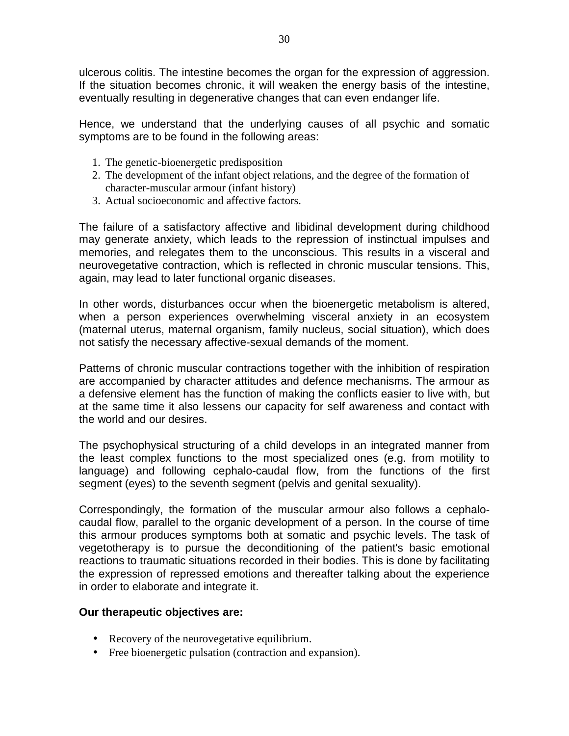ulcerous colitis. The intestine becomes the organ for the expression of aggression. If the situation becomes chronic, it will weaken the energy basis of the intestine, eventually resulting in degenerative changes that can even endanger life.

Hence, we understand that the underlying causes of all psychic and somatic symptoms are to be found in the following areas:

1. The genetic-bioenergetic predisposition
2. The development of the infant object relations, and the degree of the formation of character-muscular armour (infant history)
3. Actual socioeconomic and affective factors.

The failure of a satisfactory affective and libidinal development during childhood may generate anxiety, which leads to the repression of instinctual impulses and memories, and relegates them to the unconscious. This results in a visceral and neurovegetative contraction, which is reflected in chronic muscular tensions. This, again, may lead to later functional organic diseases.

In other words, disturbances occur when the bioenergetic metabolism is altered, when a person experiences overwhelming visceral anxiety in an ecosystem (maternal uterus, maternal organism, family nucleus, social situation), which does not satisfy the necessary affective-sexual demands of the moment.

Patterns of chronic muscular contractions together with the inhibition of respiration are accompanied by character attitudes and defence mechanisms. The armour as a defensive element has the function of making the conflicts easier to live with, but at the same time it also lessens our capacity for self awareness and contact with the world and our desires.

The psychophysical structuring of a child develops in an integrated manner from the least complex functions to the most specialized ones (e.g. from motility to language) and following cephalo-caudal flow, from the functions of the first segment (eyes) to the seventh segment (pelvis and genital sexuality).

Correspondingly, the formation of the muscular armour also follows a cephalo-caudal flow, parallel to the organic development of a person. In the course of time this armour produces symptoms both at somatic and psychic levels. The task of vegetotherapy is to pursue the deconditioning of the patient's basic emotional reactions to traumatic situations recorded in their bodies. This is done by facilitating the expression of repressed emotions and thereafter talking about the experience in order to elaborate and integrate it.

**Our therapeutic objectives are:**

- Recovery of the neurovegetative equilibrium.
- Free bioenergetic pulsation (contraction and expansion).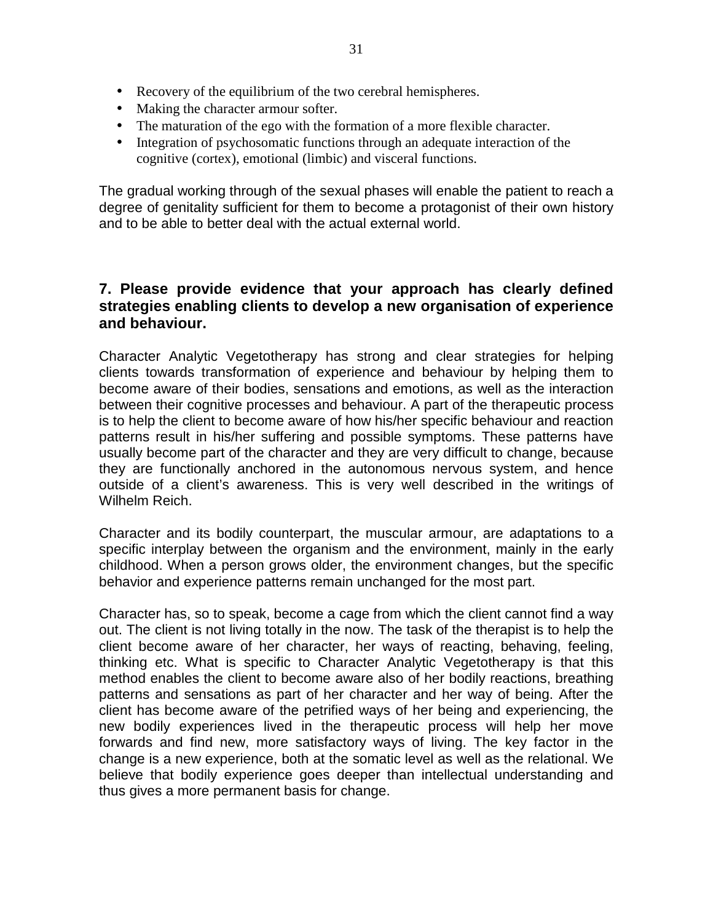- Recovery of the equilibrium of the two cerebral hemispheres.
- Making the character armour softer.
- The maturation of the ego with the formation of a more flexible character.
- Integration of psychosomatic functions through an adequate interaction of the cognitive (cortex), emotional (limbic) and visceral functions.

The gradual working through of the sexual phases will enable the patient to reach a degree of genitality sufficient for them to become a protagonist of their own history and to be able to better deal with the actual external world.

### 7. Please provide evidence that your approach has clearly defined strategies enabling clients to develop a new organisation of experience and behaviour.

Character Analytic Vegetotherapy has strong and clear strategies for helping clients towards transformation of experience and behaviour by helping them to become aware of their bodies, sensations and emotions, as well as the interaction between their cognitive processes and behaviour. A part of the therapeutic process is to help the client to become aware of how his/her specific behaviour and reaction patterns result in his/her suffering and possible symptoms. These patterns have usually become part of the character and they are very difficult to change, because they are functionally anchored in the autonomous nervous system, and hence outside of a client's awareness. This is very well described in the writings of Wilhelm Reich.

Character and its bodily counterpart, the muscular armour, are adaptations to a specific interplay between the organism and the environment, mainly in the early childhood. When a person grows older, the environment changes, but the specific behavior and experience patterns remain unchanged for the most part.

Character has, so to speak, become a cage from which the client cannot find a way out. The client is not living totally in the now. The task of the therapist is to help the client become aware of her character, her ways of reacting, behaving, feeling, thinking etc. What is specific to Character Analytic Vegetotherapy is that this method enables the client to become aware also of her bodily reactions, breathing patterns and sensations as part of her character and her way of being. After the client has become aware of the petrified ways of her being and experiencing, the new bodily experiences lived in the therapeutic process will help her move forwards and find new, more satisfactory ways of living. The key factor in the change is a new experience, both at the somatic level as well as the relational. We believe that bodily experience goes deeper than intellectual understanding and thus gives a more permanent basis for change.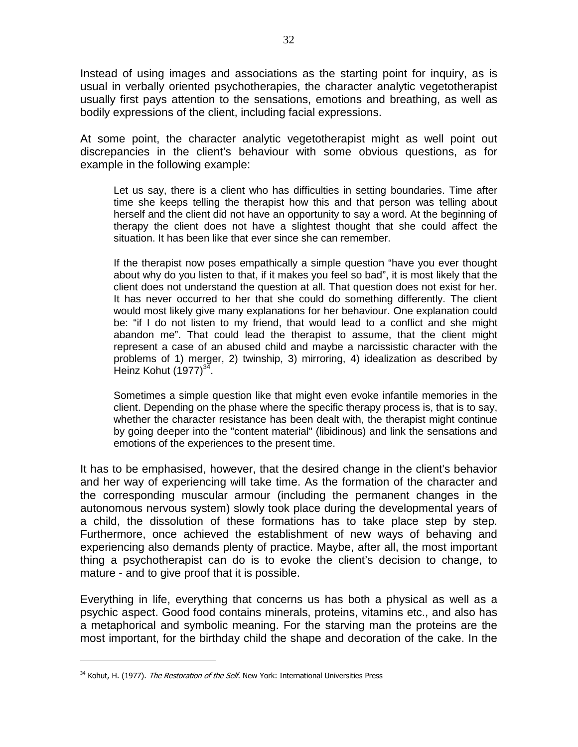Instead of using images and associations as the starting point for inquiry, as is usual in verbally oriented psychotherapies, the character analytic vegetotherapist usually first pays attention to the sensations, emotions and breathing, as well as bodily expressions of the client, including facial expressions.

At some point, the character analytic vegetotherapist might as well point out discrepancies in the client's behaviour with some obvious questions, as for example in the following example:

> Let us say, there is a client who has difficulties in setting boundaries. Time after time she keeps telling the therapist how this and that person was telling about herself and the client did not have an opportunity to say a word. At the beginning of therapy the client does not have a slightest thought that she could affect the situation. It has been like that ever since she can remember.
>
> If the therapist now poses empathically a simple question "have you ever thought about why do you listen to that, if it makes you feel so bad", it is most likely that the client does not understand the question at all. That question does not exist for her. It has never occurred to her that she could do something differently. The client would most likely give many explanations for her behaviour. One explanation could be: "if I do not listen to my friend, that would lead to a conflict and she might abandon me". That could lead the therapist to assume, that the client might represent a case of an abused child and maybe a narcissistic character with the problems of 1) merger, 2) twinship, 3) mirroring, 4) idealization as described by Heinz Kohut (1977)[34].
>
> Sometimes a simple question like that might even evoke infantile memories in the client. Depending on the phase where the specific therapy process is, that is to say, whether the character resistance has been dealt with, the therapist might continue by going deeper into the "content material" (libidinous) and link the sensations and emotions of the experiences to the present time.

It has to be emphasised, however, that the desired change in the client's behavior and her way of experiencing will take time. As the formation of the character and the corresponding muscular armour (including the permanent changes in the autonomous nervous system) slowly took place during the developmental years of a child, the dissolution of these formations has to take place step by step. Furthermore, once achieved the establishment of new ways of behaving and experiencing also demands plenty of practice. Maybe, after all, the most important thing a psychotherapist can do is to evoke the client's decision to change, to mature - and to give proof that it is possible.

Everything in life, everything that concerns us has both a physical as well as a psychic aspect. Good food contains minerals, proteins, vitamins etc., and also has a metaphorical and symbolic meaning. For the starving man the proteins are the most important, for the birthday child the shape and decoration of the cake. In the

---

[34] Kohut, H. (1977). *The Restoration of the Self.* New York: International Universities Press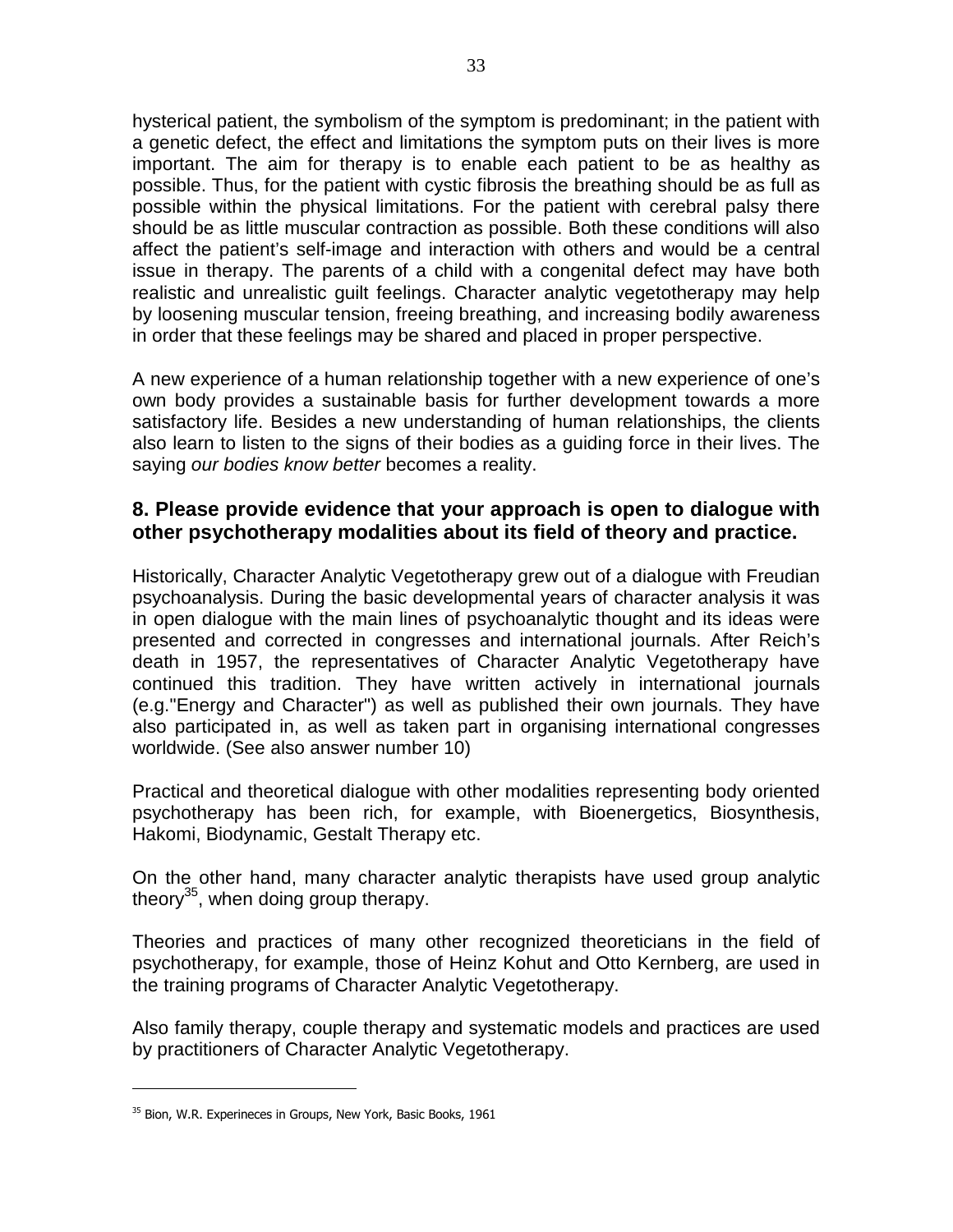hysterical patient, the symbolism of the symptom is predominant; in the patient with a genetic defect, the effect and limitations the symptom puts on their lives is more important. The aim for therapy is to enable each patient to be as healthy as possible. Thus, for the patient with cystic fibrosis the breathing should be as full as possible within the physical limitations. For the patient with cerebral palsy there should be as little muscular contraction as possible. Both these conditions will also affect the patient's self-image and interaction with others and would be a central issue in therapy. The parents of a child with a congenital defect may have both realistic and unrealistic guilt feelings. Character analytic vegetotherapy may help by loosening muscular tension, freeing breathing, and increasing bodily awareness in order that these feelings may be shared and placed in proper perspective.

A new experience of a human relationship together with a new experience of one's own body provides a sustainable basis for further development towards a more satisfactory life. Besides a new understanding of human relationships, the clients also learn to listen to the signs of their bodies as a guiding force in their lives. The saying *our bodies know better* becomes a reality.

## 8. Please provide evidence that your approach is open to dialogue with other psychotherapy modalities about its field of theory and practice.

Historically, Character Analytic Vegetotherapy grew out of a dialogue with Freudian psychoanalysis. During the basic developmental years of character analysis it was in open dialogue with the main lines of psychoanalytic thought and its ideas were presented and corrected in congresses and international journals. After Reich's death in 1957, the representatives of Character Analytic Vegetotherapy have continued this tradition. They have written actively in international journals (e.g."Energy and Character") as well as published their own journals. They have also participated in, as well as taken part in organising international congresses worldwide. (See also answer number 10)

Practical and theoretical dialogue with other modalities representing body oriented psychotherapy has been rich, for example, with Bioenergetics, Biosynthesis, Hakomi, Biodynamic, Gestalt Therapy etc.

On the other hand, many character analytic therapists have used group analytic theory[35], when doing group therapy.

Theories and practices of many other recognized theoreticians in the field of psychotherapy, for example, those of Heinz Kohut and Otto Kernberg, are used in the training programs of Character Analytic Vegetotherapy.

Also family therapy, couple therapy and systematic models and practices are used by practitioners of Character Analytic Vegetotherapy.

---

[35] Bion, W.R. Experineces in Groups, New York, Basic Books, 1961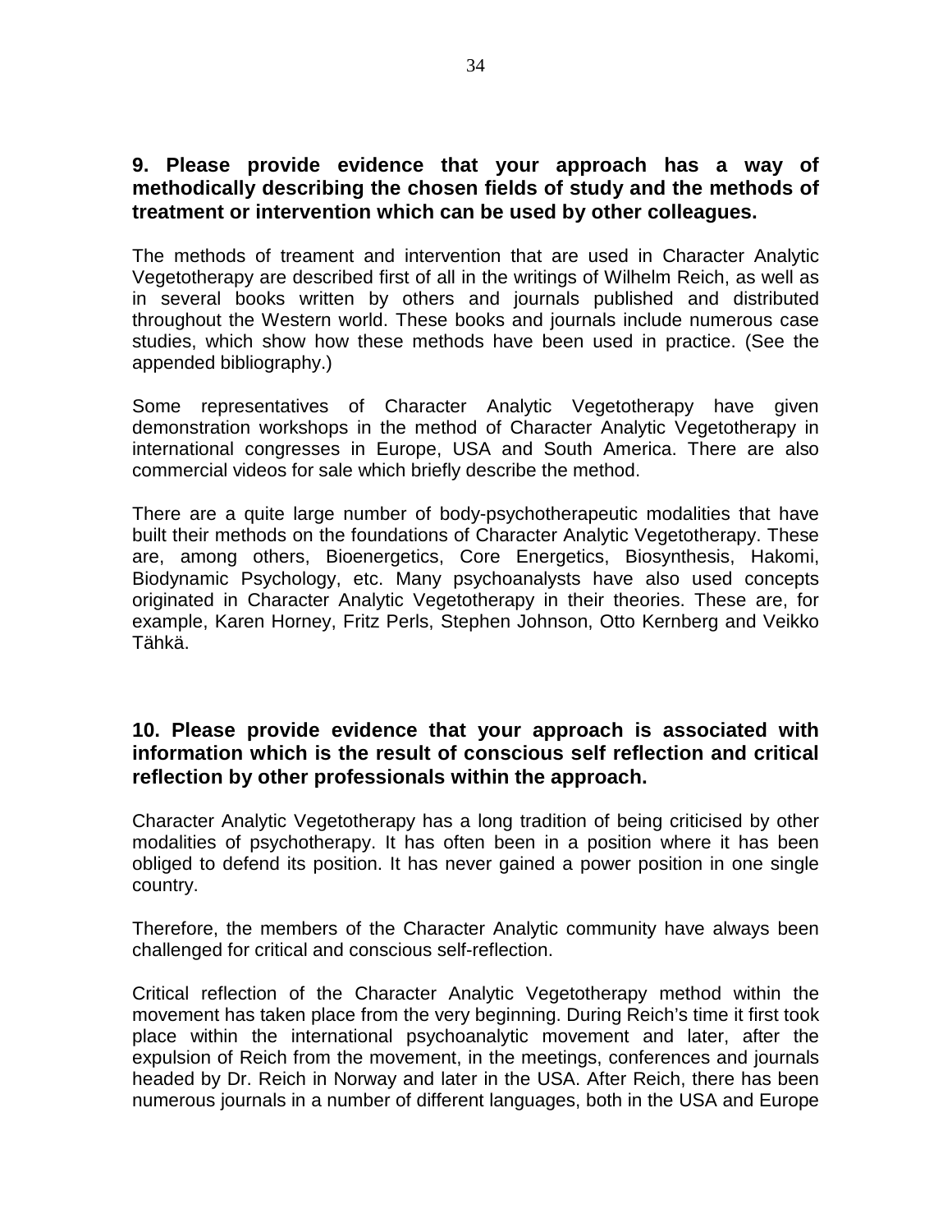**9. Please provide evidence that your approach has a way of methodically describing the chosen fields of study and the methods of treatment or intervention which can be used by other colleagues.**

The methods of treament and intervention that are used in Character Analytic Vegetotherapy are described first of all in the writings of Wilhelm Reich, as well as in several books written by others and journals published and distributed throughout the Western world. These books and journals include numerous case studies, which show how these methods have been used in practice. (See the appended bibliography.)

Some representatives of Character Analytic Vegetotherapy have given demonstration workshops in the method of Character Analytic Vegetotherapy in international congresses in Europe, USA and South America. There are also commercial videos for sale which briefly describe the method.

There are a quite large number of body-psychotherapeutic modalities that have built their methods on the foundations of Character Analytic Vegetotherapy. These are, among others, Bioenergetics, Core Energetics, Biosynthesis, Hakomi, Biodynamic Psychology, etc. Many psychoanalysts have also used concepts originated in Character Analytic Vegetotherapy in their theories. These are, for example, Karen Horney, Fritz Perls, Stephen Johnson, Otto Kernberg and Veikko Tähkä.

**10. Please provide evidence that your approach is associated with information which is the result of conscious self reflection and critical reflection by other professionals within the approach.**

Character Analytic Vegetotherapy has a long tradition of being criticised by other modalities of psychotherapy. It has often been in a position where it has been obliged to defend its position. It has never gained a power position in one single country.

Therefore, the members of the Character Analytic community have always been challenged for critical and conscious self-reflection.

Critical reflection of the Character Analytic Vegetotherapy method within the movement has taken place from the very beginning. During Reich's time it first took place within the international psychoanalytic movement and later, after the expulsion of Reich from the movement, in the meetings, conferences and journals headed by Dr. Reich in Norway and later in the USA. After Reich, there has been numerous journals in a number of different languages, both in the USA and Europe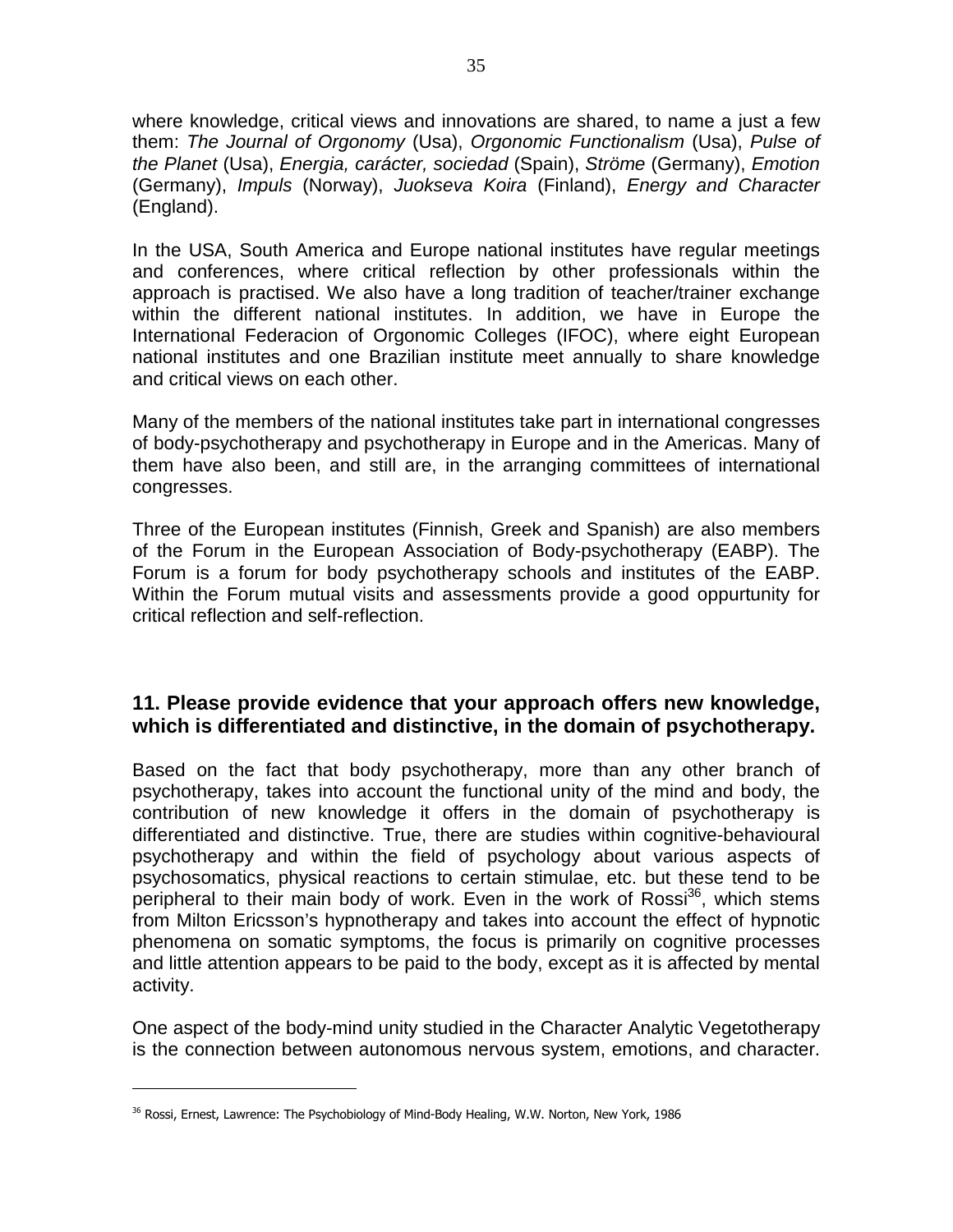where knowledge, critical views and innovations are shared, to name a just a few them: *The Journal of Orgonomy* (Usa), *Orgonomic Functionalism* (Usa), *Pulse of the Planet* (Usa), *Energia, carácter, sociedad* (Spain), *Ströme* (Germany), *Emotion* (Germany), *Impuls* (Norway), *Juokseva Koira* (Finland), *Energy and Character* (England).

In the USA, South America and Europe national institutes have regular meetings and conferences, where critical reflection by other professionals within the approach is practised. We also have a long tradition of teacher/trainer exchange within the different national institutes. In addition, we have in Europe the International Federacion of Orgonomic Colleges (IFOC), where eight European national institutes and one Brazilian institute meet annually to share knowledge and critical views on each other.

Many of the members of the national institutes take part in international congresses of body-psychotherapy and psychotherapy in Europe and in the Americas. Many of them have also been, and still are, in the arranging committees of international congresses.

Three of the European institutes (Finnish, Greek and Spanish) are also members of the Forum in the European Association of Body-psychotherapy (EABP). The Forum is a forum for body psychotherapy schools and institutes of the EABP. Within the Forum mutual visits and assessments provide a good oppurtunity for critical reflection and self-reflection.

## 11. Please provide evidence that your approach offers new knowledge, which is differentiated and distinctive, in the domain of psychotherapy.

Based on the fact that body psychotherapy, more than any other branch of psychotherapy, takes into account the functional unity of the mind and body, the contribution of new knowledge it offers in the domain of psychotherapy is differentiated and distinctive. True, there are studies within cognitive-behavioural psychotherapy and within the field of psychology about various aspects of psychosomatics, physical reactions to certain stimulae, etc. but these tend to be peripheral to their main body of work. Even in the work of Rossi[36], which stems from Milton Ericsson's hypnotherapy and takes into account the effect of hypnotic phenomena on somatic symptoms, the focus is primarily on cognitive processes and little attention appears to be paid to the body, except as it is affected by mental activity.

One aspect of the body-mind unity studied in the Character Analytic Vegetotherapy is the connection between autonomous nervous system, emotions, and character.

---

[36] Rossi, Ernest, Lawrence: The Psychobiology of Mind-Body Healing, W.W. Norton, New York, 1986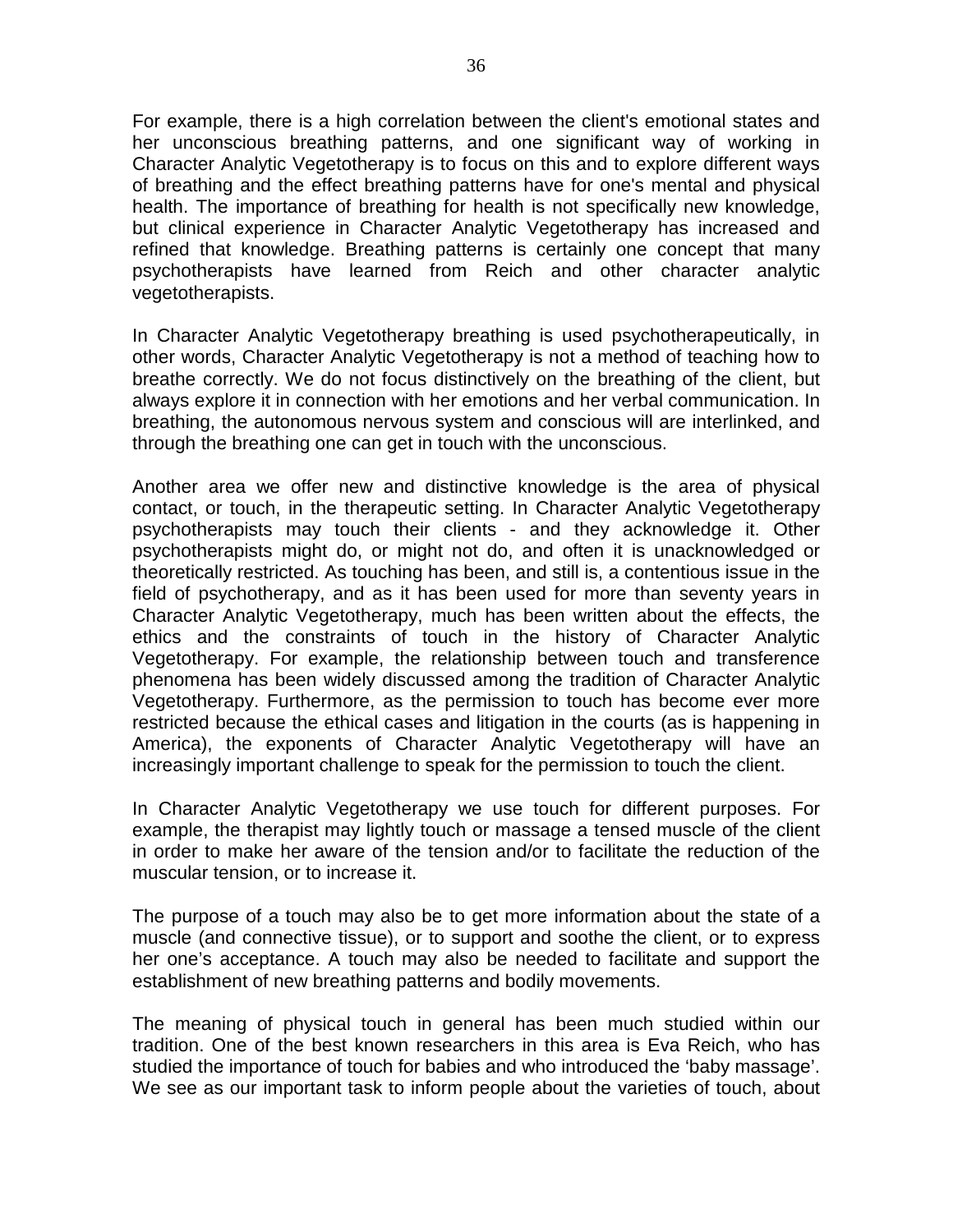For example, there is a high correlation between the client's emotional states and her unconscious breathing patterns, and one significant way of working in Character Analytic Vegetotherapy is to focus on this and to explore different ways of breathing and the effect breathing patterns have for one's mental and physical health. The importance of breathing for health is not specifically new knowledge, but clinical experience in Character Analytic Vegetotherapy has increased and refined that knowledge. Breathing patterns is certainly one concept that many psychotherapists have learned from Reich and other character analytic vegetotherapists.

In Character Analytic Vegetotherapy breathing is used psychotherapeutically, in other words, Character Analytic Vegetotherapy is not a method of teaching how to breathe correctly. We do not focus distinctively on the breathing of the client, but always explore it in connection with her emotions and her verbal communication. In breathing, the autonomous nervous system and conscious will are interlinked, and through the breathing one can get in touch with the unconscious.

Another area we offer new and distinctive knowledge is the area of physical contact, or touch, in the therapeutic setting. In Character Analytic Vegetotherapy psychotherapists may touch their clients - and they acknowledge it. Other psychotherapists might do, or might not do, and often it is unacknowledged or theoretically restricted. As touching has been, and still is, a contentious issue in the field of psychotherapy, and as it has been used for more than seventy years in Character Analytic Vegetotherapy, much has been written about the effects, the ethics and the constraints of touch in the history of Character Analytic Vegetotherapy. For example, the relationship between touch and transference phenomena has been widely discussed among the tradition of Character Analytic Vegetotherapy. Furthermore, as the permission to touch has become ever more restricted because the ethical cases and litigation in the courts (as is happening in America), the exponents of Character Analytic Vegetotherapy will have an increasingly important challenge to speak for the permission to touch the client.

In Character Analytic Vegetotherapy we use touch for different purposes. For example, the therapist may lightly touch or massage a tensed muscle of the client in order to make her aware of the tension and/or to facilitate the reduction of the muscular tension, or to increase it.

The purpose of a touch may also be to get more information about the state of a muscle (and connective tissue), or to support and soothe the client, or to express her one's acceptance. A touch may also be needed to facilitate and support the establishment of new breathing patterns and bodily movements.

The meaning of physical touch in general has been much studied within our tradition. One of the best known researchers in this area is Eva Reich, who has studied the importance of touch for babies and who introduced the 'baby massage'. We see as our important task to inform people about the varieties of touch, about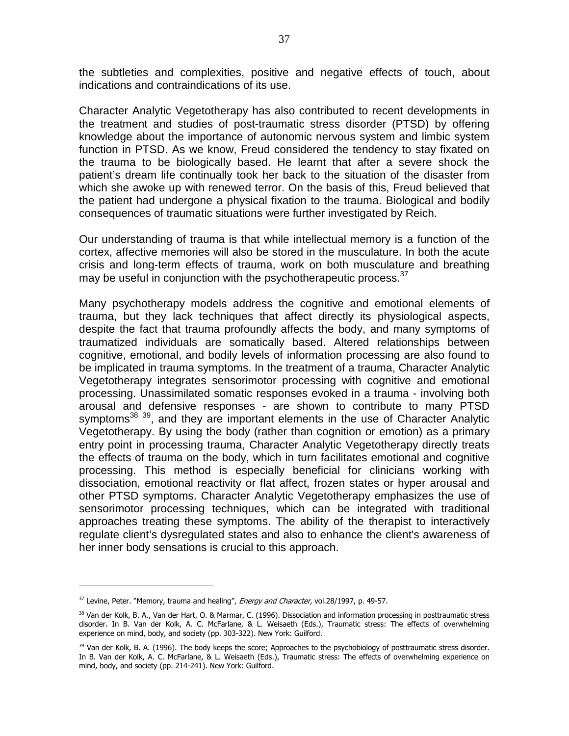the subtleties and complexities, positive and negative effects of touch, about indications and contraindications of its use.

Character Analytic Vegetotherapy has also contributed to recent developments in the treatment and studies of post-traumatic stress disorder (PTSD) by offering knowledge about the importance of autonomic nervous system and limbic system function in PTSD. As we know, Freud considered the tendency to stay fixated on the trauma to be biologically based. He learnt that after a severe shock the patient's dream life continually took her back to the situation of the disaster from which she awoke up with renewed terror. On the basis of this, Freud believed that the patient had undergone a physical fixation to the trauma. Biological and bodily consequences of traumatic situations were further investigated by Reich.

Our understanding of trauma is that while intellectual memory is a function of the cortex, affective memories will also be stored in the musculature. In both the acute crisis and long-term effects of trauma, work on both musculature and breathing may be useful in conjunction with the psychotherapeutic process.[37]

Many psychotherapy models address the cognitive and emotional elements of trauma, but they lack techniques that affect directly its physiological aspects, despite the fact that trauma profoundly affects the body, and many symptoms of traumatized individuals are somatically based. Altered relationships between cognitive, emotional, and bodily levels of information processing are also found to be implicated in trauma symptoms. In the treatment of a trauma, Character Analytic Vegetotherapy integrates sensorimotor processing with cognitive and emotional processing. Unassimilated somatic responses evoked in a trauma - involving both arousal and defensive responses - are shown to contribute to many PTSD symptoms[38] [39], and they are important elements in the use of Character Analytic Vegetotherapy. By using the body (rather than cognition or emotion) as a primary entry point in processing trauma, Character Analytic Vegetotherapy directly treats the effects of trauma on the body, which in turn facilitates emotional and cognitive processing. This method is especially beneficial for clinicians working with dissociation, emotional reactivity or flat affect, frozen states or hyper arousal and other PTSD symptoms. Character Analytic Vegetotherapy emphasizes the use of sensorimotor processing techniques, which can be integrated with traditional approaches treating these symptoms. The ability of the therapist to interactively regulate client's dysregulated states and also to enhance the client's awareness of her inner body sensations is crucial to this approach.

---

[37] Levine, Peter. "Memory, trauma and healing", *Energy and Character,* vol.28/1997, p. 49-57.

[38] Van der Kolk, B. A., Van der Hart, O. & Marmar, C. (1996). Dissociation and information processing in posttraumatic stress disorder. In B. Van der Kolk, A. C. McFarlane, & L. Weisaeth (Eds.), Traumatic stress: The effects of overwhelming experience on mind, body, and society (pp. 303-322). New York: Guilford.

[39] Van der Kolk, B. A. (1996). The body keeps the score; Approaches to the psychobiology of posttraumatic stress disorder. In B. Van der Kolk, A. C. McFarlane, & L. Weisaeth (Eds.), Traumatic stress: The effects of overwhelming experience on mind, body, and society (pp. 214-241). New York: Guilford.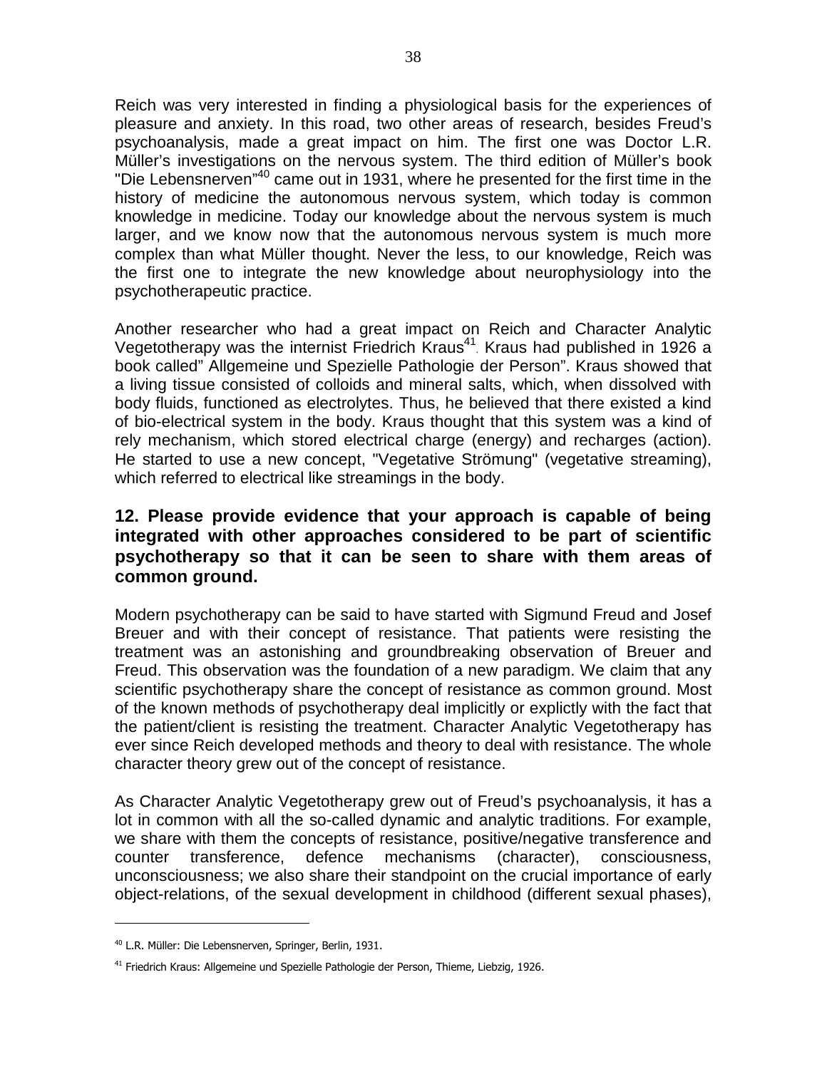Reich was very interested in finding a physiological basis for the experiences of pleasure and anxiety. In this road, two other areas of research, besides Freud's psychoanalysis, made a great impact on him. The first one was Doctor L.R. Müller's investigations on the nervous system. The third edition of Müller's book "Die Lebensnerven"[40] came out in 1931, where he presented for the first time in the history of medicine the autonomous nervous system, which today is common knowledge in medicine. Today our knowledge about the nervous system is much larger, and we know now that the autonomous nervous system is much more complex than what Müller thought. Never the less, to our knowledge, Reich was the first one to integrate the new knowledge about neurophysiology into the psychotherapeutic practice.

Another researcher who had a great impact on Reich and Character Analytic Vegetotherapy was the internist Friedrich Kraus[41]. Kraus had published in 1926 a book called" Allgemeine und Spezielle Pathologie der Person". Kraus showed that a living tissue consisted of colloids and mineral salts, which, when dissolved with body fluids, functioned as electrolytes. Thus, he believed that there existed a kind of bio-electrical system in the body. Kraus thought that this system was a kind of rely mechanism, which stored electrical charge (energy) and recharges (action). He started to use a new concept, "Vegetative Strömung" (vegetative streaming), which referred to electrical like streamings in the body.

### 12. Please provide evidence that your approach is capable of being integrated with other approaches considered to be part of scientific psychotherapy so that it can be seen to share with them areas of common ground.

Modern psychotherapy can be said to have started with Sigmund Freud and Josef Breuer and with their concept of resistance. That patients were resisting the treatment was an astonishing and groundbreaking observation of Breuer and Freud. This observation was the foundation of a new paradigm. We claim that any scientific psychotherapy share the concept of resistance as common ground. Most of the known methods of psychotherapy deal implicitly or explictly with the fact that the patient/client is resisting the treatment. Character Analytic Vegetotherapy has ever since Reich developed methods and theory to deal with resistance. The whole character theory grew out of the concept of resistance.

As Character Analytic Vegetotherapy grew out of Freud's psychoanalysis, it has a lot in common with all the so-called dynamic and analytic traditions. For example, we share with them the concepts of resistance, positive/negative transference and counter transference, defence mechanisms (character), consciousness, unconsciousness; we also share their standpoint on the crucial importance of early object-relations, of the sexual development in childhood (different sexual phases),

---

[40] L.R. Müller: Die Lebensnerven, Springer, Berlin, 1931.

[41] Friedrich Kraus: Allgemeine und Spezielle Pathologie der Person, Thieme, Liebzig, 1926.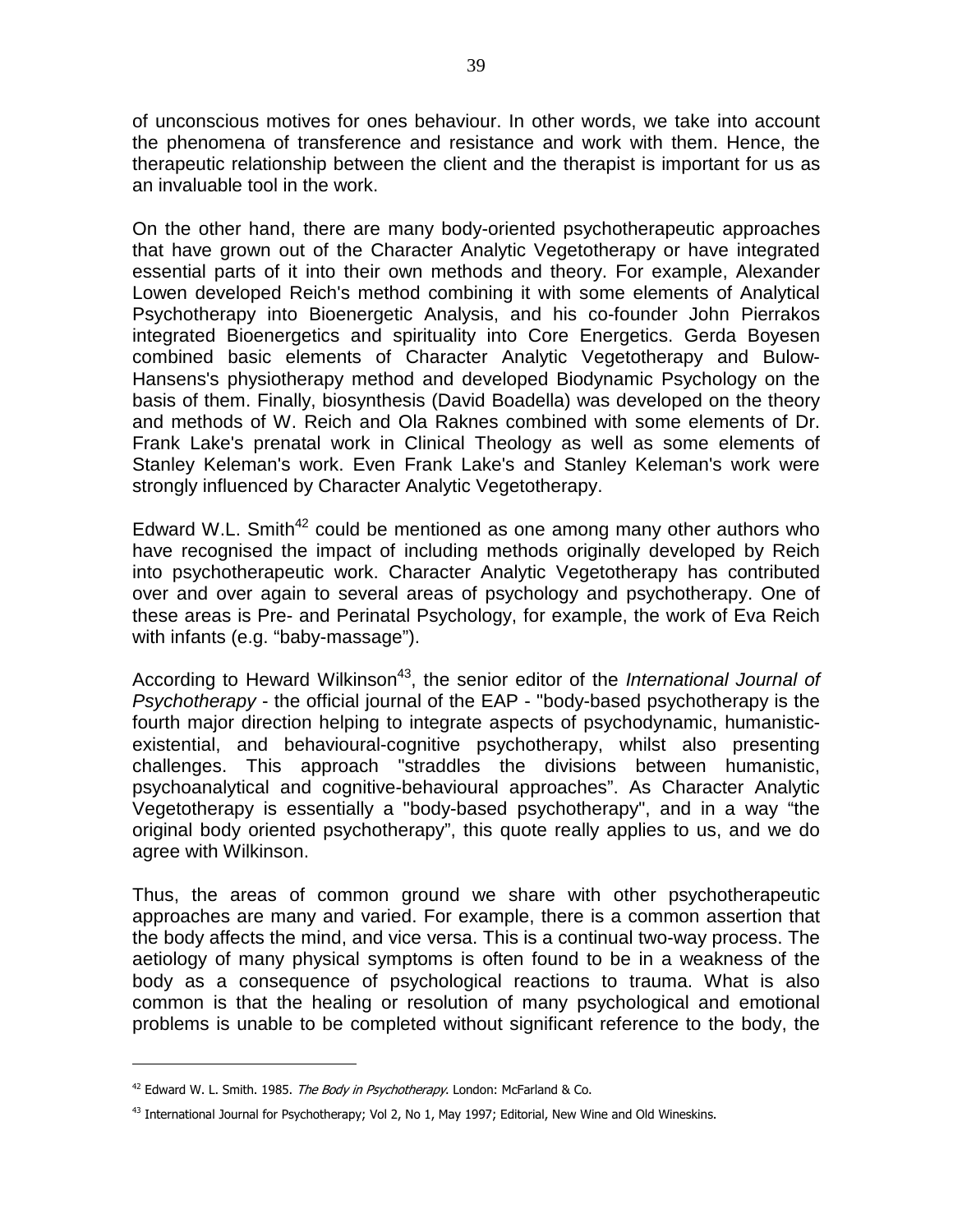of unconscious motives for ones behaviour. In other words, we take into account the phenomena of transference and resistance and work with them. Hence, the therapeutic relationship between the client and the therapist is important for us as an invaluable tool in the work.

On the other hand, there are many body-oriented psychotherapeutic approaches that have grown out of the Character Analytic Vegetotherapy or have integrated essential parts of it into their own methods and theory. For example, Alexander Lowen developed Reich's method combining it with some elements of Analytical Psychotherapy into Bioenergetic Analysis, and his co-founder John Pierrakos integrated Bioenergetics and spirituality into Core Energetics. Gerda Boyesen combined basic elements of Character Analytic Vegetotherapy and Bulow-Hansens's physiotherapy method and developed Biodynamic Psychology on the basis of them. Finally, biosynthesis (David Boadella) was developed on the theory and methods of W. Reich and Ola Raknes combined with some elements of Dr. Frank Lake's prenatal work in Clinical Theology as well as some elements of Stanley Keleman's work. Even Frank Lake's and Stanley Keleman's work were strongly influenced by Character Analytic Vegetotherapy.

Edward W.L. Smith[42] could be mentioned as one among many other authors who have recognised the impact of including methods originally developed by Reich into psychotherapeutic work. Character Analytic Vegetotherapy has contributed over and over again to several areas of psychology and psychotherapy. One of these areas is Pre- and Perinatal Psychology, for example, the work of Eva Reich with infants (e.g. "baby-massage").

According to Heward Wilkinson[43], the senior editor of the *International Journal of Psychotherapy* - the official journal of the EAP - "body-based psychotherapy is the fourth major direction helping to integrate aspects of psychodynamic, humanistic-existential, and behavioural-cognitive psychotherapy, whilst also presenting challenges. This approach "straddles the divisions between humanistic, psychoanalytical and cognitive-behavioural approaches". As Character Analytic Vegetotherapy is essentially a "body-based psychotherapy", and in a way "the original body oriented psychotherapy", this quote really applies to us, and we do agree with Wilkinson.

Thus, the areas of common ground we share with other psychotherapeutic approaches are many and varied. For example, there is a common assertion that the body affects the mind, and vice versa. This is a continual two-way process. The aetiology of many physical symptoms is often found to be in a weakness of the body as a consequence of psychological reactions to trauma. What is also common is that the healing or resolution of many psychological and emotional problems is unable to be completed without significant reference to the body, the

---

[42] Edward W. L. Smith. 1985. *The Body in Psychotherapy*. London: McFarland & Co.

[43] International Journal for Psychotherapy; Vol 2, No 1, May 1997; Editorial, New Wine and Old Wineskins.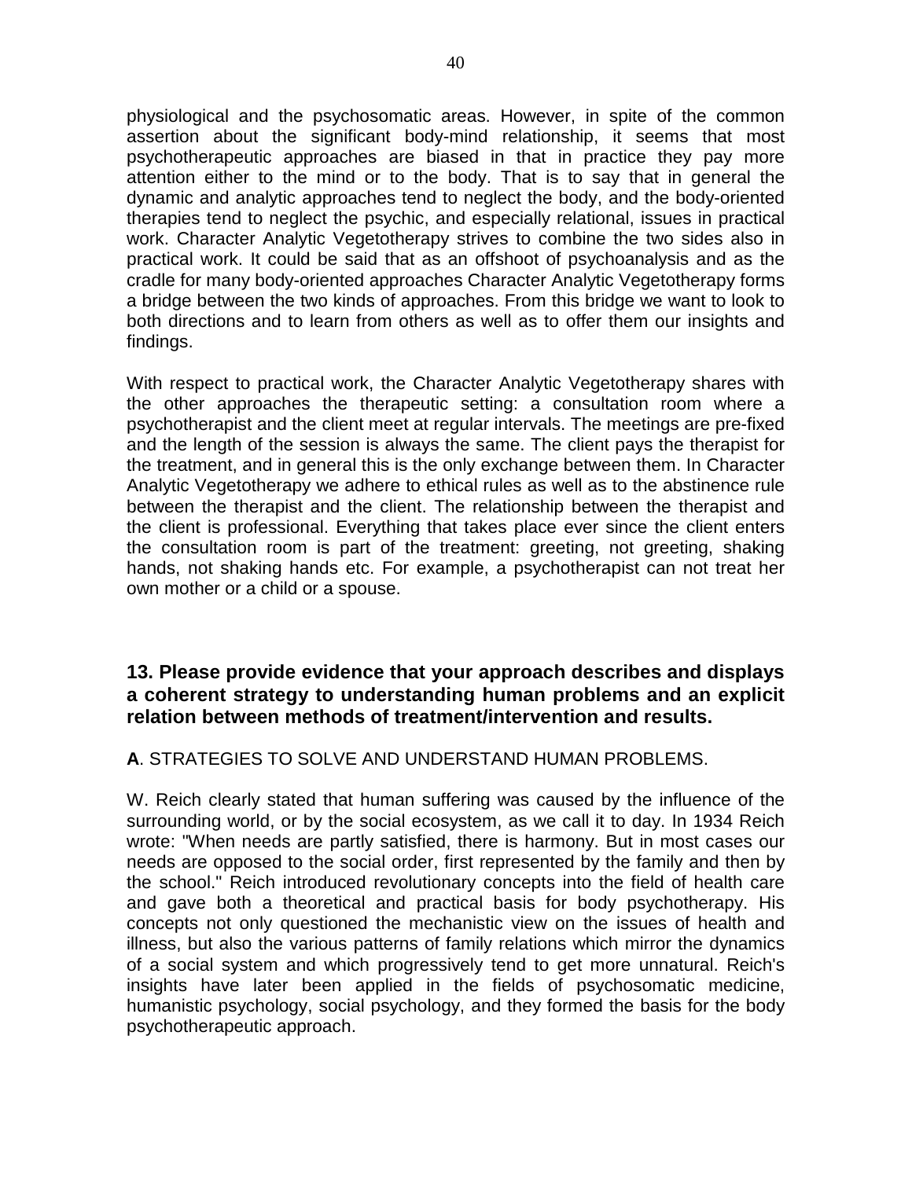physiological and the psychosomatic areas. However, in spite of the common assertion about the significant body-mind relationship, it seems that most psychotherapeutic approaches are biased in that in practice they pay more attention either to the mind or to the body. That is to say that in general the dynamic and analytic approaches tend to neglect the body, and the body-oriented therapies tend to neglect the psychic, and especially relational, issues in practical work. Character Analytic Vegetotherapy strives to combine the two sides also in practical work. It could be said that as an offshoot of psychoanalysis and as the cradle for many body-oriented approaches Character Analytic Vegetotherapy forms a bridge between the two kinds of approaches. From this bridge we want to look to both directions and to learn from others as well as to offer them our insights and findings.

With respect to practical work, the Character Analytic Vegetotherapy shares with the other approaches the therapeutic setting: a consultation room where a psychotherapist and the client meet at regular intervals. The meetings are pre-fixed and the length of the session is always the same. The client pays the therapist for the treatment, and in general this is the only exchange between them. In Character Analytic Vegetotherapy we adhere to ethical rules as well as to the abstinence rule between the therapist and the client. The relationship between the therapist and the client is professional. Everything that takes place ever since the client enters the consultation room is part of the treatment: greeting, not greeting, shaking hands, not shaking hands etc. For example, a psychotherapist can not treat her own mother or a child or a spouse.

## 13. Please provide evidence that your approach describes and displays a coherent strategy to understanding human problems and an explicit relation between methods of treatment/intervention and results.

**A**. STRATEGIES TO SOLVE AND UNDERSTAND HUMAN PROBLEMS.

W. Reich clearly stated that human suffering was caused by the influence of the surrounding world, or by the social ecosystem, as we call it to day. In 1934 Reich wrote: "When needs are partly satisfied, there is harmony. But in most cases our needs are opposed to the social order, first represented by the family and then by the school." Reich introduced revolutionary concepts into the field of health care and gave both a theoretical and practical basis for body psychotherapy. His concepts not only questioned the mechanistic view on the issues of health and illness, but also the various patterns of family relations which mirror the dynamics of a social system and which progressively tend to get more unnatural. Reich's insights have later been applied in the fields of psychosomatic medicine, humanistic psychology, social psychology, and they formed the basis for the body psychotherapeutic approach.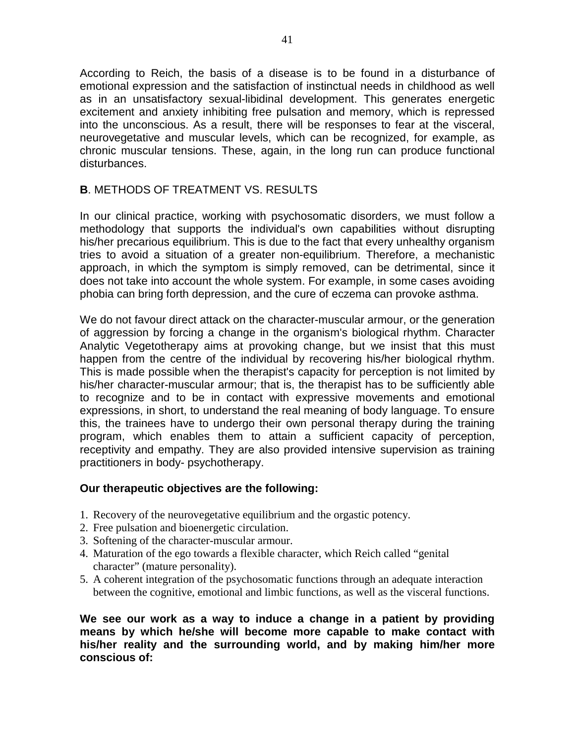According to Reich, the basis of a disease is to be found in a disturbance of emotional expression and the satisfaction of instinctual needs in childhood as well as in an unsatisfactory sexual-libidinal development. This generates energetic excitement and anxiety inhibiting free pulsation and memory, which is repressed into the unconscious. As a result, there will be responses to fear at the visceral, neurovegetative and muscular levels, which can be recognized, for example, as chronic muscular tensions. These, again, in the long run can produce functional disturbances.

**B**. METHODS OF TREATMENT VS. RESULTS

In our clinical practice, working with psychosomatic disorders, we must follow a methodology that supports the individual's own capabilities without disrupting his/her precarious equilibrium. This is due to the fact that every unhealthy organism tries to avoid a situation of a greater non-equilibrium. Therefore, a mechanistic approach, in which the symptom is simply removed, can be detrimental, since it does not take into account the whole system. For example, in some cases avoiding phobia can bring forth depression, and the cure of eczema can provoke asthma.

We do not favour direct attack on the character-muscular armour, or the generation of aggression by forcing a change in the organism's biological rhythm. Character Analytic Vegetotherapy aims at provoking change, but we insist that this must happen from the centre of the individual by recovering his/her biological rhythm. This is made possible when the therapist's capacity for perception is not limited by his/her character-muscular armour; that is, the therapist has to be sufficiently able to recognize and to be in contact with expressive movements and emotional expressions, in short, to understand the real meaning of body language. To ensure this, the trainees have to undergo their own personal therapy during the training program, which enables them to attain a sufficient capacity of perception, receptivity and empathy. They are also provided intensive supervision as training practitioners in body- psychotherapy.

**Our therapeutic objectives are the following:**

1. Recovery of the neurovegetative equilibrium and the orgastic potency.
2. Free pulsation and bioenergetic circulation.
3. Softening of the character-muscular armour.
4. Maturation of the ego towards a flexible character, which Reich called "genital character" (mature personality).
5. A coherent integration of the psychosomatic functions through an adequate interaction between the cognitive, emotional and limbic functions, as well as the visceral functions.

**We see our work as a way to induce a change in a patient by providing means by which he/she will become more capable to make contact with his/her reality and the surrounding world, and by making him/her more conscious of:**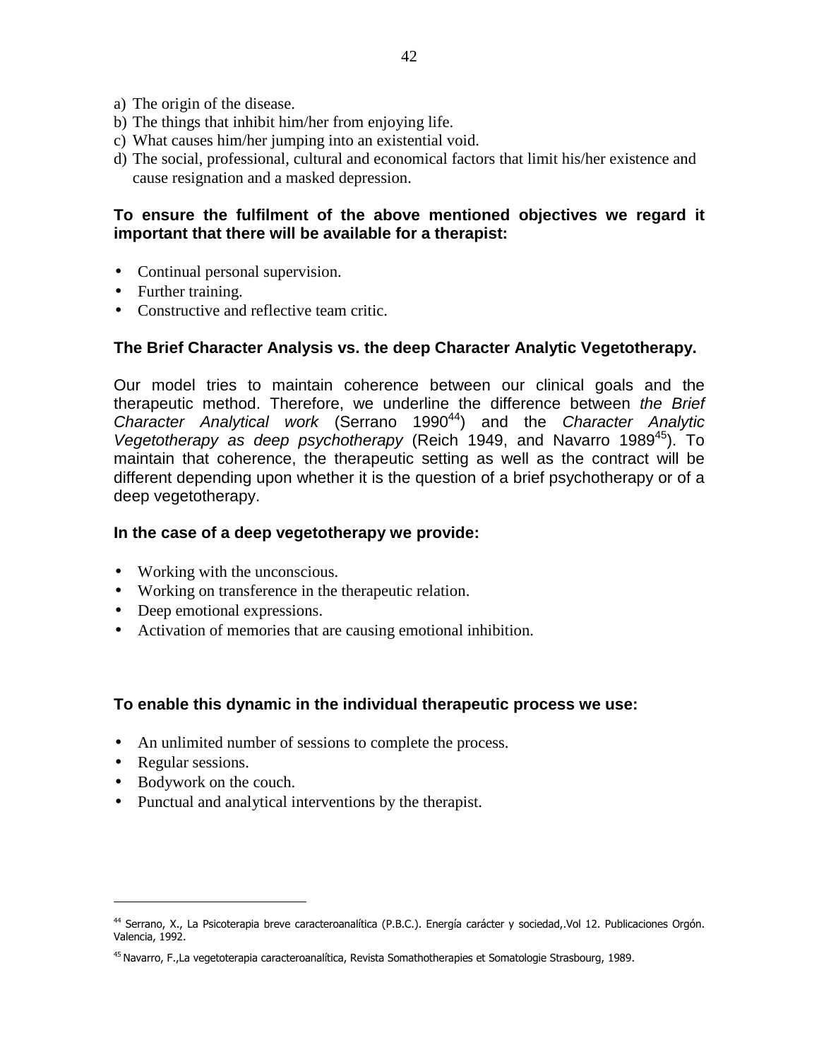a) The origin of the disease.
b) The things that inhibit him/her from enjoying life.
c) What causes him/her jumping into an existential void.
d) The social, professional, cultural and economical factors that limit his/her existence and cause resignation and a masked depression.

**To ensure the fulfilment of the above mentioned objectives we regard it important that there will be available for a therapist:**

- Continual personal supervision.
- Further training.
- Constructive and reflective team critic.

### The Brief Character Analysis vs. the deep Character Analytic Vegetotherapy.

Our model tries to maintain coherence between our clinical goals and the therapeutic method. Therefore, we underline the difference between *the Brief Character Analytical work* (Serrano 1990[44]) and the *Character Analytic Vegetotherapy as deep psychotherapy* (Reich 1949, and Navarro 1989[45]). To maintain that coherence, the therapeutic setting as well as the contract will be different depending upon whether it is the question of a brief psychotherapy or of a deep vegetotherapy.

**In the case of a deep vegetotherapy we provide:**

- Working with the unconscious.
- Working on transference in the therapeutic relation.
- Deep emotional expressions.
- Activation of memories that are causing emotional inhibition.

**To enable this dynamic in the individual therapeutic process we use:**

- An unlimited number of sessions to complete the process.
- Regular sessions.
- Bodywork on the couch.
- Punctual and analytical interventions by the therapist.

---

[44] Serrano, X., La Psicoterapia breve caracteroanalítica (P.B.C.). Energía carácter y sociedad,.Vol 12. Publicaciones Orgón. Valencia, 1992.

[45] Navarro, F.,La vegetoterapia caracteroanalítica, Revista Somathotherapies et Somatologie Strasbourg, 1989.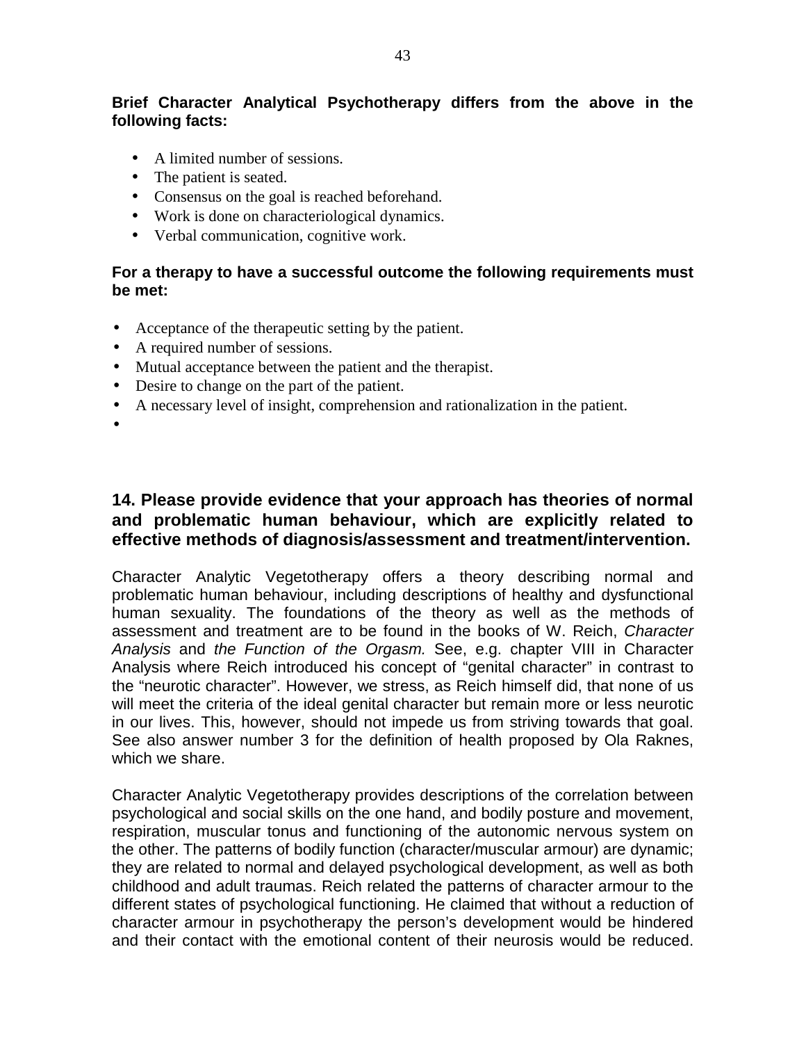**Brief Character Analytical Psychotherapy differs from the above in the following facts:**

- A limited number of sessions.
- The patient is seated.
- Consensus on the goal is reached beforehand.
- Work is done on characteriological dynamics.
- Verbal communication, cognitive work.

**For a therapy to have a successful outcome the following requirements must be met:**

- Acceptance of the therapeutic setting by the patient.
- A required number of sessions.
- Mutual acceptance between the patient and the therapist.
- Desire to change on the part of the patient.
- A necessary level of insight, comprehension and rationalization in the patient.

## 14. Please provide evidence that your approach has theories of normal and problematic human behaviour, which are explicitly related to effective methods of diagnosis/assessment and treatment/intervention.

Character Analytic Vegetotherapy offers a theory describing normal and problematic human behaviour, including descriptions of healthy and dysfunctional human sexuality. The foundations of the theory as well as the methods of assessment and treatment are to be found in the books of W. Reich, *Character Analysis* and *the Function of the Orgasm.* See, e.g. chapter VIII in Character Analysis where Reich introduced his concept of "genital character" in contrast to the "neurotic character". However, we stress, as Reich himself did, that none of us will meet the criteria of the ideal genital character but remain more or less neurotic in our lives. This, however, should not impede us from striving towards that goal. See also answer number 3 for the definition of health proposed by Ola Raknes, which we share.

Character Analytic Vegetotherapy provides descriptions of the correlation between psychological and social skills on the one hand, and bodily posture and movement, respiration, muscular tonus and functioning of the autonomic nervous system on the other. The patterns of bodily function (character/muscular armour) are dynamic; they are related to normal and delayed psychological development, as well as both childhood and adult traumas. Reich related the patterns of character armour to the different states of psychological functioning. He claimed that without a reduction of character armour in psychotherapy the person's development would be hindered and their contact with the emotional content of their neurosis would be reduced.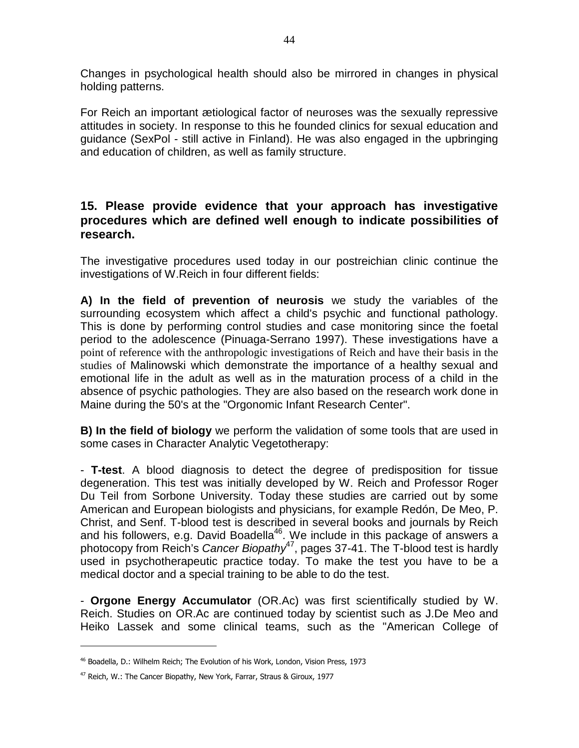Changes in psychological health should also be mirrored in changes in physical holding patterns.

For Reich an important ætiological factor of neuroses was the sexually repressive attitudes in society. In response to this he founded clinics for sexual education and guidance (SexPol - still active in Finland). He was also engaged in the upbringing and education of children, as well as family structure.

## 15. Please provide evidence that your approach has investigative procedures which are defined well enough to indicate possibilities of research.

The investigative procedures used today in our postreichian clinic continue the investigations of W.Reich in four different fields:

**A) In the field of prevention of neurosis** we study the variables of the surrounding ecosystem which affect a child's psychic and functional pathology. This is done by performing control studies and case monitoring since the foetal period to the adolescence (Pinuaga-Serrano 1997). These investigations have a point of reference with the anthropologic investigations of Reich and have their basis in the studies of Malinowski which demonstrate the importance of a healthy sexual and emotional life in the adult as well as in the maturation process of a child in the absence of psychic pathologies. They are also based on the research work done in Maine during the 50's at the "Orgonomic Infant Research Center".

**B) In the field of biology** we perform the validation of some tools that are used in some cases in Character Analytic Vegetotherapy:

- **T-test**. A blood diagnosis to detect the degree of predisposition for tissue degeneration. This test was initially developed by W. Reich and Professor Roger Du Teil from Sorbone University. Today these studies are carried out by some American and European biologists and physicians, for example Redón, De Meo, P. Christ, and Senf. T-blood test is described in several books and journals by Reich and his followers, e.g. David Boadella[46]. We include in this package of answers a photocopy from Reich's *Cancer Biopathy*[47], pages 37-41. The T-blood test is hardly used in psychotherapeutic practice today. To make the test you have to be a medical doctor and a special training to be able to do the test.

- **Orgone Energy Accumulator** (OR.Ac) was first scientifically studied by W. Reich. Studies on OR.Ac are continued today by scientist such as J.De Meo and Heiko Lassek and some clinical teams, such as the "American College of

---

[46] Boadella, D.: Wilhelm Reich; The Evolution of his Work, London, Vision Press, 1973

[47] Reich, W.: The Cancer Biopathy, New York, Farrar, Straus & Giroux, 1977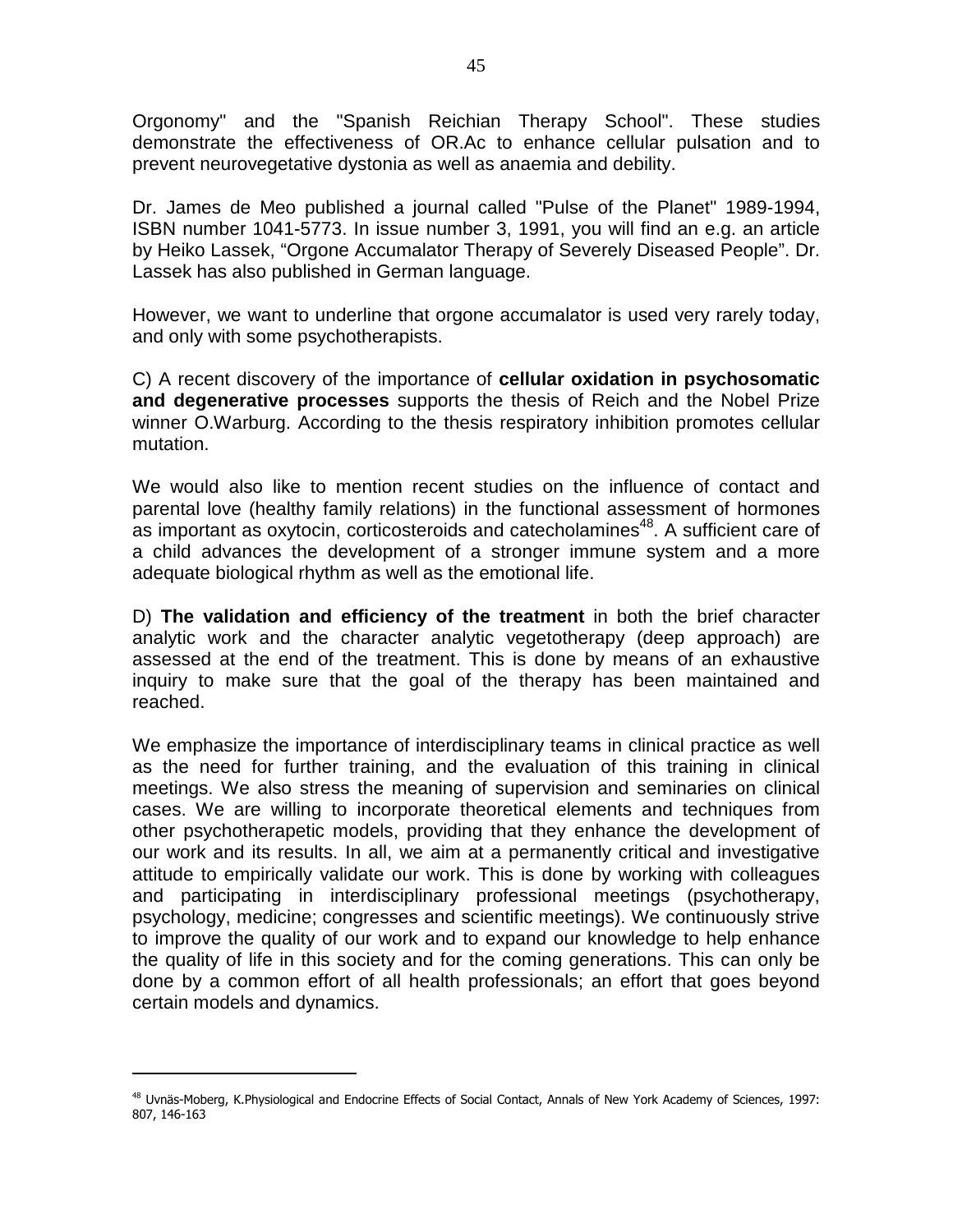Orgonomy" and the "Spanish Reichian Therapy School". These studies demonstrate the effectiveness of OR.Ac to enhance cellular pulsation and to prevent neurovegetative dystonia as well as anaemia and debility.

Dr. James de Meo published a journal called "Pulse of the Planet" 1989-1994, ISBN number 1041-5773. In issue number 3, 1991, you will find an e.g. an article by Heiko Lassek, "Orgone Accumalator Therapy of Severely Diseased People". Dr. Lassek has also published in German language.

However, we want to underline that orgone accumalator is used very rarely today, and only with some psychotherapists.

C) A recent discovery of the importance of **cellular oxidation in psychosomatic and degenerative processes** supports the thesis of Reich and the Nobel Prize winner O.Warburg. According to the thesis respiratory inhibition promotes cellular mutation.

We would also like to mention recent studies on the influence of contact and parental love (healthy family relations) in the functional assessment of hormones as important as oxytocin, corticosteroids and catecholamines[48]. A sufficient care of a child advances the development of a stronger immune system and a more adequate biological rhythm as well as the emotional life.

D) **The validation and efficiency of the treatment** in both the brief character analytic work and the character analytic vegetotherapy (deep approach) are assessed at the end of the treatment. This is done by means of an exhaustive inquiry to make sure that the goal of the therapy has been maintained and reached.

We emphasize the importance of interdisciplinary teams in clinical practice as well as the need for further training, and the evaluation of this training in clinical meetings. We also stress the meaning of supervision and seminaries on clinical cases. We are willing to incorporate theoretical elements and techniques from other psychotherapetic models, providing that they enhance the development of our work and its results. In all, we aim at a permanently critical and investigative attitude to empirically validate our work. This is done by working with colleagues and participating in interdisciplinary professional meetings (psychotherapy, psychology, medicine; congresses and scientific meetings). We continuously strive to improve the quality of our work and to expand our knowledge to help enhance the quality of life in this society and for the coming generations. This can only be done by a common effort of all health professionals; an effort that goes beyond certain models and dynamics.

---

[48] Uvnäs-Moberg, K.Physiological and Endocrine Effects of Social Contact, Annals of New York Academy of Sciences, 1997: 807, 146-163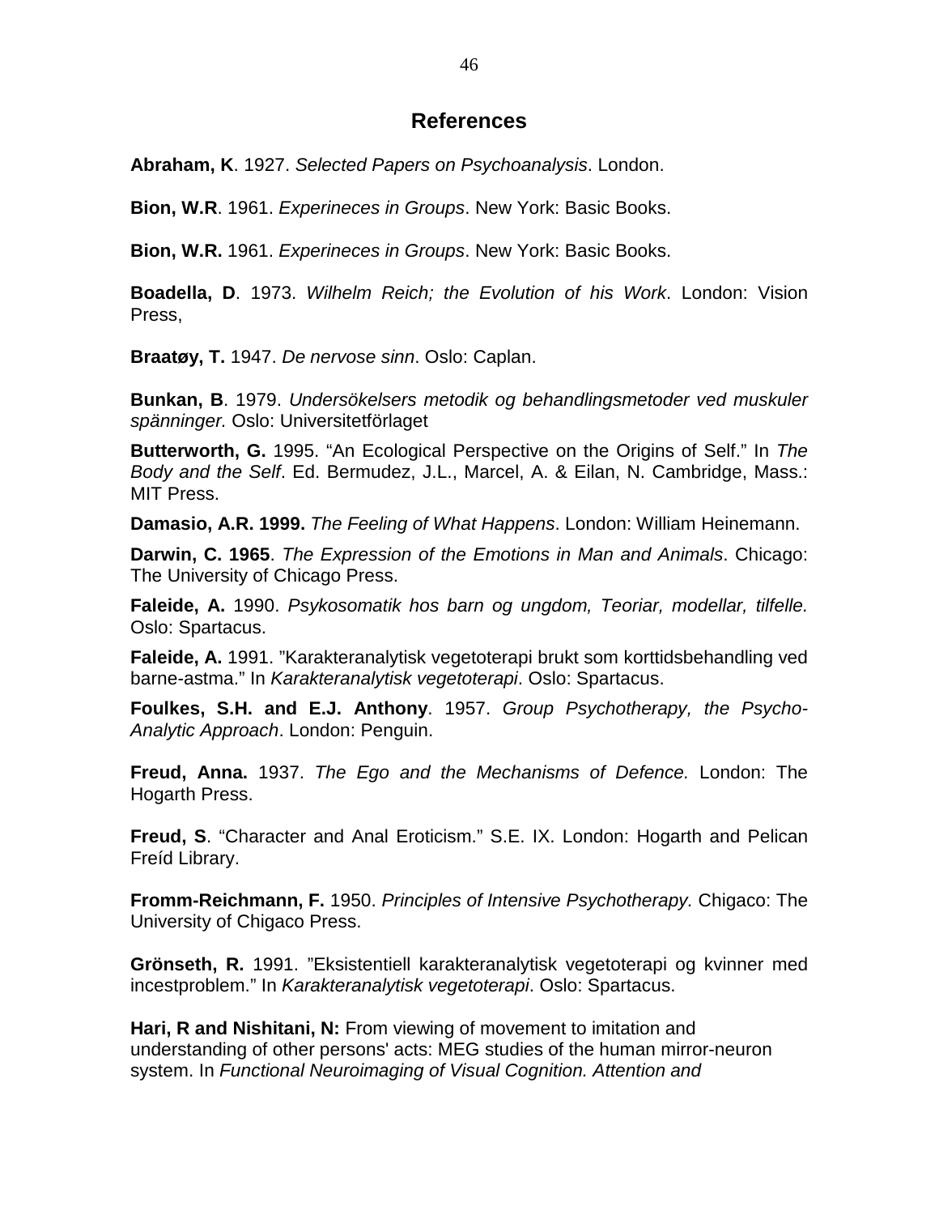## References

**Abraham, K**. 1927. *Selected Papers on Psychoanalysis*. London.

**Bion, W.R**. 1961. *Experineces in Groups*. New York: Basic Books.

**Bion, W.R.** 1961. *Experineces in Groups*. New York: Basic Books.

**Boadella, D**. 1973. *Wilhelm Reich; the Evolution of his Work*. London: Vision Press,

**Braatøy, T.** 1947. *De nervose sinn*. Oslo: Caplan.

**Bunkan, B**. 1979. *Undersökelsers metodik og behandlingsmetoder ved muskuler spänninger.* Oslo: Universitetförlaget

**Butterworth, G.** 1995. "An Ecological Perspective on the Origins of Self." In *The Body and the Self*. Ed. Bermudez, J.L., Marcel, A. & Eilan, N. Cambridge, Mass.: MIT Press.

**Damasio, A.R. 1999.** *The Feeling of What Happens*. London: William Heinemann.

**Darwin, C. 1965**. *The Expression of the Emotions in Man and Animals*. Chicago: The University of Chicago Press.

**Faleide, A.** 1990. *Psykosomatik hos barn og ungdom, Teoriar, modellar, tilfelle.* Oslo: Spartacus.

**Faleide, A.** 1991. "Karakteranalytisk vegetoterapi brukt som korttidsbehandling ved barne-astma." In *Karakteranalytisk vegetoterapi*. Oslo: Spartacus.

**Foulkes, S.H. and E.J. Anthony**. 1957. *Group Psychotherapy, the Psycho-Analytic Approach*. London: Penguin.

**Freud, Anna.** 1937. *The Ego and the Mechanisms of Defence.* London: The Hogarth Press.

**Freud, S**. "Character and Anal Eroticism." S.E. IX. London: Hogarth and Pelican Freíd Library.

**Fromm-Reichmann, F.** 1950. *Principles of Intensive Psychotherapy.* Chigaco: The University of Chigaco Press.

**Grönseth, R.** 1991. "Eksistentiell karakteranalytisk vegetoterapi og kvinner med incestproblem." In *Karakteranalytisk vegetoterapi*. Oslo: Spartacus.

**Hari, R and Nishitani, N:** From viewing of movement to imitation and understanding of other persons' acts: MEG studies of the human mirror-neuron system. In *Functional Neuroimaging of Visual Cognition. Attention and*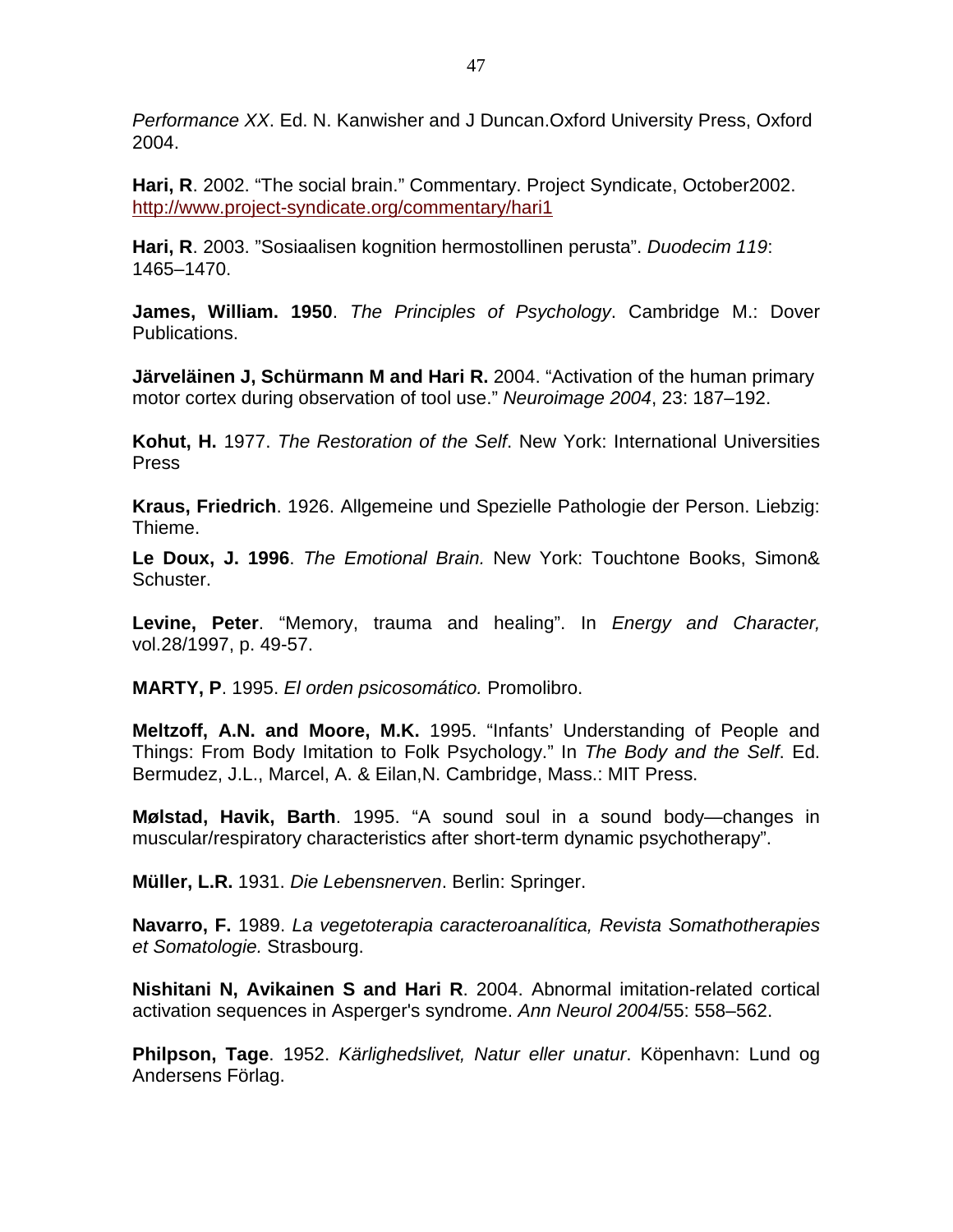*Performance XX*. Ed. N. Kanwisher and J Duncan.Oxford University Press, Oxford 2004.

**Hari, R**. 2002. “The social brain.” Commentary. Project Syndicate, October2002. http://www.project-syndicate.org/commentary/hari1

**Hari, R**. 2003. ”Sosiaalisen kognition hermostollinen perusta”. *Duodecim 119*: 1465–1470.

**James, William. 1950**. *The Principles of Psychology*. Cambridge M.: Dover Publications.

**Järveläinen J, Schürmann M and Hari R.** 2004. “Activation of the human primary motor cortex during observation of tool use.” *Neuroimage 2004*, 23: 187–192.

**Kohut, H.** 1977. *The Restoration of the Self*. New York: International Universities Press

**Kraus, Friedrich**. 1926. Allgemeine und Spezielle Pathologie der Person. Liebzig: Thieme.

**Le Doux, J. 1996**. *The Emotional Brain.* New York: Touchtone Books, Simon& Schuster.

**Levine, Peter**. “Memory, trauma and healing”. In *Energy and Character,* vol.28/1997, p. 49-57.

**MARTY, P**. 1995. *El orden psicosomático.* Promolibro.

**Meltzoff, A.N. and Moore, M.K.** 1995. “Infants’ Understanding of People and Things: From Body Imitation to Folk Psychology.” In *The Body and the Self*. Ed. Bermudez, J.L., Marcel, A. & Eilan,N. Cambridge, Mass.: MIT Press.

**Mølstad, Havik, Barth**. 1995. “A sound soul in a sound body—changes in muscular/respiratory characteristics after short-term dynamic psychotherapy”.

**Müller, L.R.** 1931. *Die Lebensnerven*. Berlin: Springer.

**Navarro, F.** 1989. *La vegetoterapia caracteroanalítica, Revista Somathotherapies et Somatologie.* Strasbourg.

**Nishitani N, Avikainen S and Hari R**. 2004. Abnormal imitation-related cortical activation sequences in Asperger's syndrome. *Ann Neurol 2004*/55: 558–562.

**Philpson, Tage**. 1952. *Kärlighedslivet, Natur eller unatur*. Köpenhavn: Lund og Andersens Förlag.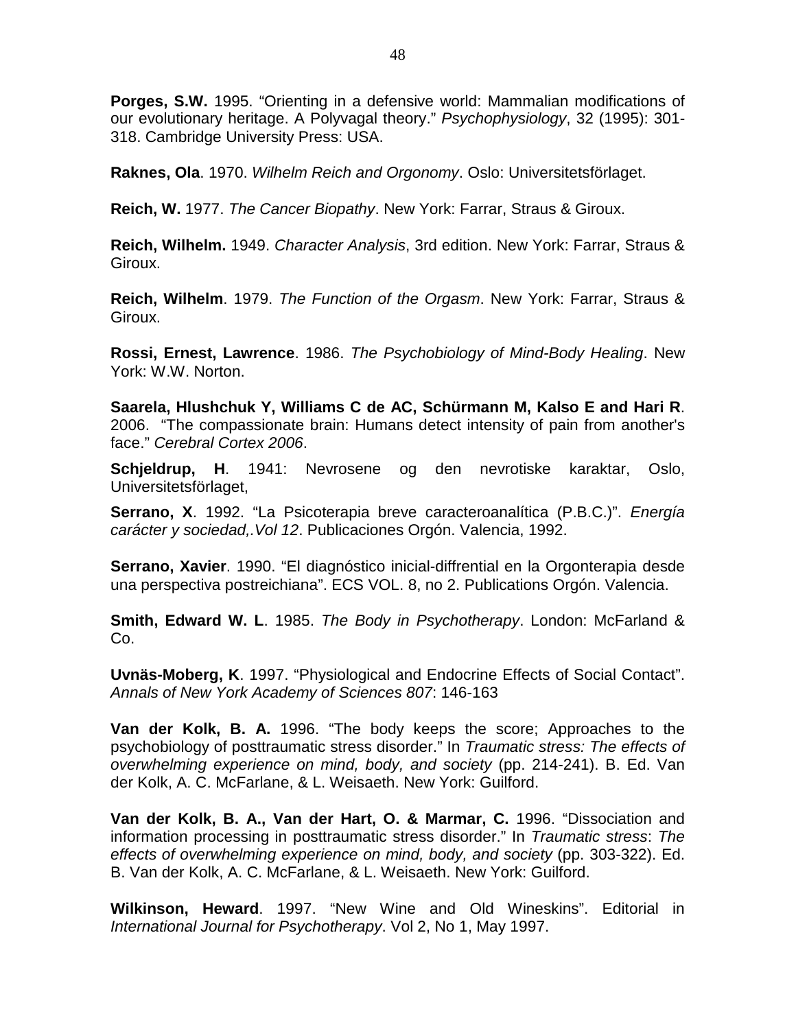**Porges, S.W.** 1995. “Orienting in a defensive world: Mammalian modifications of our evolutionary heritage. A Polyvagal theory.” *Psychophysiology*, 32 (1995): 301-318. Cambridge University Press: USA.

**Raknes, Ola**. 1970. *Wilhelm Reich and Orgonomy*. Oslo: Universitetsförlaget.

**Reich, W.** 1977. *The Cancer Biopathy*. New York: Farrar, Straus & Giroux.

**Reich, Wilhelm.** 1949. *Character Analysis*, 3rd edition. New York: Farrar, Straus & Giroux.

**Reich, Wilhelm**. 1979. *The Function of the Orgasm*. New York: Farrar, Straus & Giroux.

**Rossi, Ernest, Lawrence**. 1986. *The Psychobiology of Mind-Body Healing*. New York: W.W. Norton.

**Saarela, Hlushchuk Y, Williams C de AC, Schürmann M, Kalso E and Hari R**. 2006. “The compassionate brain: Humans detect intensity of pain from another's face.” *Cerebral Cortex 2006*.

**Schjeldrup, H**. 1941: Nevrosene og den nevrotiske karaktar, Oslo, Universitetsförlaget,

**Serrano, X**. 1992. “La Psicoterapia breve caracteroanalítica (P.B.C.)”. *Energía carácter y sociedad,.Vol 12*. Publicaciones Orgón. Valencia, 1992.

**Serrano, Xavier**. 1990. “El diagnóstico inicial-diffrential en la Orgonterapia desde una perspectiva postreichiana”. ECS VOL. 8, no 2. Publications Orgón. Valencia.

**Smith, Edward W. L**. 1985. *The Body in Psychotherapy*. London: McFarland & Co.

**Uvnäs-Moberg, K**. 1997. “Physiological and Endocrine Effects of Social Contact”. *Annals of New York Academy of Sciences 807*: 146-163

**Van der Kolk, B. A.** 1996. “The body keeps the score; Approaches to the psychobiology of posttraumatic stress disorder.” In *Traumatic stress: The effects of overwhelming experience on mind, body, and society* (pp. 214-241). B. Ed. Van der Kolk, A. C. McFarlane, & L. Weisaeth. New York: Guilford.

**Van der Kolk, B. A., Van der Hart, O. & Marmar, C.** 1996. “Dissociation and information processing in posttraumatic stress disorder.” In *Traumatic stress*: *The effects of overwhelming experience on mind, body, and society* (pp. 303-322). Ed. B. Van der Kolk, A. C. McFarlane, & L. Weisaeth. New York: Guilford.

**Wilkinson, Heward**. 1997. “New Wine and Old Wineskins”. Editorial in *International Journal for Psychotherapy*. Vol 2, No 1, May 1997.